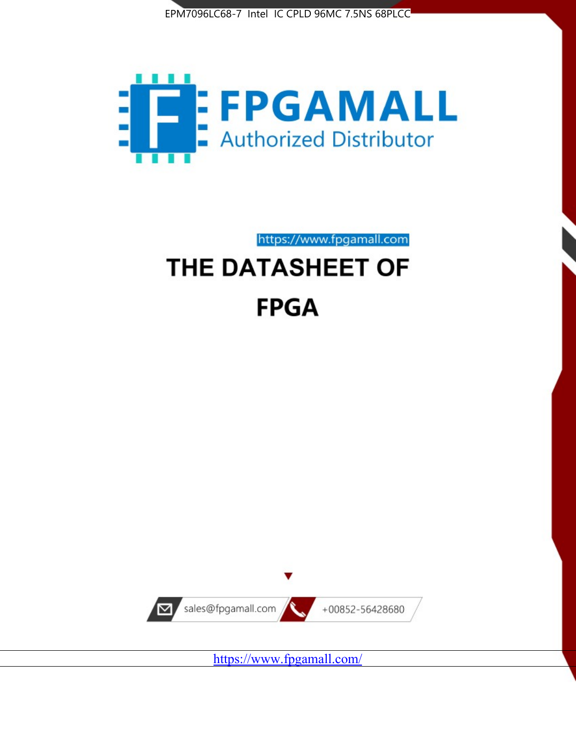EPM7096LC68-7 Intel IC CPLD 96MC 7.5NS 68PLCC

**FPGAMALL**
Authorized Distributor

https://www.fpgamall.com

# THE DATASHEET OF

# FPGA

sales@fpgamall.com

+00852-56428680

https://www.fpgamall.com/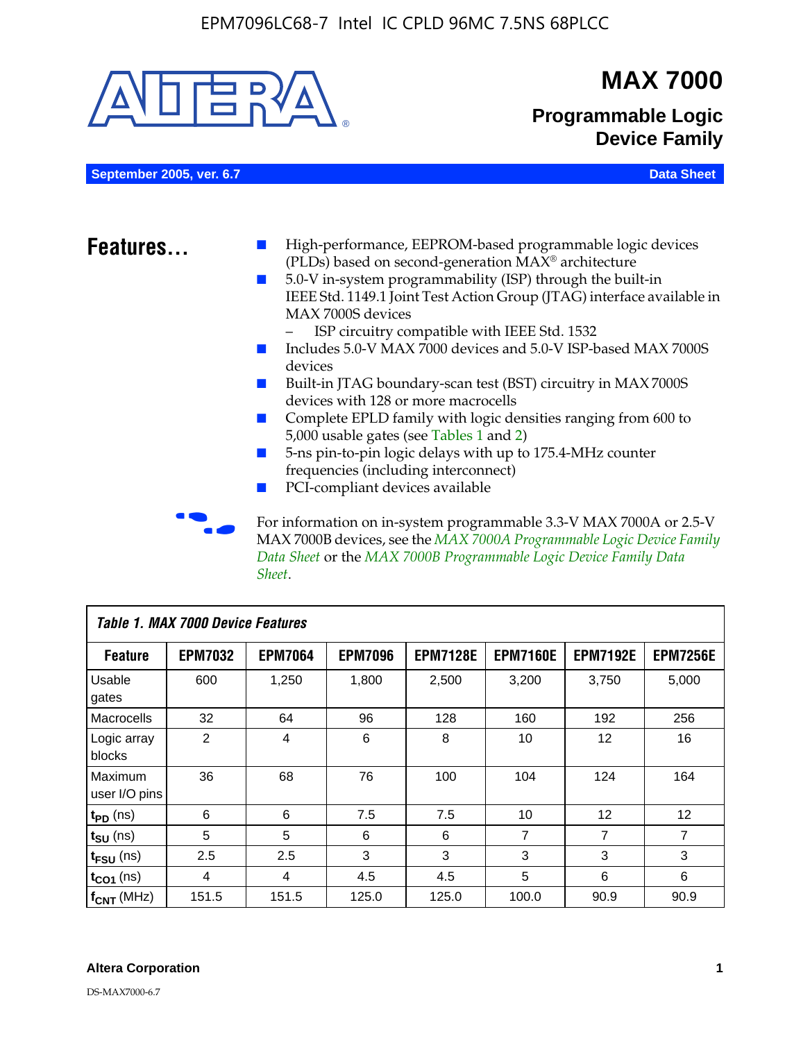# MAX 7000

## Programmable Logic Device Family

September 2005, ver. 6.7 — Data Sheet

## Features...

- High-performance, EEPROM-based programmable logic devices (PLDs) based on second-generation MAX® architecture
- 5.0-V in-system programmability (ISP) through the built-in IEEE Std. 1149.1 Joint Test Action Group (JTAG) interface available in MAX 7000S devices
  - ISP circuitry compatible with IEEE Std. 1532
- Includes 5.0-V MAX 7000 devices and 5.0-V ISP-based MAX 7000S devices
- Built-in JTAG boundary-scan test (BST) circuitry in MAX 7000S devices with 128 or more macrocells
- Complete EPLD family with logic densities ranging from 600 to 5,000 usable gates (see Tables 1 and 2)
- 5-ns pin-to-pin logic delays with up to 175.4-MHz counter frequencies (including interconnect)
- PCI-compliant devices available

For information on in-system programmable 3.3-V MAX 7000A or 2.5-V MAX 7000B devices, see the *MAX 7000A Programmable Logic Device Family Data Sheet* or the *MAX 7000B Programmable Logic Device Family Data Sheet*.

*Table 1. MAX 7000 Device Features*

| Feature | EPM7032 | EPM7064 | EPM7096 | EPM7128E | EPM7160E | EPM7192E | EPM7256E |
|---|---|---|---|---|---|---|---|
| Usable gates | 600 | 1,250 | 1,800 | 2,500 | 3,200 | 3,750 | 5,000 |
| Macrocells | 32 | 64 | 96 | 128 | 160 | 192 | 256 |
| Logic array blocks | 2 | 4 | 6 | 8 | 10 | 12 | 16 |
| Maximum user I/O pins | 36 | 68 | 76 | 100 | 104 | 124 | 164 |
| $t_{PD}$ (ns) | 6 | 6 | 7.5 | 7.5 | 10 | 12 | 12 |
| $t_{SU}$ (ns) | 5 | 5 | 6 | 6 | 7 | 7 | 7 |
| $t_{FSU}$ (ns) | 2.5 | 2.5 | 3 | 3 | 3 | 3 | 3 |
| $t_{CO1}$ (ns) | 4 | 4 | 4.5 | 4.5 | 5 | 6 | 6 |
| $f_{CNT}$ (MHz) | 151.5 | 151.5 | 125.0 | 125.0 | 100.0 | 90.9 | 90.9 |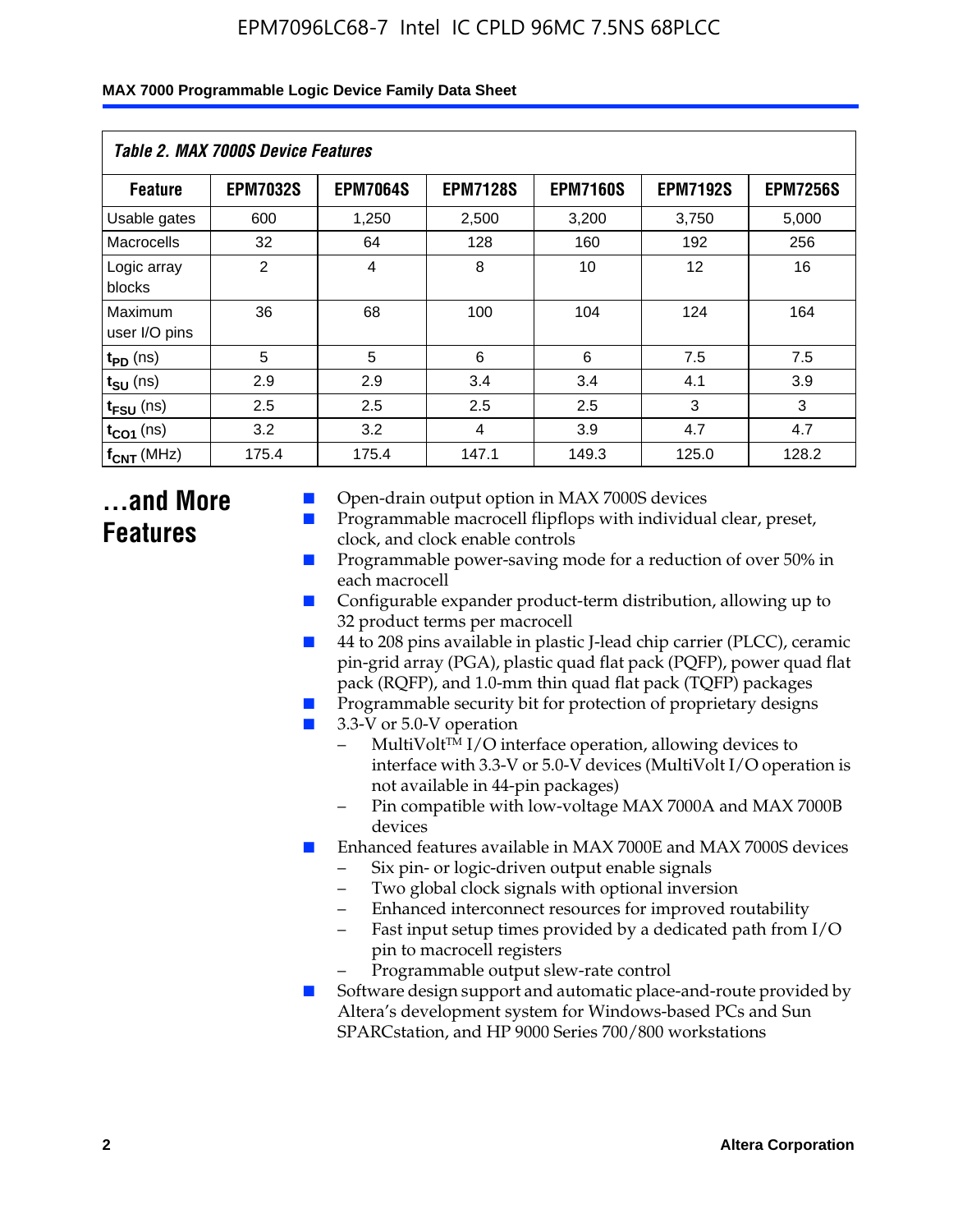*Table 2. MAX 7000S Device Features*

| Feature | EPM7032S | EPM7064S | EPM7128S | EPM7160S | EPM7192S | EPM7256S |
|---|---|---|---|---|---|---|
| Usable gates | 600 | 1,250 | 2,500 | 3,200 | 3,750 | 5,000 |
| Macrocells | 32 | 64 | 128 | 160 | 192 | 256 |
| Logic array blocks | 2 | 4 | 8 | 10 | 12 | 16 |
| Maximum user I/O pins | 36 | 68 | 100 | 104 | 124 | 164 |
| $t_{PD}$ (ns) | 5 | 5 | 6 | 6 | 7.5 | 7.5 |
| $t_{SU}$ (ns) | 2.9 | 2.9 | 3.4 | 3.4 | 4.1 | 3.9 |
| $t_{FSU}$ (ns) | 2.5 | 2.5 | 2.5 | 2.5 | 3 | 3 |
| $t_{CO1}$ (ns) | 3.2 | 3.2 | 4 | 3.9 | 4.7 | 4.7 |
| $f_{CNT}$ (MHz) | 175.4 | 175.4 | 147.1 | 149.3 | 125.0 | 128.2 |

## ...and More Features

- Open-drain output option in MAX 7000S devices
- Programmable macrocell flipflops with individual clear, preset, clock, and clock enable controls
- Programmable power-saving mode for a reduction of over 50% in each macrocell
- Configurable expander product-term distribution, allowing up to 32 product terms per macrocell
- 44 to 208 pins available in plastic J-lead chip carrier (PLCC), ceramic pin-grid array (PGA), plastic quad flat pack (PQFP), power quad flat pack (RQFP), and 1.0-mm thin quad flat pack (TQFP) packages
- Programmable security bit for protection of proprietary designs
- 3.3-V or 5.0-V operation
  - MultiVolt™ I/O interface operation, allowing devices to interface with 3.3-V or 5.0-V devices (MultiVolt I/O operation is not available in 44-pin packages)
  - Pin compatible with low-voltage MAX 7000A and MAX 7000B devices
- Enhanced features available in MAX 7000E and MAX 7000S devices
  - Six pin- or logic-driven output enable signals
  - Two global clock signals with optional inversion
  - Enhanced interconnect resources for improved routability
  - Fast input setup times provided by a dedicated path from I/O pin to macrocell registers
  - Programmable output slew-rate control
- Software design support and automatic place-and-route provided by Altera's development system for Windows-based PCs and Sun SPARCstation, and HP 9000 Series 700/800 workstations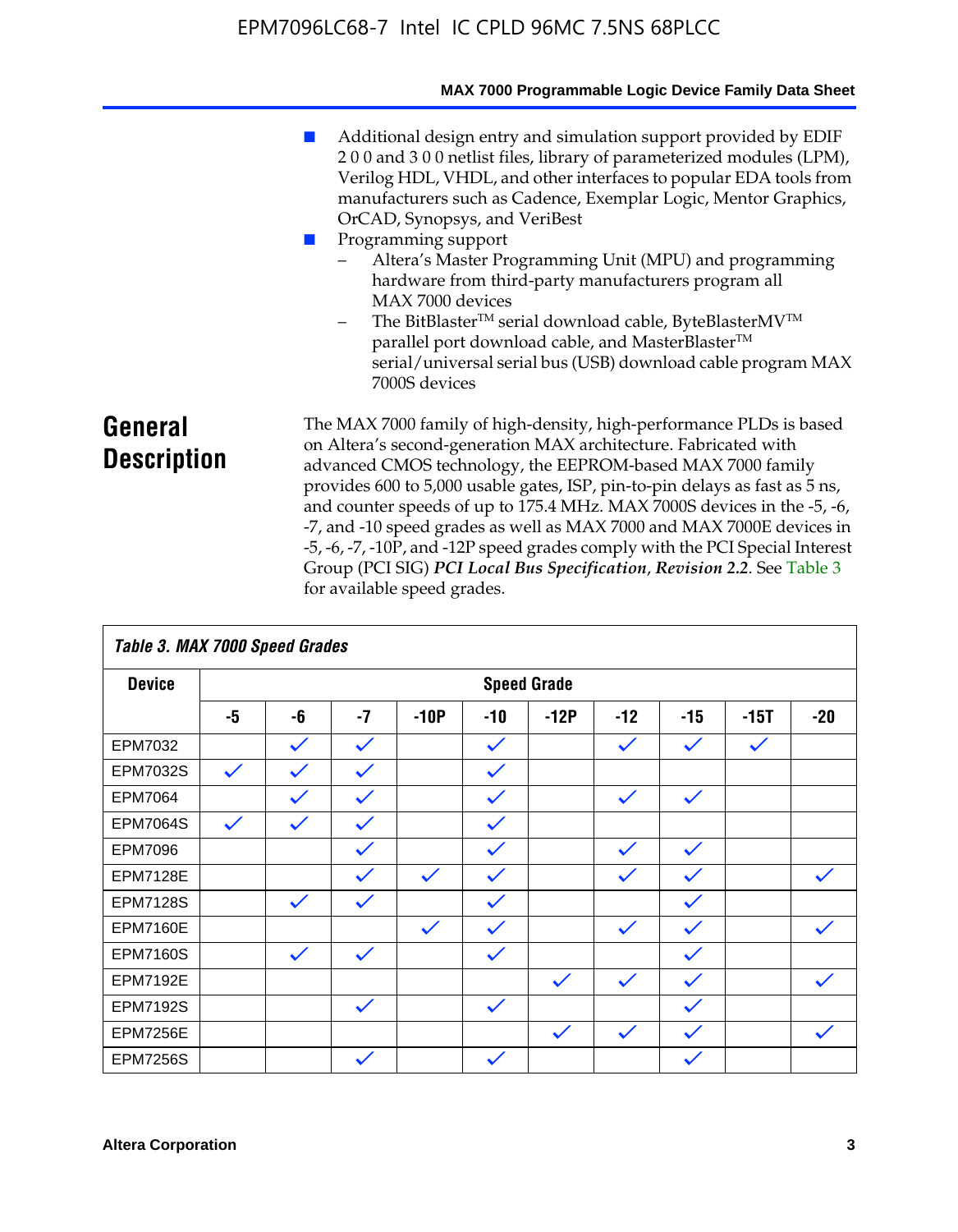- Additional design entry and simulation support provided by EDIF 2 0 0 and 3 0 0 netlist files, library of parameterized modules (LPM), Verilog HDL, VHDL, and other interfaces to popular EDA tools from manufacturers such as Cadence, Exemplar Logic, Mentor Graphics, OrCAD, Synopsys, and VeriBest
- Programming support
  - Altera's Master Programming Unit (MPU) and programming hardware from third-party manufacturers program all MAX 7000 devices
  - The BitBlaster™ serial download cable, ByteBlasterMV™ parallel port download cable, and MasterBlaster™ serial/universal serial bus (USB) download cable program MAX 7000S devices

## General Description

The MAX 7000 family of high-density, high-performance PLDs is based on Altera's second-generation MAX architecture. Fabricated with advanced CMOS technology, the EEPROM-based MAX 7000 family provides 600 to 5,000 usable gates, ISP, pin-to-pin delays as fast as 5 ns, and counter speeds of up to 175.4 MHz. MAX 7000S devices in the -5, -6, -7, and -10 speed grades as well as MAX 7000 and MAX 7000E devices in -5, -6, -7, -10P, and -12P speed grades comply with the PCI Special Interest Group (PCI SIG) ***PCI Local Bus Specification*, *Revision 2.2***. See Table 3 for available speed grades.

*Table 3. MAX 7000 Speed Grades*

| Device | Speed Grade | | | | | | | | | |
|---|---|---|---|---|---|---|---|---|---|---|
| | -5 | -6 | -7 | -10P | -10 | -12P | -12 | -15 | -15T | -20 |
| EPM7032 | | ✓ | ✓ | | ✓ | | ✓ | ✓ | ✓ | |
| EPM7032S | ✓ | ✓ | ✓ | | ✓ | | | | | |
| EPM7064 | | ✓ | ✓ | | ✓ | | ✓ | ✓ | | |
| EPM7064S | ✓ | ✓ | ✓ | | ✓ | | | | | |
| EPM7096 | | | ✓ | | ✓ | | ✓ | ✓ | | |
| EPM7128E | | | ✓ | ✓ | ✓ | | ✓ | ✓ | | ✓ |
| EPM7128S | | ✓ | ✓ | | ✓ | | | ✓ | | |
| EPM7160E | | | | ✓ | ✓ | | ✓ | ✓ | | ✓ |
| EPM7160S | | ✓ | ✓ | | ✓ | | | ✓ | | |
| EPM7192E | | | | | | ✓ | ✓ | ✓ | | ✓ |
| EPM7192S | | | ✓ | | ✓ | | | ✓ | | |
| EPM7256E | | | | | | ✓ | ✓ | ✓ | | ✓ |
| EPM7256S | | | ✓ | | ✓ | | | ✓ | | |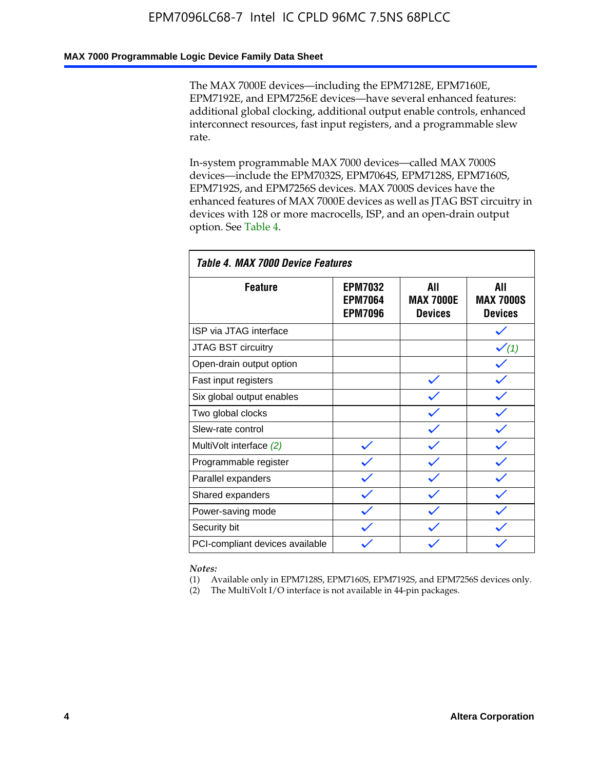The MAX 7000E devices—including the EPM7128E, EPM7160E, EPM7192E, and EPM7256E devices—have several enhanced features: additional global clocking, additional output enable controls, enhanced interconnect resources, fast input registers, and a programmable slew rate.

In-system programmable MAX 7000 devices—called MAX 7000S devices—include the EPM7032S, EPM7064S, EPM7128S, EPM7160S, EPM7192S, and EPM7256S devices. MAX 7000S devices have the enhanced features of MAX 7000E devices as well as JTAG BST circuitry in devices with 128 or more macrocells, ISP, and an open-drain output option. See Table 4.

**Table 4. MAX 7000 Device Features**

| Feature | EPM7032 EPM7064 EPM7096 | All MAX 7000E Devices | All MAX 7000S Devices |
|---|---|---|---|
| ISP via JTAG interface | | | ✓ |
| JTAG BST circuitry | | | ✓ *(1)* |
| Open-drain output option | | | ✓ |
| Fast input registers | | ✓ | ✓ |
| Six global output enables | | ✓ | ✓ |
| Two global clocks | | ✓ | ✓ |
| Slew-rate control | | ✓ | ✓ |
| MultiVolt interface *(2)* | ✓ | ✓ | ✓ |
| Programmable register | ✓ | ✓ | ✓ |
| Parallel expanders | ✓ | ✓ | ✓ |
| Shared expanders | ✓ | ✓ | ✓ |
| Power-saving mode | ✓ | ✓ | ✓ |
| Security bit | ✓ | ✓ | ✓ |
| PCI-compliant devices available | ✓ | ✓ | ✓ |

*Notes:*

(1) Available only in EPM7128S, EPM7160S, EPM7192S, and EPM7256S devices only.

(2) The MultiVolt I/O interface is not available in 44-pin packages.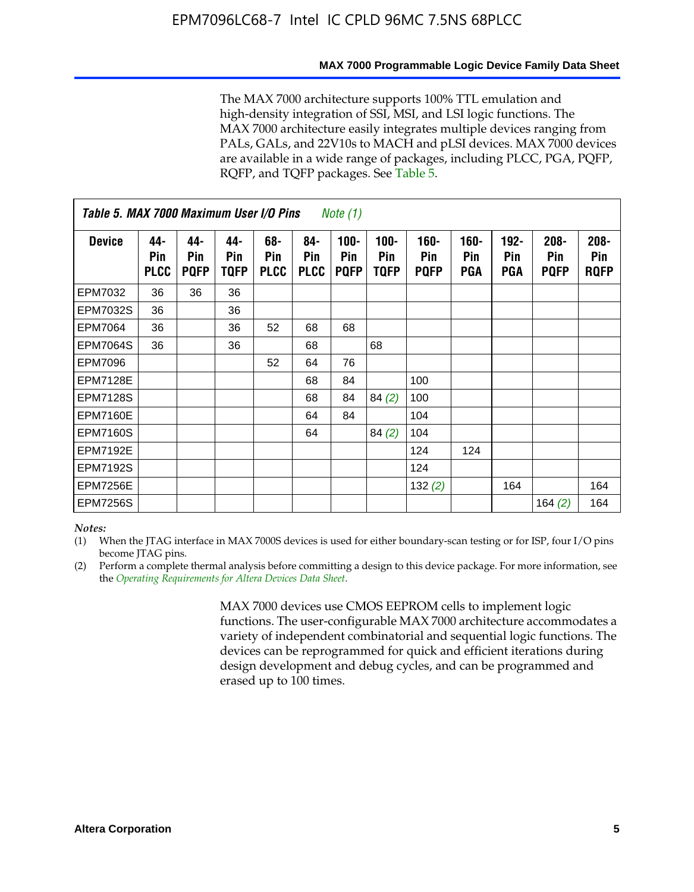The MAX 7000 architecture supports 100% TTL emulation and high-density integration of SSI, MSI, and LSI logic functions. The MAX 7000 architecture easily integrates multiple devices ranging from PALs, GALs, and 22V10s to MACH and pLSI devices. MAX 7000 devices are available in a wide range of packages, including PLCC, PGA, PQFP, RQFP, and TQFP packages. See Table 5.

**Table 5. MAX 7000 Maximum User I/O Pins** *Note (1)*

| Device | 44-Pin PLCC | 44-Pin PQFP | 44-Pin TQFP | 68-Pin PLCC | 84-Pin PLCC | 100-Pin PQFP | 100-Pin TQFP | 160-Pin PQFP | 160-Pin PGA | 192-Pin PGA | 208-Pin PQFP | 208-Pin RQFP |
|---|---|---|---|---|---|---|---|---|---|---|---|---|
| EPM7032 | 36 | 36 | 36 | | | | | | | | | |
| EPM7032S | 36 | | 36 | | | | | | | | | |
| EPM7064 | 36 | | 36 | 52 | 68 | 68 | | | | | | |
| EPM7064S | 36 | | 36 | | 68 | | 68 | | | | | |
| EPM7096 | | | | 52 | 64 | 76 | | | | | | |
| EPM7128E | | | | | 68 | 84 | | 100 | | | | |
| EPM7128S | | | | | 68 | 84 | 84 *(2)* | 100 | | | | |
| EPM7160E | | | | | 64 | 84 | | 104 | | | | |
| EPM7160S | | | | | 64 | | 84 *(2)* | 104 | | | | |
| EPM7192E | | | | | | | | 124 | 124 | | | |
| EPM7192S | | | | | | | | 124 | | | | |
| EPM7256E | | | | | | | | 132 *(2)* | | 164 | | 164 |
| EPM7256S | | | | | | | | | | | 164 *(2)* | 164 |

*Notes:*

(1) When the JTAG interface in MAX 7000S devices is used for either boundary-scan testing or for ISP, four I/O pins become JTAG pins.

(2) Perform a complete thermal analysis before committing a design to this device package. For more information, see the *Operating Requirements for Altera Devices Data Sheet*.

MAX 7000 devices use CMOS EEPROM cells to implement logic functions. The user-configurable MAX 7000 architecture accommodates a variety of independent combinatorial and sequential logic functions. The devices can be reprogrammed for quick and efficient iterations during design development and debug cycles, and can be programmed and erased up to 100 times.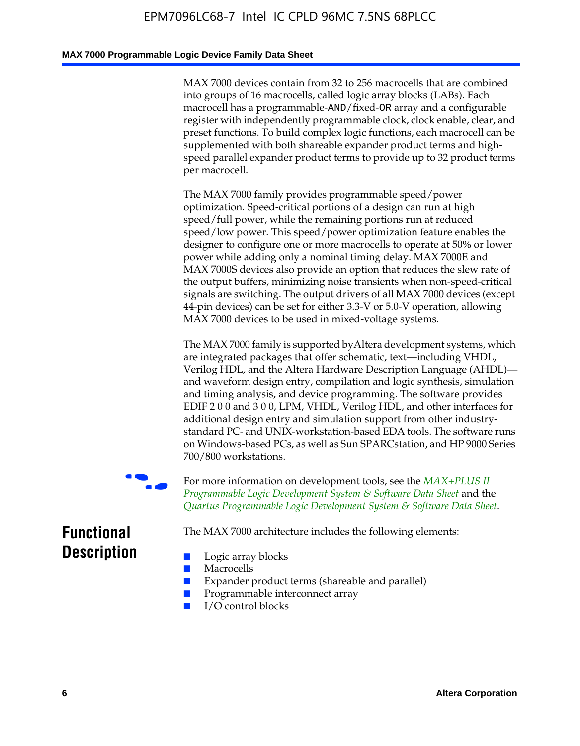MAX 7000 devices contain from 32 to 256 macrocells that are combined into groups of 16 macrocells, called logic array blocks (LABs). Each macrocell has a programmable-AND/fixed-OR array and a configurable register with independently programmable clock, clock enable, clear, and preset functions. To build complex logic functions, each macrocell can be supplemented with both shareable expander product terms and high-speed parallel expander product terms to provide up to 32 product terms per macrocell.

The MAX 7000 family provides programmable speed/power optimization. Speed-critical portions of a design can run at high speed/full power, while the remaining portions run at reduced speed/low power. This speed/power optimization feature enables the designer to configure one or more macrocells to operate at 50% or lower power while adding only a nominal timing delay. MAX 7000E and MAX 7000S devices also provide an option that reduces the slew rate of the output buffers, minimizing noise transients when non-speed-critical signals are switching. The output drivers of all MAX 7000 devices (except 44-pin devices) can be set for either 3.3-V or 5.0-V operation, allowing MAX 7000 devices to be used in mixed-voltage systems.

The MAX 7000 family is supported by Altera development systems, which are integrated packages that offer schematic, text—including VHDL, Verilog HDL, and the Altera Hardware Description Language (AHDL)—and waveform design entry, compilation and logic synthesis, simulation and timing analysis, and device programming. The software provides EDIF 2 0 0 and 3 0 0, LPM, VHDL, Verilog HDL, and other interfaces for additional design entry and simulation support from other industry-standard PC- and UNIX-workstation-based EDA tools. The software runs on Windows-based PCs, as well as Sun SPARCstation, and HP 9000 Series 700/800 workstations.

For more information on development tools, see the *MAX+PLUS II Programmable Logic Development System & Software Data Sheet* and the *Quartus Programmable Logic Development System & Software Data Sheet*.

## Functional Description

The MAX 7000 architecture includes the following elements:

- Logic array blocks
- Macrocells
- Expander product terms (shareable and parallel)
- Programmable interconnect array
- I/O control blocks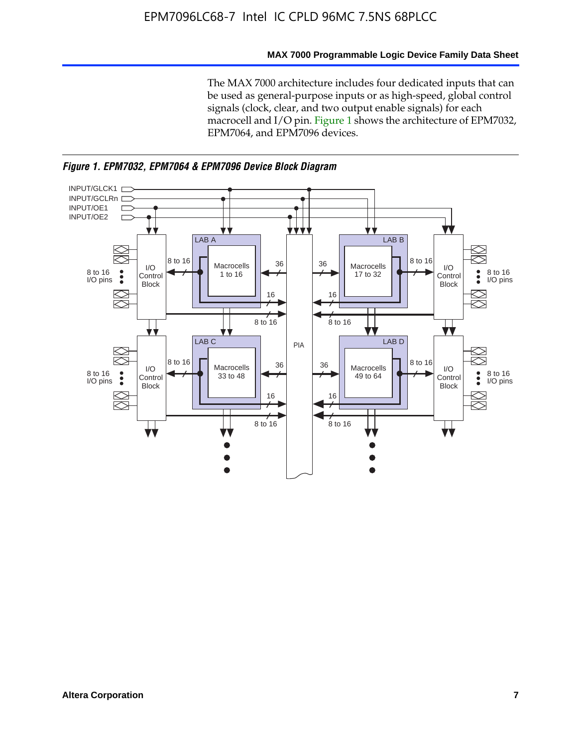The MAX 7000 architecture includes four dedicated inputs that can be used as general-purpose inputs or as high-speed, global control signals (clock, clear, and two output enable signals) for each macrocell and I/O pin. Figure 1 shows the architecture of EPM7032, EPM7064, and EPM7096 devices.

*Figure 1. EPM7032, EPM7064 & EPM7096 Device Block Diagram*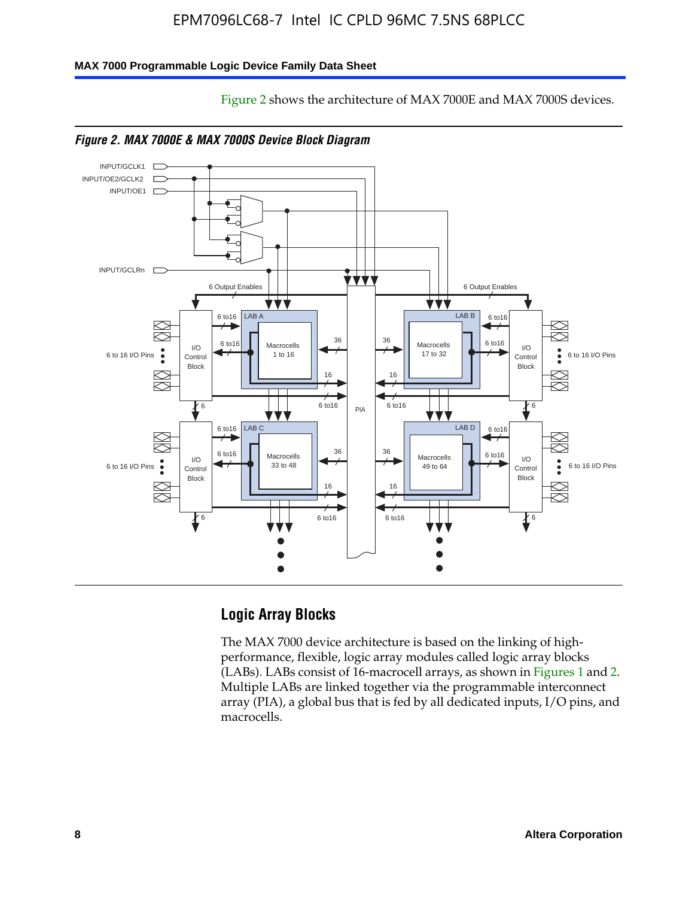Figure 2 shows the architecture of MAX 7000E and MAX 7000S devices.

*Figure 2. MAX 7000E & MAX 7000S Device Block Diagram*

## Logic Array Blocks

The MAX 7000 device architecture is based on the linking of high-performance, flexible, logic array modules called logic array blocks (LABs). LABs consist of 16-macrocell arrays, as shown in Figures 1 and 2. Multiple LABs are linked together via the programmable interconnect array (PIA), a global bus that is fed by all dedicated inputs, I/O pins, and macrocells.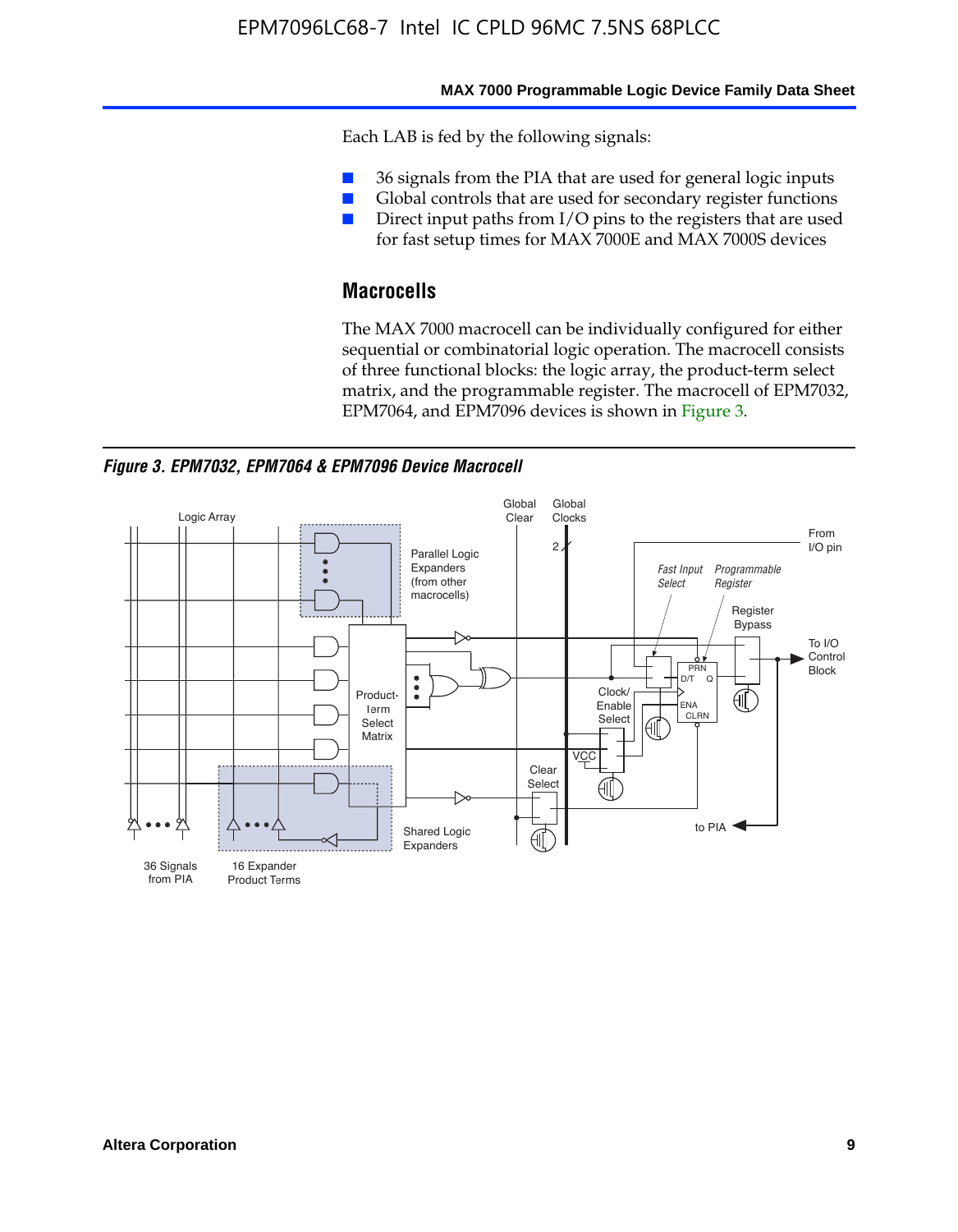Each LAB is fed by the following signals:

- 36 signals from the PIA that are used for general logic inputs
- Global controls that are used for secondary register functions
- Direct input paths from I/O pins to the registers that are used for fast setup times for MAX 7000E and MAX 7000S devices

## Macrocells

The MAX 7000 macrocell can be individually configured for either sequential or combinatorial logic operation. The macrocell consists of three functional blocks: the logic array, the product-term select matrix, and the programmable register. The macrocell of EPM7032, EPM7064, and EPM7096 devices is shown in Figure 3.

***Figure 3. EPM7032, EPM7064 & EPM7096 Device Macrocell***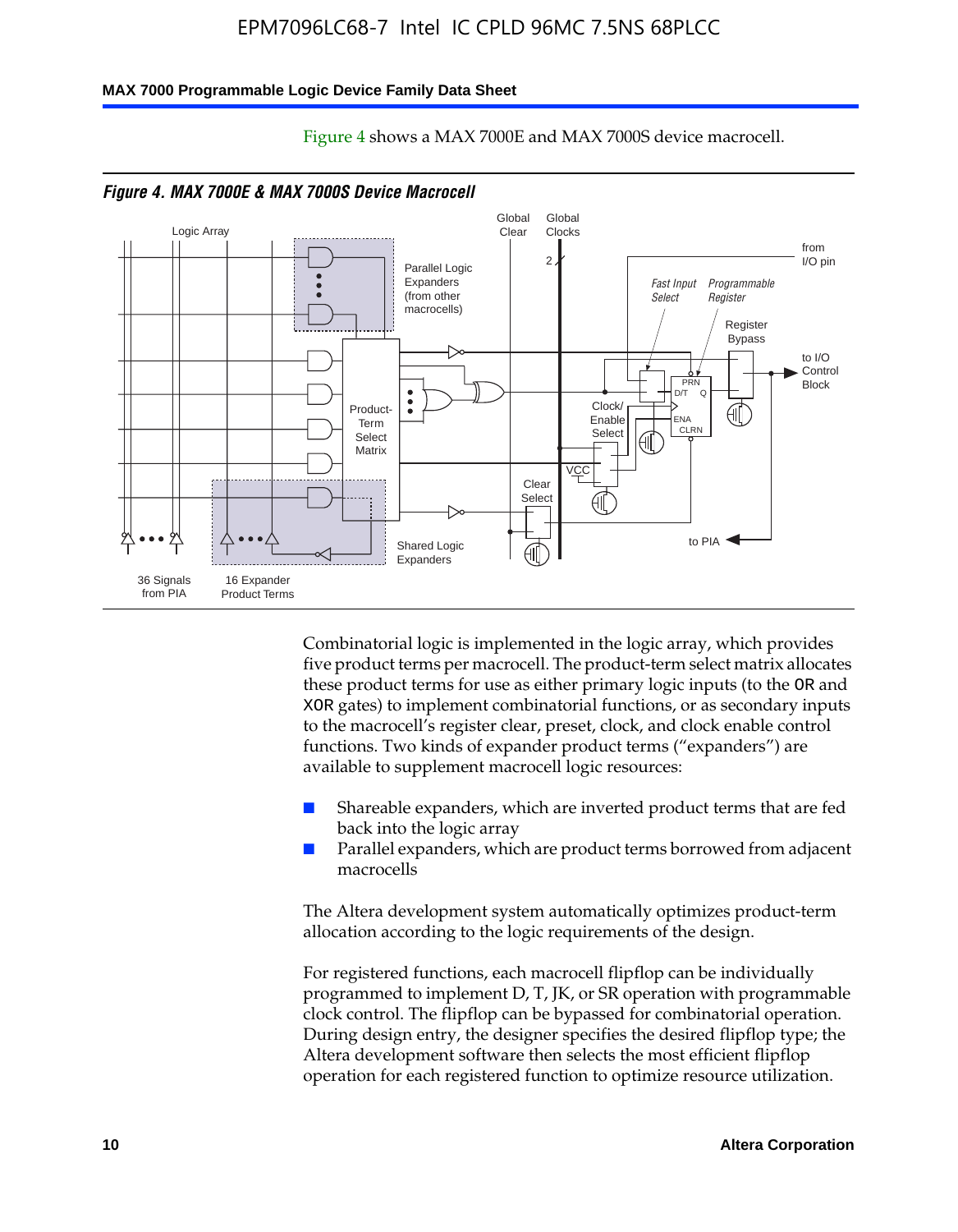Figure 4 shows a MAX 7000E and MAX 7000S device macrocell.

*Figure 4. MAX 7000E & MAX 7000S Device Macrocell*

Combinatorial logic is implemented in the logic array, which provides five product terms per macrocell. The product-term select matrix allocates these product terms for use as either primary logic inputs (to the OR and XOR gates) to implement combinatorial functions, or as secondary inputs to the macrocell's register clear, preset, clock, and clock enable control functions. Two kinds of expander product terms ("expanders") are available to supplement macrocell logic resources:

- Shareable expanders, which are inverted product terms that are fed back into the logic array
- Parallel expanders, which are product terms borrowed from adjacent macrocells

The Altera development system automatically optimizes product-term allocation according to the logic requirements of the design.

For registered functions, each macrocell flipflop can be individually programmed to implement D, T, JK, or SR operation with programmable clock control. The flipflop can be bypassed for combinatorial operation. During design entry, the designer specifies the desired flipflop type; the Altera development software then selects the most efficient flipflop operation for each registered function to optimize resource utilization.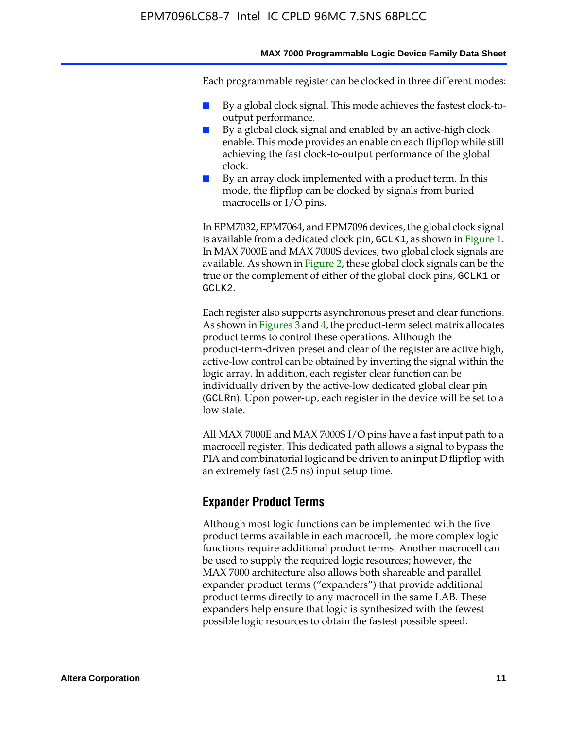Each programmable register can be clocked in three different modes:

- By a global clock signal. This mode achieves the fastest clock-to-output performance.
- By a global clock signal and enabled by an active-high clock enable. This mode provides an enable on each flipflop while still achieving the fast clock-to-output performance of the global clock.
- By an array clock implemented with a product term. In this mode, the flipflop can be clocked by signals from buried macrocells or I/O pins.

In EPM7032, EPM7064, and EPM7096 devices, the global clock signal is available from a dedicated clock pin, `GCLK1`, as shown in Figure 1. In MAX 7000E and MAX 7000S devices, two global clock signals are available. As shown in Figure 2, these global clock signals can be the true or the complement of either of the global clock pins, `GCLK1` or `GCLK2`.

Each register also supports asynchronous preset and clear functions. As shown in Figures 3 and 4, the product-term select matrix allocates product terms to control these operations. Although the product-term-driven preset and clear of the register are active high, active-low control can be obtained by inverting the signal within the logic array. In addition, each register clear function can be individually driven by the active-low dedicated global clear pin (`GCLRn`). Upon power-up, each register in the device will be set to a low state.

All MAX 7000E and MAX 7000S I/O pins have a fast input path to a macrocell register. This dedicated path allows a signal to bypass the PIA and combinatorial logic and be driven to an input D flipflop with an extremely fast (2.5 ns) input setup time.

## Expander Product Terms

Although most logic functions can be implemented with the five product terms available in each macrocell, the more complex logic functions require additional product terms. Another macrocell can be used to supply the required logic resources; however, the MAX 7000 architecture also allows both shareable and parallel expander product terms ("expanders") that provide additional product terms directly to any macrocell in the same LAB. These expanders help ensure that logic is synthesized with the fewest possible logic resources to obtain the fastest possible speed.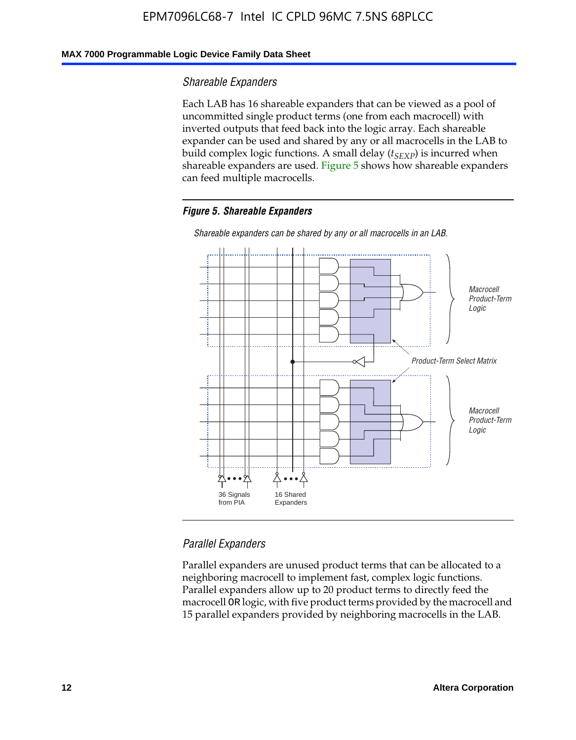### Shareable Expanders

Each LAB has 16 shareable expanders that can be viewed as a pool of uncommitted single product terms (one from each macrocell) with inverted outputs that feed back into the logic array. Each shareable expander can be used and shared by any or all macrocells in the LAB to build complex logic functions. A small delay ($t_{SEXP}$) is incurred when shareable expanders are used. Figure 5 shows how shareable expanders can feed multiple macrocells.

**Figure 5. Shareable Expanders**

*Shareable expanders can be shared by any or all macrocells in an LAB.*

Macrocell Product-Term Logic

Product-Term Select Matrix

Macrocell Product-Term Logic

36 Signals from PIA

16 Shared Expanders

### Parallel Expanders

Parallel expanders are unused product terms that can be allocated to a neighboring macrocell to implement fast, complex logic functions. Parallel expanders allow up to 20 product terms to directly feed the macrocell OR logic, with five product terms provided by the macrocell and 15 parallel expanders provided by neighboring macrocells in the LAB.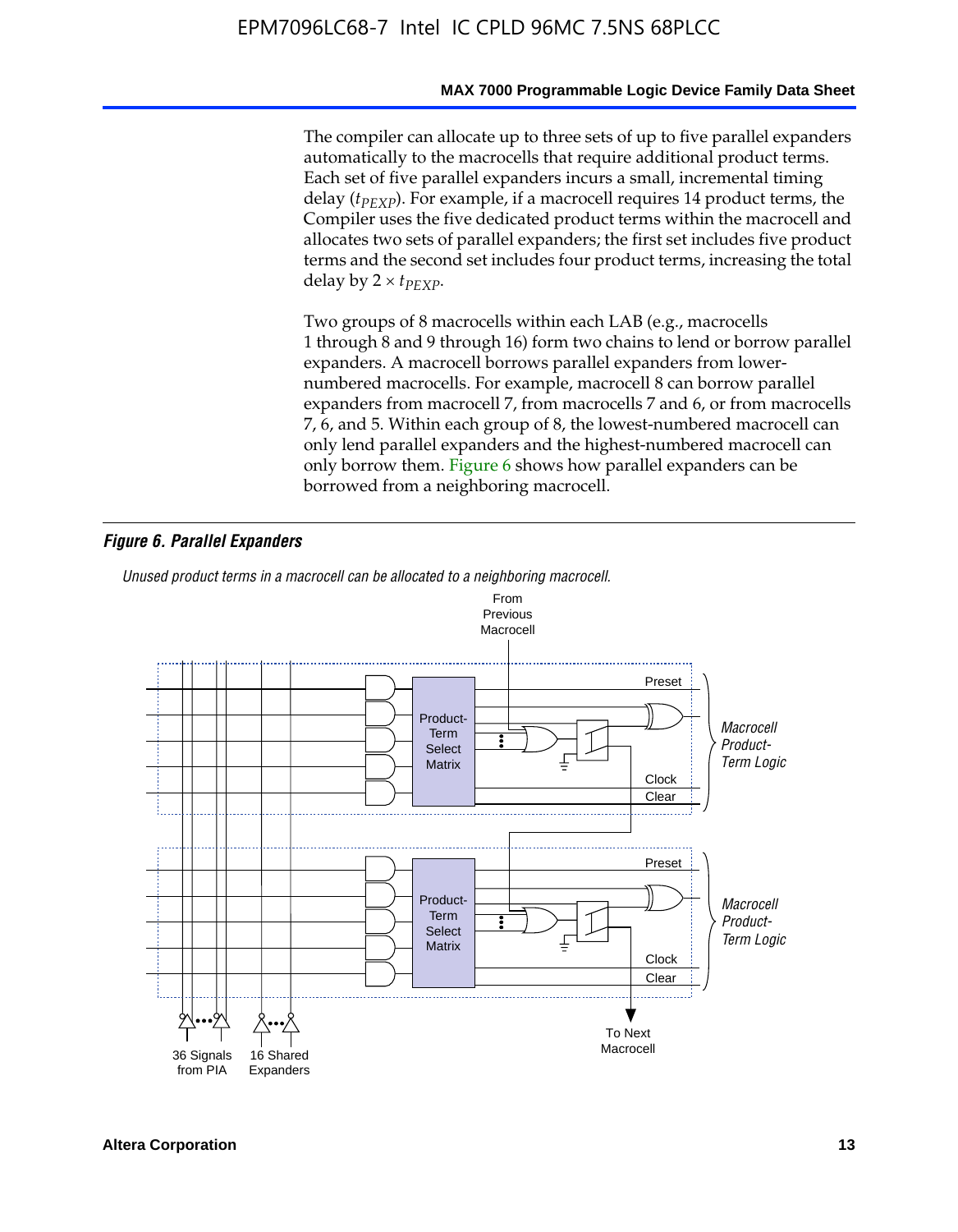The compiler can allocate up to three sets of up to five parallel expanders automatically to the macrocells that require additional product terms. Each set of five parallel expanders incurs a small, incremental timing delay ($t_{PEXP}$). For example, if a macrocell requires 14 product terms, the Compiler uses the five dedicated product terms within the macrocell and allocates two sets of parallel expanders; the first set includes five product terms and the second set includes four product terms, increasing the total delay by $2 \times t_{PEXP}$.

Two groups of 8 macrocells within each LAB (e.g., macrocells 1 through 8 and 9 through 16) form two chains to lend or borrow parallel expanders. A macrocell borrows parallel expanders from lower-numbered macrocells. For example, macrocell 8 can borrow parallel expanders from macrocell 7, from macrocells 7 and 6, or from macrocells 7, 6, and 5. Within each group of 8, the lowest-numbered macrocell can only lend parallel expanders and the highest-numbered macrocell can only borrow them. Figure 6 shows how parallel expanders can be borrowed from a neighboring macrocell.

***Figure 6. Parallel Expanders***

*Unused product terms in a macrocell can be allocated to a neighboring macrocell.*

From Previous Macrocell

Preset

Product-Term Select Matrix

Clock

Clear

*Macrocell Product-Term Logic*

Preset

Product-Term Select Matrix

Clock

Clear

*Macrocell Product-Term Logic*

36 Signals from PIA

16 Shared Expanders

To Next Macrocell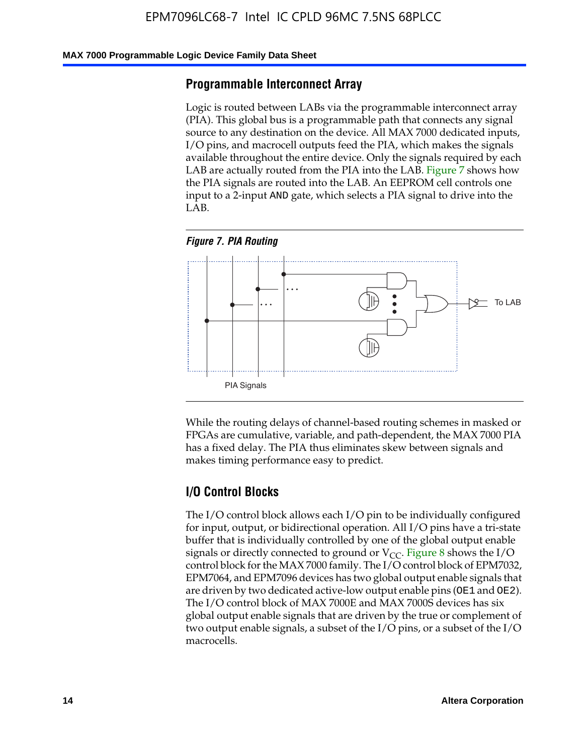## Programmable Interconnect Array

Logic is routed between LABs via the programmable interconnect array (PIA). This global bus is a programmable path that connects any signal source to any destination on the device. All MAX 7000 dedicated inputs, I/O pins, and macrocell outputs feed the PIA, which makes the signals available throughout the entire device. Only the signals required by each LAB are actually routed from the PIA into the LAB. Figure 7 shows how the PIA signals are routed into the LAB. An EEPROM cell controls one input to a 2-input AND gate, which selects a PIA signal to drive into the LAB.

*Figure 7. PIA Routing*

To LAB

PIA Signals

While the routing delays of channel-based routing schemes in masked or FPGAs are cumulative, variable, and path-dependent, the MAX 7000 PIA has a fixed delay. The PIA thus eliminates skew between signals and makes timing performance easy to predict.

## I/O Control Blocks

The I/O control block allows each I/O pin to be individually configured for input, output, or bidirectional operation. All I/O pins have a tri-state buffer that is individually controlled by one of the global output enable signals or directly connected to ground or $V_{CC}$. Figure 8 shows the I/O control block for the MAX 7000 family. The I/O control block of EPM7032, EPM7064, and EPM7096 devices has two global output enable signals that are driven by two dedicated active-low output enable pins (OE1 and OE2). The I/O control block of MAX 7000E and MAX 7000S devices has six global output enable signals that are driven by the true or complement of two output enable signals, a subset of the I/O pins, or a subset of the I/O macrocells.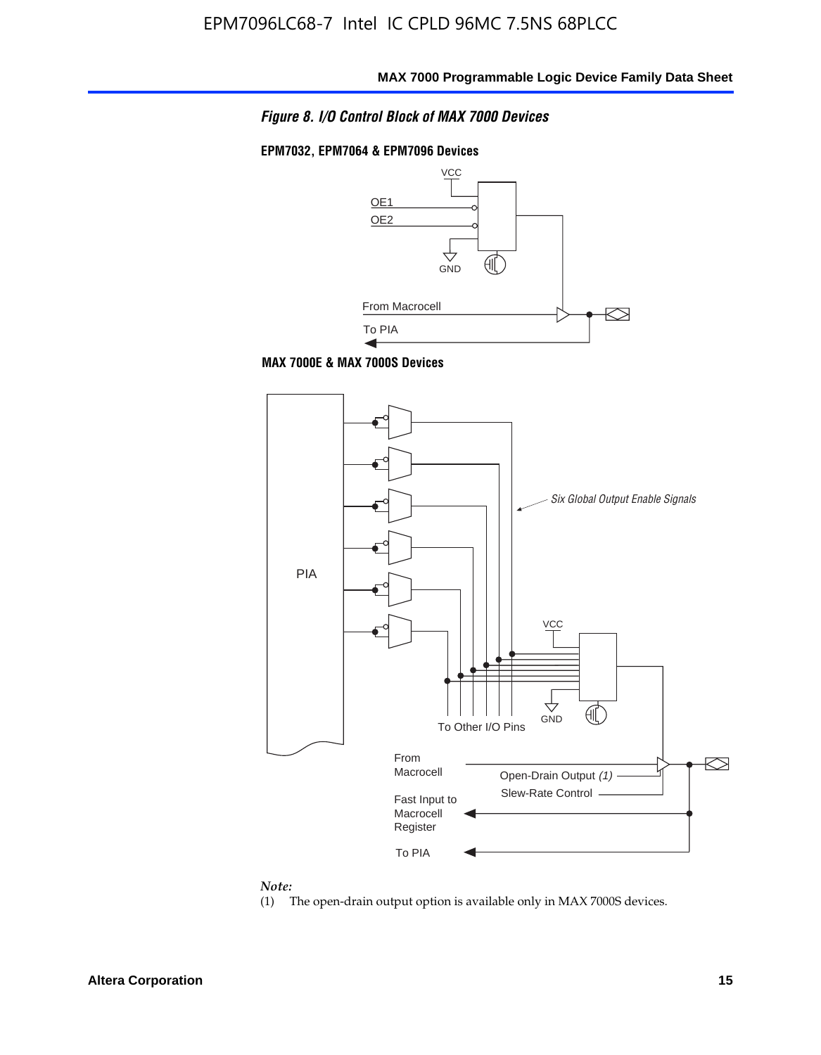*Figure 8. I/O Control Block of MAX 7000 Devices*

**EPM7032, EPM7064 & EPM7096 Devices**

VCC

OE1

OE2

GND

From Macrocell

To PIA

**MAX 7000E & MAX 7000S Devices**

PIA

*Six Global Output Enable Signals*

VCC

GND

To Other I/O Pins

From Macrocell

Open-Drain Output *(1)*

Slew-Rate Control

Fast Input to Macrocell Register

To PIA

*Note:*

(1) The open-drain output option is available only in MAX 7000S devices.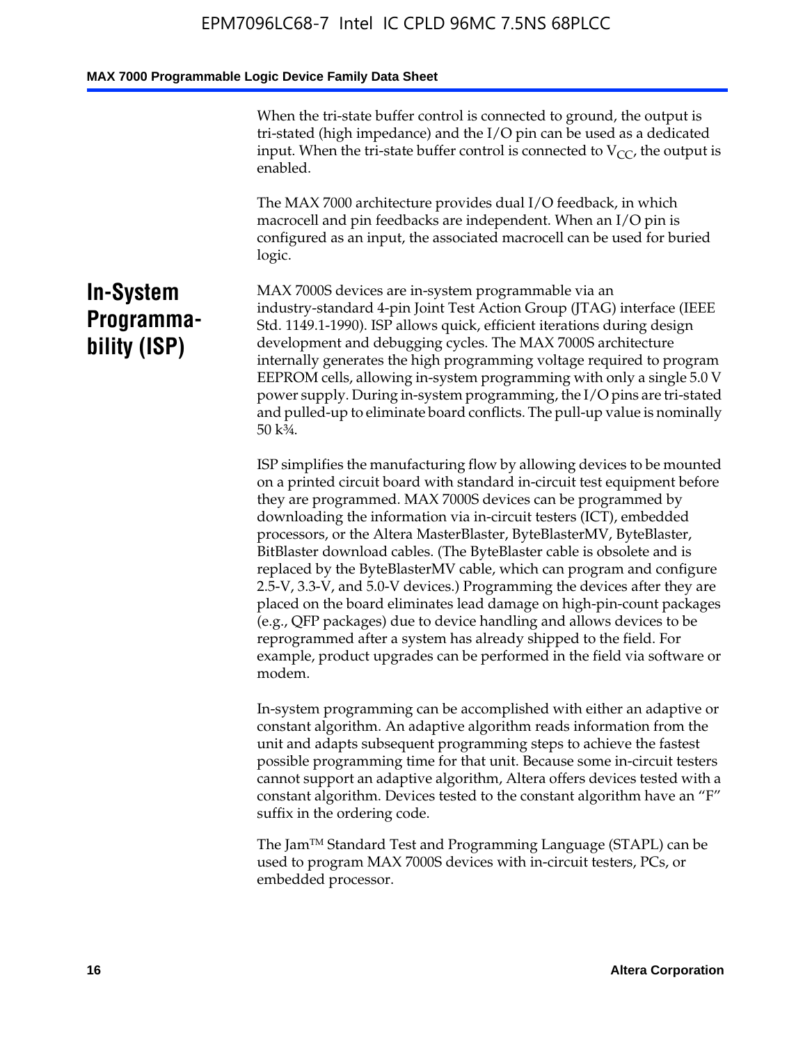When the tri-state buffer control is connected to ground, the output is tri-stated (high impedance) and the I/O pin can be used as a dedicated input. When the tri-state buffer control is connected to $V_{CC}$, the output is enabled.

The MAX 7000 architecture provides dual I/O feedback, in which macrocell and pin feedbacks are independent. When an I/O pin is configured as an input, the associated macrocell can be used for buried logic.

## In-System Programmability (ISP)

MAX 7000S devices are in-system programmable via an industry-standard 4-pin Joint Test Action Group (JTAG) interface (IEEE Std. 1149.1-1990). ISP allows quick, efficient iterations during design development and debugging cycles. The MAX 7000S architecture internally generates the high programming voltage required to program EEPROM cells, allowing in-system programming with only a single 5.0 V power supply. During in-system programming, the I/O pins are tri-stated and pulled-up to eliminate board conflicts. The pull-up value is nominally 50 k¾.

ISP simplifies the manufacturing flow by allowing devices to be mounted on a printed circuit board with standard in-circuit test equipment before they are programmed. MAX 7000S devices can be programmed by downloading the information via in-circuit testers (ICT), embedded processors, or the Altera MasterBlaster, ByteBlasterMV, ByteBlaster, BitBlaster download cables. (The ByteBlaster cable is obsolete and is replaced by the ByteBlasterMV cable, which can program and configure 2.5-V, 3.3-V, and 5.0-V devices.) Programming the devices after they are placed on the board eliminates lead damage on high-pin-count packages (e.g., QFP packages) due to device handling and allows devices to be reprogrammed after a system has already shipped to the field. For example, product upgrades can be performed in the field via software or modem.

In-system programming can be accomplished with either an adaptive or constant algorithm. An adaptive algorithm reads information from the unit and adapts subsequent programming steps to achieve the fastest possible programming time for that unit. Because some in-circuit testers cannot support an adaptive algorithm, Altera offers devices tested with a constant algorithm. Devices tested to the constant algorithm have an "F" suffix in the ordering code.

The Jam™ Standard Test and Programming Language (STAPL) can be used to program MAX 7000S devices with in-circuit testers, PCs, or embedded processor.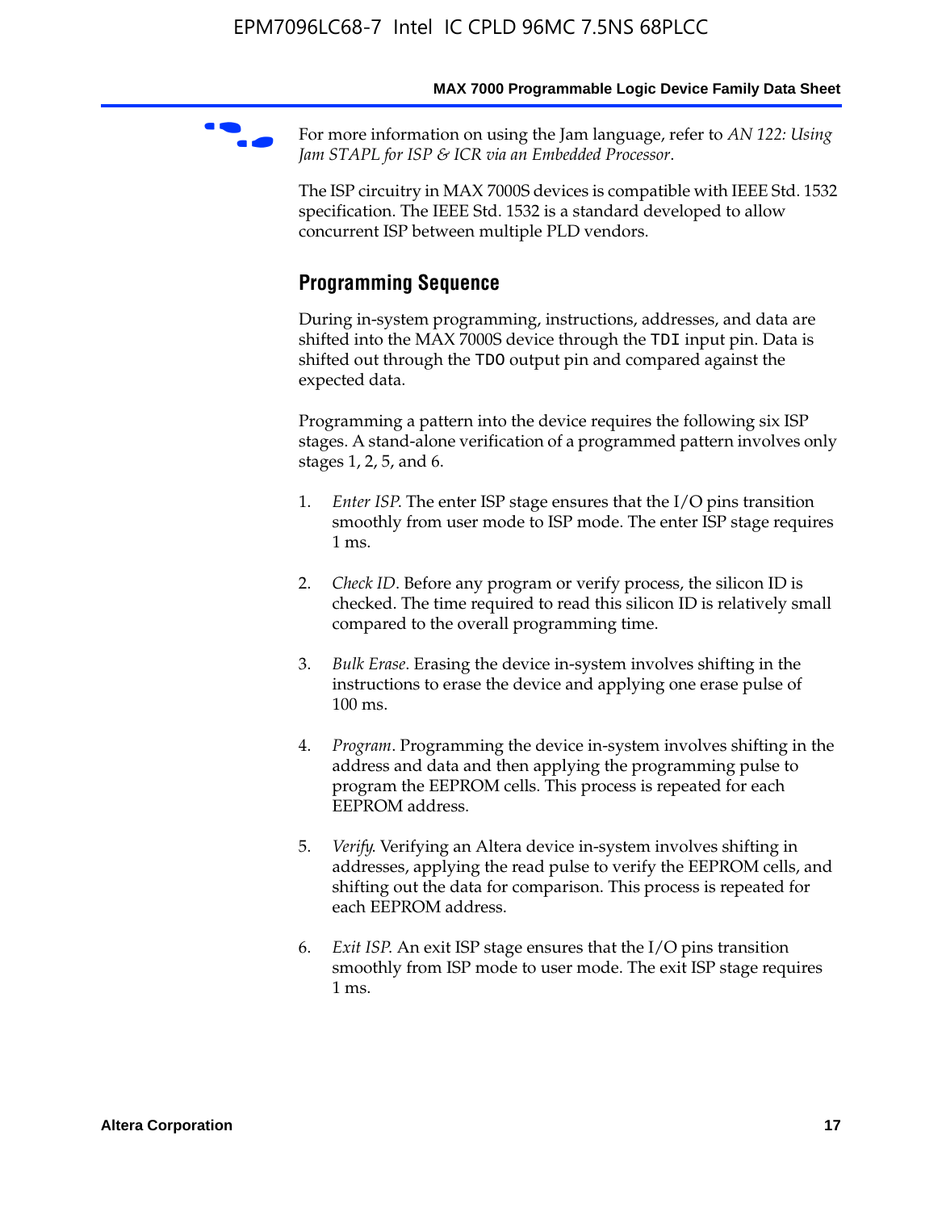For more information on using the Jam language, refer to *AN 122: Using Jam STAPL for ISP & ICR via an Embedded Processor*.

The ISP circuitry in MAX 7000S devices is compatible with IEEE Std. 1532 specification. The IEEE Std. 1532 is a standard developed to allow concurrent ISP between multiple PLD vendors.

## Programming Sequence

During in-system programming, instructions, addresses, and data are shifted into the MAX 7000S device through the `TDI` input pin. Data is shifted out through the `TDO` output pin and compared against the expected data.

Programming a pattern into the device requires the following six ISP stages. A stand-alone verification of a programmed pattern involves only stages 1, 2, 5, and 6.

1. *Enter ISP*. The enter ISP stage ensures that the I/O pins transition smoothly from user mode to ISP mode. The enter ISP stage requires 1 ms.

2. *Check ID*. Before any program or verify process, the silicon ID is checked. The time required to read this silicon ID is relatively small compared to the overall programming time.

3. *Bulk Erase*. Erasing the device in-system involves shifting in the instructions to erase the device and applying one erase pulse of 100 ms.

4. *Program*. Programming the device in-system involves shifting in the address and data and then applying the programming pulse to program the EEPROM cells. This process is repeated for each EEPROM address.

5. *Verify*. Verifying an Altera device in-system involves shifting in addresses, applying the read pulse to verify the EEPROM cells, and shifting out the data for comparison. This process is repeated for each EEPROM address.

6. *Exit ISP*. An exit ISP stage ensures that the I/O pins transition smoothly from ISP mode to user mode. The exit ISP stage requires 1 ms.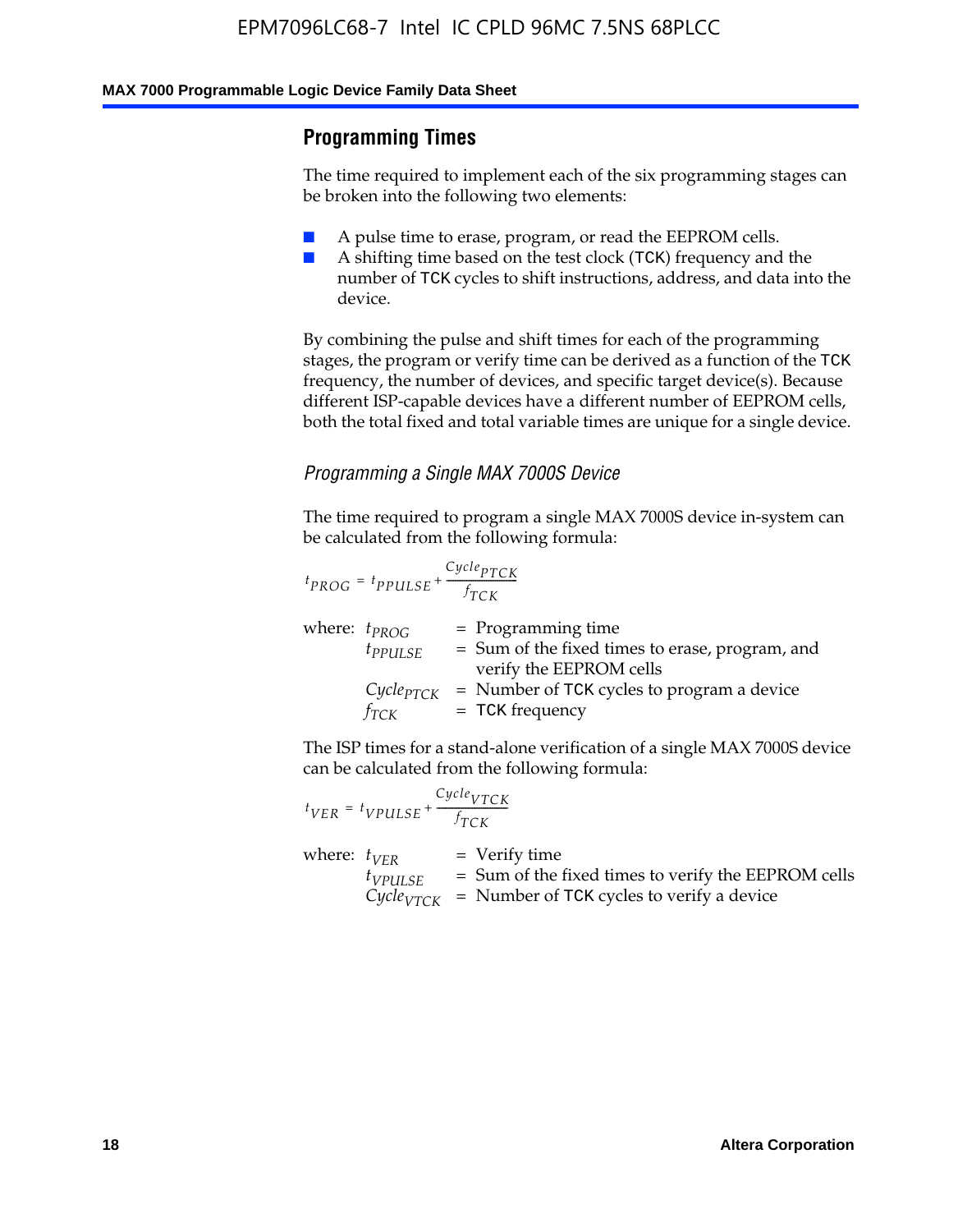## Programming Times

The time required to implement each of the six programming stages can be broken into the following two elements:

- A pulse time to erase, program, or read the EEPROM cells.
- A shifting time based on the test clock (TCK) frequency and the number of TCK cycles to shift instructions, address, and data into the device.

By combining the pulse and shift times for each of the programming stages, the program or verify time can be derived as a function of the TCK frequency, the number of devices, and specific target device(s). Because different ISP-capable devices have a different number of EEPROM cells, both the total fixed and total variable times are unique for a single device.

### *Programming a Single MAX 7000S Device*

The time required to program a single MAX 7000S device in-system can be calculated from the following formula:

$$t_{PROG} = t_{PPULSE} + \frac{Cycle_{PTCK}}{f_{TCK}}$$

where:
- $t_{PROG}$ = Programming time
- $t_{PPULSE}$ = Sum of the fixed times to erase, program, and verify the EEPROM cells
- $Cycle_{PTCK}$ = Number of TCK cycles to program a device
- $f_{TCK}$ = TCK frequency

The ISP times for a stand-alone verification of a single MAX 7000S device can be calculated from the following formula:

$$t_{VER} = t_{VPULSE} + \frac{Cycle_{VTCK}}{f_{TCK}}$$

where:
- $t_{VER}$ = Verify time
- $t_{VPULSE}$ = Sum of the fixed times to verify the EEPROM cells
- $Cycle_{VTCK}$ = Number of TCK cycles to verify a device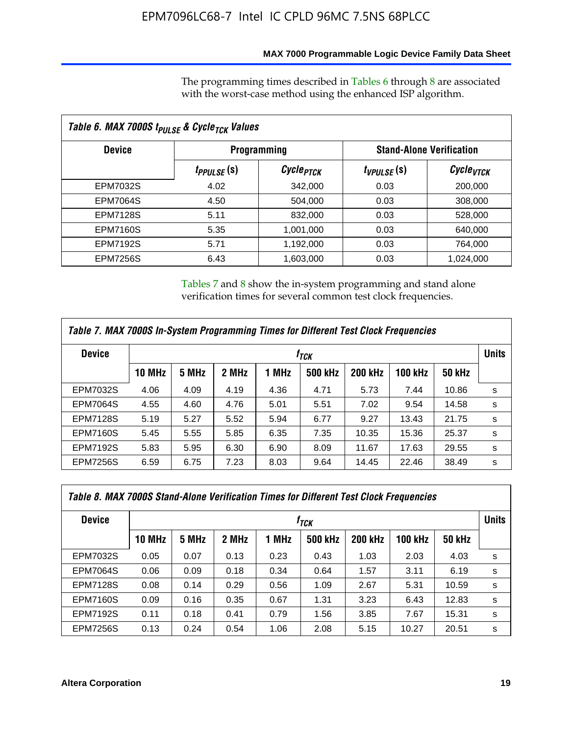The programming times described in Tables 6 through 8 are associated with the worst-case method using the enhanced ISP algorithm.

**Table 6. MAX 7000S $t_{PULSE}$ & $Cycle_{TCK}$ Values**

| Device | Programming | | Stand-Alone Verification | |
|---|---|---|---|---|
| | $t_{PPULSE}$ (s) | $Cycle_{PTCK}$ | $t_{VPULSE}$ (s) | $Cycle_{VTCK}$ |
| EPM7032S | 4.02 | 342,000 | 0.03 | 200,000 |
| EPM7064S | 4.50 | 504,000 | 0.03 | 308,000 |
| EPM7128S | 5.11 | 832,000 | 0.03 | 528,000 |
| EPM7160S | 5.35 | 1,001,000 | 0.03 | 640,000 |
| EPM7192S | 5.71 | 1,192,000 | 0.03 | 764,000 |
| EPM7256S | 6.43 | 1,603,000 | 0.03 | 1,024,000 |

Tables 7 and 8 show the in-system programming and stand alone verification times for several common test clock frequencies.

**Table 7. MAX 7000S In-System Programming Times for Different Test Clock Frequencies**

| Device | $f_{TCK}$ | | | | | | | | Units |
|---|---|---|---|---|---|---|---|---|---|
| | 10 MHz | 5 MHz | 2 MHz | 1 MHz | 500 kHz | 200 kHz | 100 kHz | 50 kHz | |
| EPM7032S | 4.06 | 4.09 | 4.19 | 4.36 | 4.71 | 5.73 | 7.44 | 10.86 | s |
| EPM7064S | 4.55 | 4.60 | 4.76 | 5.01 | 5.51 | 7.02 | 9.54 | 14.58 | s |
| EPM7128S | 5.19 | 5.27 | 5.52 | 5.94 | 6.77 | 9.27 | 13.43 | 21.75 | s |
| EPM7160S | 5.45 | 5.55 | 5.85 | 6.35 | 7.35 | 10.35 | 15.36 | 25.37 | s |
| EPM7192S | 5.83 | 5.95 | 6.30 | 6.90 | 8.09 | 11.67 | 17.63 | 29.55 | s |
| EPM7256S | 6.59 | 6.75 | 7.23 | 8.03 | 9.64 | 14.45 | 22.46 | 38.49 | s |

**Table 8. MAX 7000S Stand-Alone Verification Times for Different Test Clock Frequencies**

| Device | $f_{TCK}$ | | | | | | | | Units |
|---|---|---|---|---|---|---|---|---|---|
| | 10 MHz | 5 MHz | 2 MHz | 1 MHz | 500 kHz | 200 kHz | 100 kHz | 50 kHz | |
| EPM7032S | 0.05 | 0.07 | 0.13 | 0.23 | 0.43 | 1.03 | 2.03 | 4.03 | s |
| EPM7064S | 0.06 | 0.09 | 0.18 | 0.34 | 0.64 | 1.57 | 3.11 | 6.19 | s |
| EPM7128S | 0.08 | 0.14 | 0.29 | 0.56 | 1.09 | 2.67 | 5.31 | 10.59 | s |
| EPM7160S | 0.09 | 0.16 | 0.35 | 0.67 | 1.31 | 3.23 | 6.43 | 12.83 | s |
| EPM7192S | 0.11 | 0.18 | 0.41 | 0.79 | 1.56 | 3.85 | 7.67 | 15.31 | s |
| EPM7256S | 0.13 | 0.24 | 0.54 | 1.06 | 2.08 | 5.15 | 10.27 | 20.51 | s |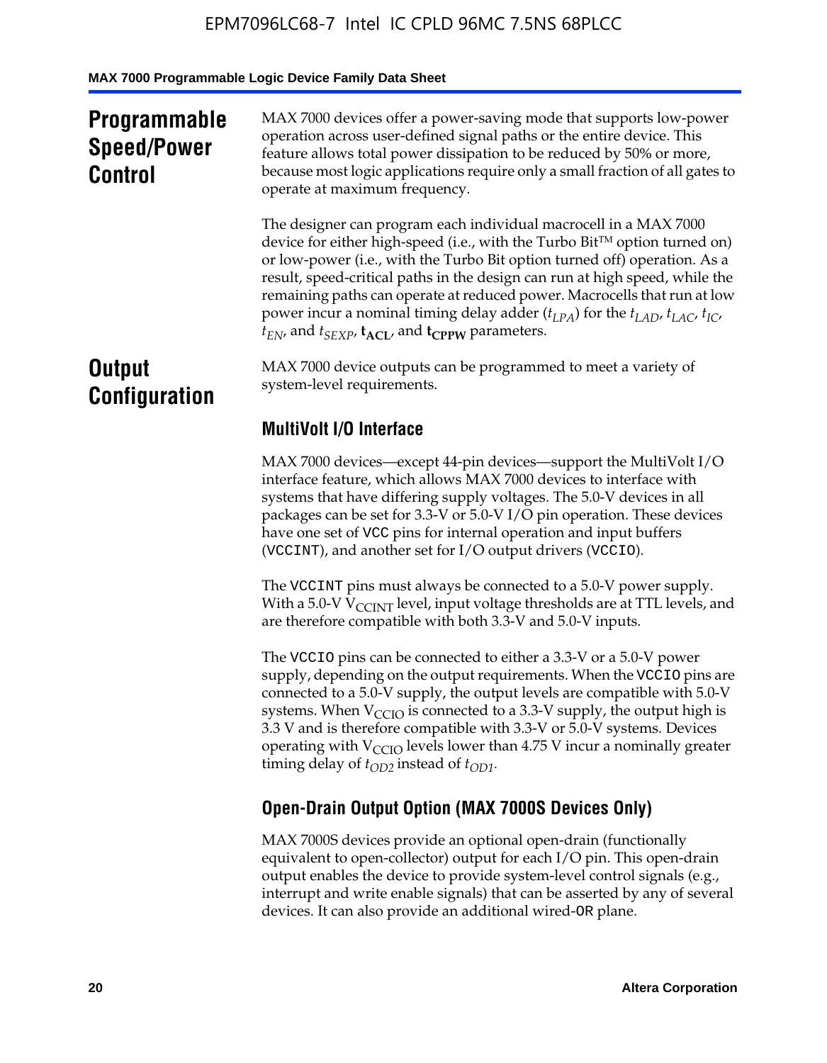## Programmable Speed/Power Control

MAX 7000 devices offer a power-saving mode that supports low-power operation across user-defined signal paths or the entire device. This feature allows total power dissipation to be reduced by 50% or more, because most logic applications require only a small fraction of all gates to operate at maximum frequency.

The designer can program each individual macrocell in a MAX 7000 device for either high-speed (i.e., with the Turbo Bit™ option turned on) or low-power (i.e., with the Turbo Bit option turned off) operation. As a result, speed-critical paths in the design can run at high speed, while the remaining paths can operate at reduced power. Macrocells that run at low power incur a nominal timing delay adder ($t_{LPA}$) for the $t_{LAD}$, $t_{LAC}$, $t_{IC}$, $t_{EN}$, and $t_{SEXP}$, $\mathbf{t_{ACL}}$, and $\mathbf{t_{CPPW}}$ parameters.

## Output Configuration

MAX 7000 device outputs can be programmed to meet a variety of system-level requirements.

### MultiVolt I/O Interface

MAX 7000 devices—except 44-pin devices—support the MultiVolt I/O interface feature, which allows MAX 7000 devices to interface with systems that have differing supply voltages. The 5.0-V devices in all packages can be set for 3.3-V or 5.0-V I/O pin operation. These devices have one set of `VCC` pins for internal operation and input buffers (`VCCINT`), and another set for I/O output drivers (`VCCIO`).

The `VCCINT` pins must always be connected to a 5.0-V power supply. With a 5.0-V $V_{CCINT}$ level, input voltage thresholds are at TTL levels, and are therefore compatible with both 3.3-V and 5.0-V inputs.

The `VCCIO` pins can be connected to either a 3.3-V or a 5.0-V power supply, depending on the output requirements. When the `VCCIO` pins are connected to a 5.0-V supply, the output levels are compatible with 5.0-V systems. When $V_{CCIO}$ is connected to a 3.3-V supply, the output high is 3.3 V and is therefore compatible with 3.3-V or 5.0-V systems. Devices operating with $V_{CCIO}$ levels lower than 4.75 V incur a nominally greater timing delay of $t_{OD2}$ instead of $t_{OD1}$.

### Open-Drain Output Option (MAX 7000S Devices Only)

MAX 7000S devices provide an optional open-drain (functionally equivalent to open-collector) output for each I/O pin. This open-drain output enables the device to provide system-level control signals (e.g., interrupt and write enable signals) that can be asserted by any of several devices. It can also provide an additional wired-`OR` plane.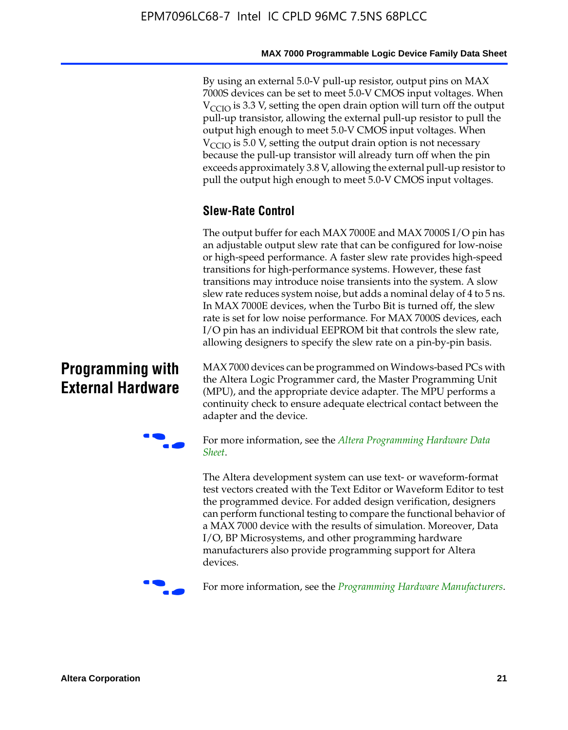By using an external 5.0-V pull-up resistor, output pins on MAX 7000S devices can be set to meet 5.0-V CMOS input voltages. When $V_{CCIO}$ is 3.3 V, setting the open drain option will turn off the output pull-up transistor, allowing the external pull-up resistor to pull the output high enough to meet 5.0-V CMOS input voltages. When $V_{CCIO}$ is 5.0 V, setting the output drain option is not necessary because the pull-up transistor will already turn off when the pin exceeds approximately 3.8 V, allowing the external pull-up resistor to pull the output high enough to meet 5.0-V CMOS input voltages.

### Slew-Rate Control

The output buffer for each MAX 7000E and MAX 7000S I/O pin has an adjustable output slew rate that can be configured for low-noise or high-speed performance. A faster slew rate provides high-speed transitions for high-performance systems. However, these fast transitions may introduce noise transients into the system. A slow slew rate reduces system noise, but adds a nominal delay of 4 to 5 ns. In MAX 7000E devices, when the Turbo Bit is turned off, the slew rate is set for low noise performance. For MAX 7000S devices, each I/O pin has an individual EEPROM bit that controls the slew rate, allowing designers to specify the slew rate on a pin-by-pin basis.

## Programming with External Hardware

MAX 7000 devices can be programmed on Windows-based PCs with the Altera Logic Programmer card, the Master Programming Unit (MPU), and the appropriate device adapter. The MPU performs a continuity check to ensure adequate electrical contact between the adapter and the device.

For more information, see the *Altera Programming Hardware Data Sheet*.

The Altera development system can use text- or waveform-format test vectors created with the Text Editor or Waveform Editor to test the programmed device. For added design verification, designers can perform functional testing to compare the functional behavior of a MAX 7000 device with the results of simulation. Moreover, Data I/O, BP Microsystems, and other programming hardware manufacturers also provide programming support for Altera devices.

For more information, see the *Programming Hardware Manufacturers*.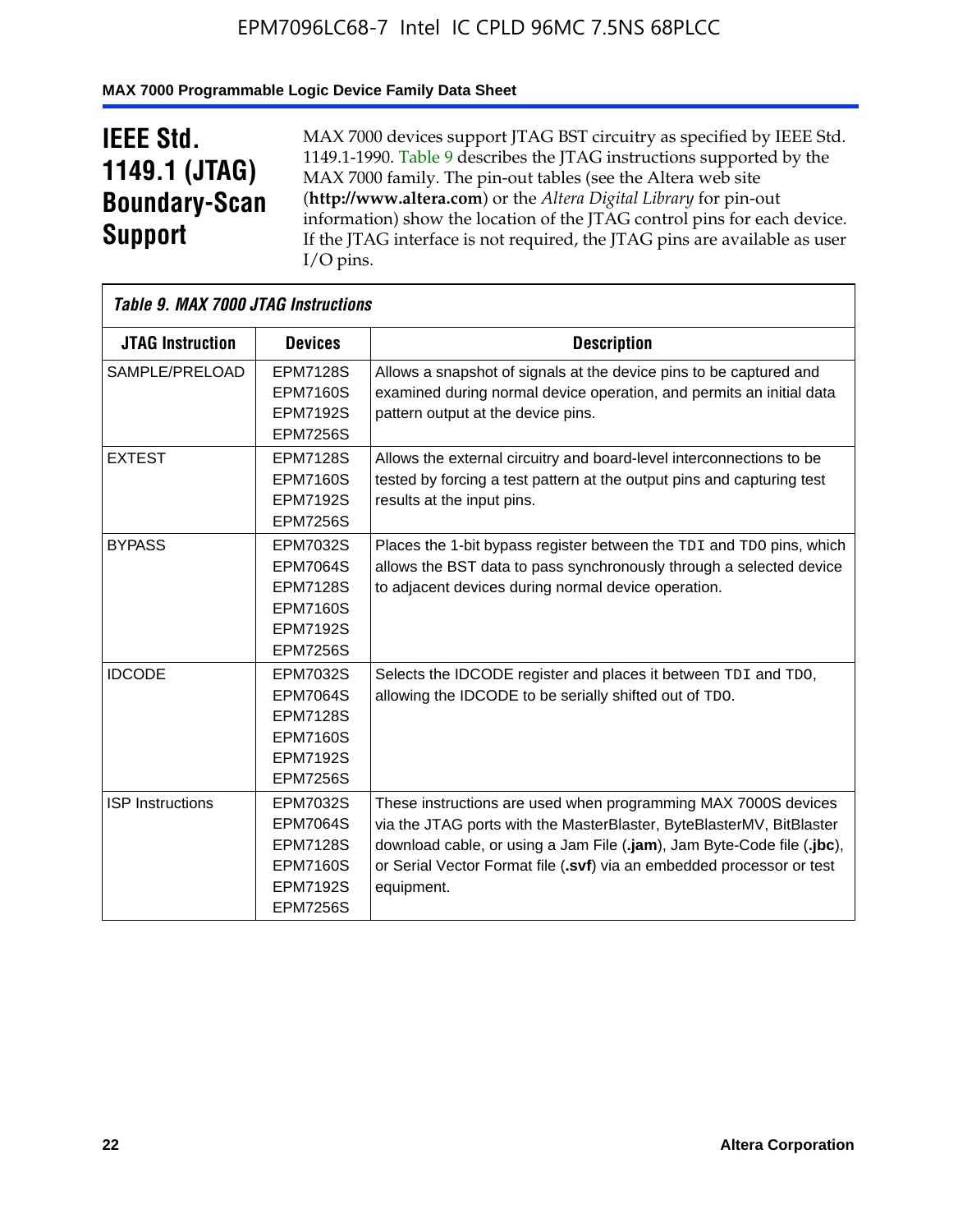# IEEE Std. 1149.1 (JTAG) Boundary-Scan Support

MAX 7000 devices support JTAG BST circuitry as specified by IEEE Std. 1149.1-1990. Table 9 describes the JTAG instructions supported by the MAX 7000 family. The pin-out tables (see the Altera web site (**http://www.altera.com**) or the *Altera Digital Library* for pin-out information) show the location of the JTAG control pins for each device. If the JTAG interface is not required, the JTAG pins are available as user I/O pins.

*Table 9. MAX 7000 JTAG Instructions*

| JTAG Instruction | Devices | Description |
|---|---|---|
| SAMPLE/PRELOAD | EPM7128S<br>EPM7160S<br>EPM7192S<br>EPM7256S | Allows a snapshot of signals at the device pins to be captured and examined during normal device operation, and permits an initial data pattern output at the device pins. |
| EXTEST | EPM7128S<br>EPM7160S<br>EPM7192S<br>EPM7256S | Allows the external circuitry and board-level interconnections to be tested by forcing a test pattern at the output pins and capturing test results at the input pins. |
| BYPASS | EPM7032S<br>EPM7064S<br>EPM7128S<br>EPM7160S<br>EPM7192S<br>EPM7256S | Places the 1-bit bypass register between the TDI and TDO pins, which allows the BST data to pass synchronously through a selected device to adjacent devices during normal device operation. |
| IDCODE | EPM7032S<br>EPM7064S<br>EPM7128S<br>EPM7160S<br>EPM7192S<br>EPM7256S | Selects the IDCODE register and places it between TDI and TDO, allowing the IDCODE to be serially shifted out of TDO. |
| ISP Instructions | EPM7032S<br>EPM7064S<br>EPM7128S<br>EPM7160S<br>EPM7192S<br>EPM7256S | These instructions are used when programming MAX 7000S devices via the JTAG ports with the MasterBlaster, ByteBlasterMV, BitBlaster download cable, or using a Jam File (**.jam**), Jam Byte-Code file (**.jbc**), or Serial Vector Format file (**.svf**) via an embedded processor or test equipment. |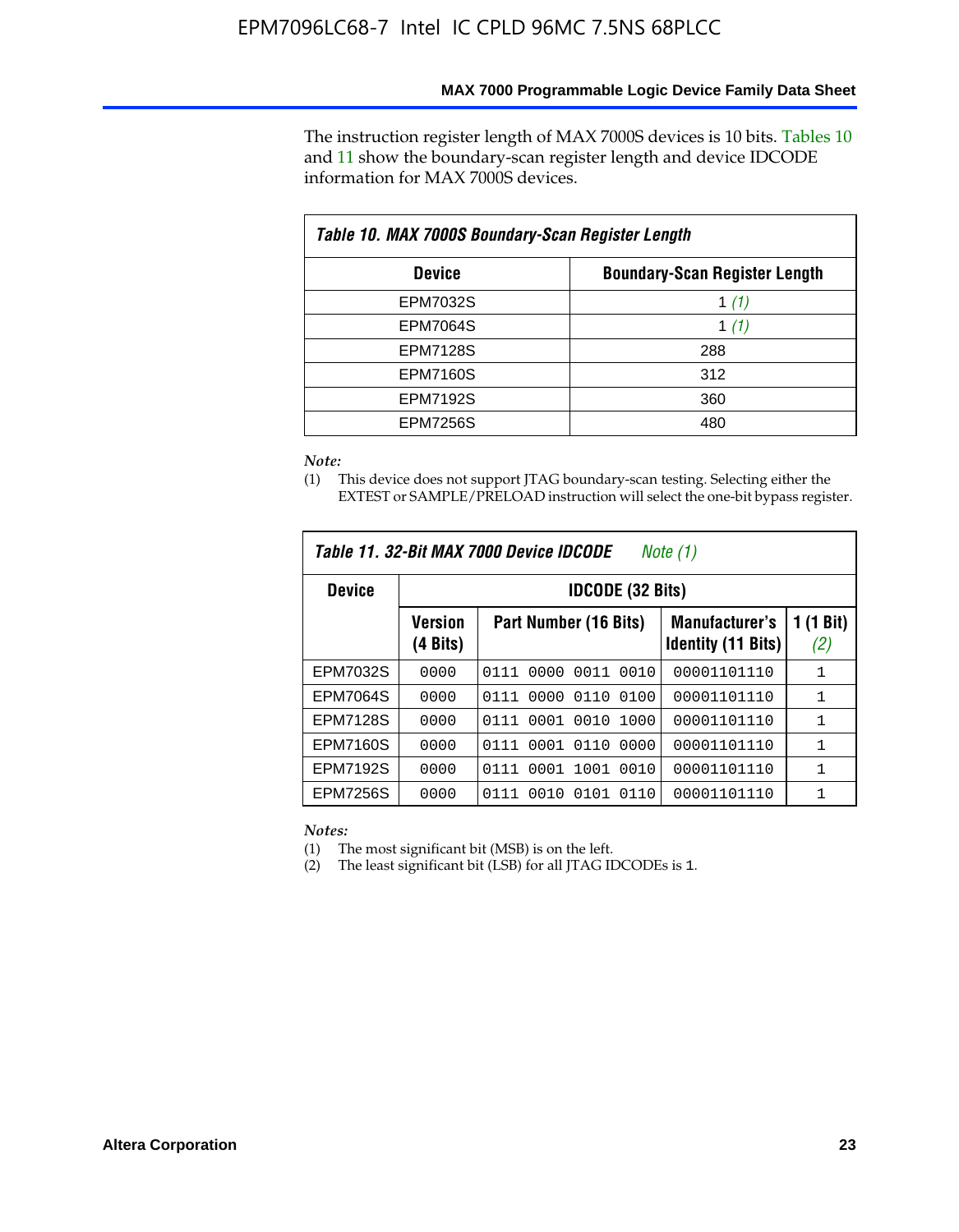The instruction register length of MAX 7000S devices is 10 bits. Tables 10 and 11 show the boundary-scan register length and device IDCODE information for MAX 7000S devices.

**Table 10. MAX 7000S Boundary-Scan Register Length**

| Device | Boundary-Scan Register Length |
|---|---|
| EPM7032S | 1 *(1)* |
| EPM7064S | 1 *(1)* |
| EPM7128S | 288 |
| EPM7160S | 312 |
| EPM7192S | 360 |
| EPM7256S | 480 |

*Note:*

(1) This device does not support JTAG boundary-scan testing. Selecting either the EXTEST or SAMPLE/PRELOAD instruction will select the one-bit bypass register.

**Table 11. 32-Bit MAX 7000 Device IDCODE** *Note (1)*

| Device | IDCODE (32 Bits) | | | |
|---|---|---|---|---|
| | Version (4 Bits) | Part Number (16 Bits) | Manufacturer's Identity (11 Bits) | 1 (1 Bit) *(2)* |
| EPM7032S | `0000` | `0111 0000 0011 0010` | `00001101110` | `1` |
| EPM7064S | `0000` | `0111 0000 0110 0100` | `00001101110` | `1` |
| EPM7128S | `0000` | `0111 0001 0010 1000` | `00001101110` | `1` |
| EPM7160S | `0000` | `0111 0001 0110 0000` | `00001101110` | `1` |
| EPM7192S | `0000` | `0111 0001 1001 0010` | `00001101110` | `1` |
| EPM7256S | `0000` | `0111 0010 0101 0110` | `00001101110` | `1` |

*Notes:*

(1) The most significant bit (MSB) is on the left.

(2) The least significant bit (LSB) for all JTAG IDCODEs is `1`.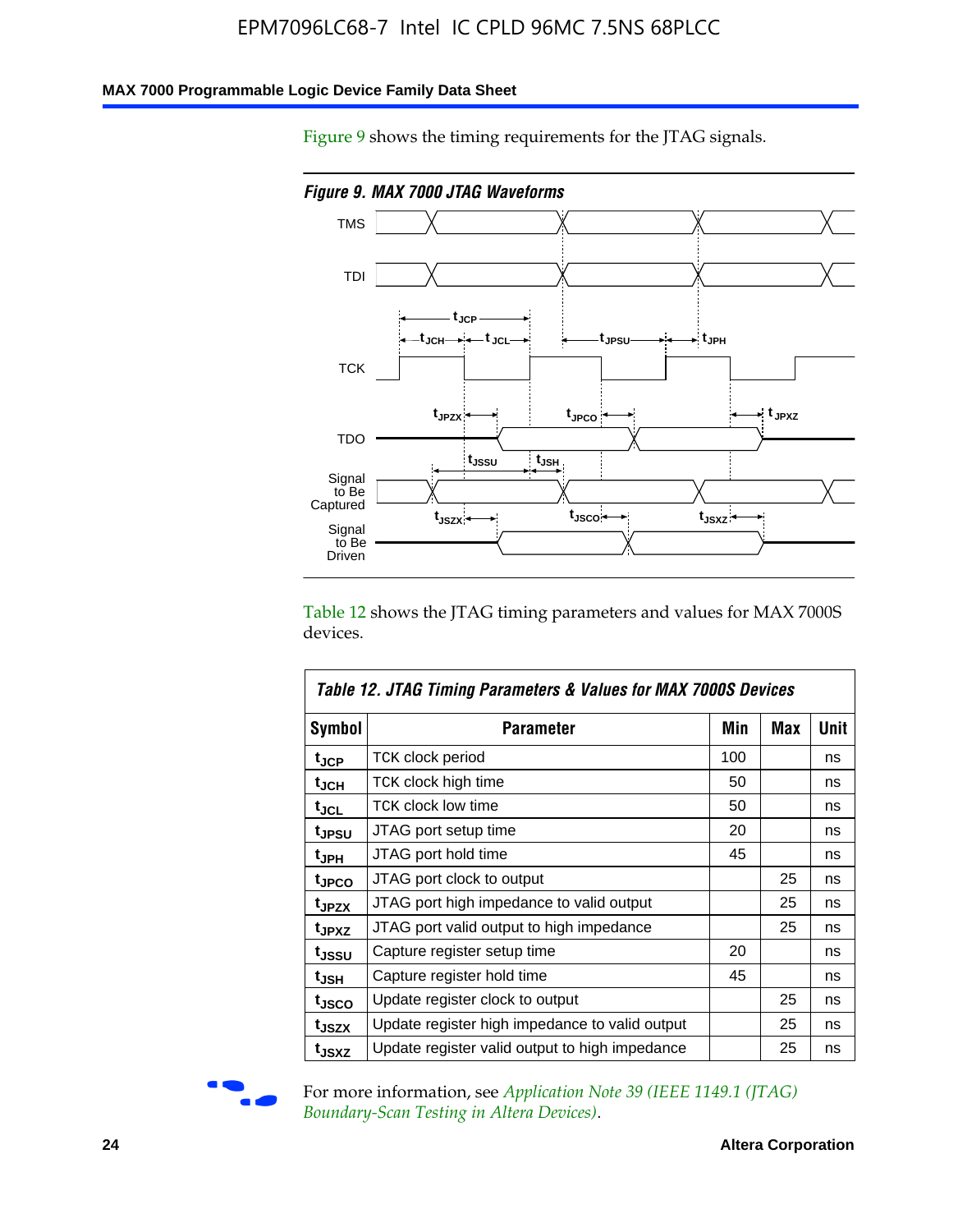Figure 9 shows the timing requirements for the JTAG signals.

*Figure 9. MAX 7000 JTAG Waveforms*

Table 12 shows the JTAG timing parameters and values for MAX 7000S devices.

| Symbol | Parameter | Min | Max | Unit |
|---|---|---|---|---|
| $t_{JCP}$ | TCK clock period | 100 | | ns |
| $t_{JCH}$ | TCK clock high time | 50 | | ns |
| $t_{JCL}$ | TCK clock low time | 50 | | ns |
| $t_{JPSU}$ | JTAG port setup time | 20 | | ns |
| $t_{JPH}$ | JTAG port hold time | 45 | | ns |
| $t_{JPCO}$ | JTAG port clock to output | | 25 | ns |
| $t_{JPZX}$ | JTAG port high impedance to valid output | | 25 | ns |
| $t_{JPXZ}$ | JTAG port valid output to high impedance | | 25 | ns |
| $t_{JSSU}$ | Capture register setup time | 20 | | ns |
| $t_{JSH}$ | Capture register hold time | 45 | | ns |
| $t_{JSCO}$ | Update register clock to output | | 25 | ns |
| $t_{JSZX}$ | Update register high impedance to valid output | | 25 | ns |
| $t_{JSXZ}$ | Update register valid output to high impedance | | 25 | ns |

For more information, see *Application Note 39 (IEEE 1149.1 (JTAG) Boundary-Scan Testing in Altera Devices)*.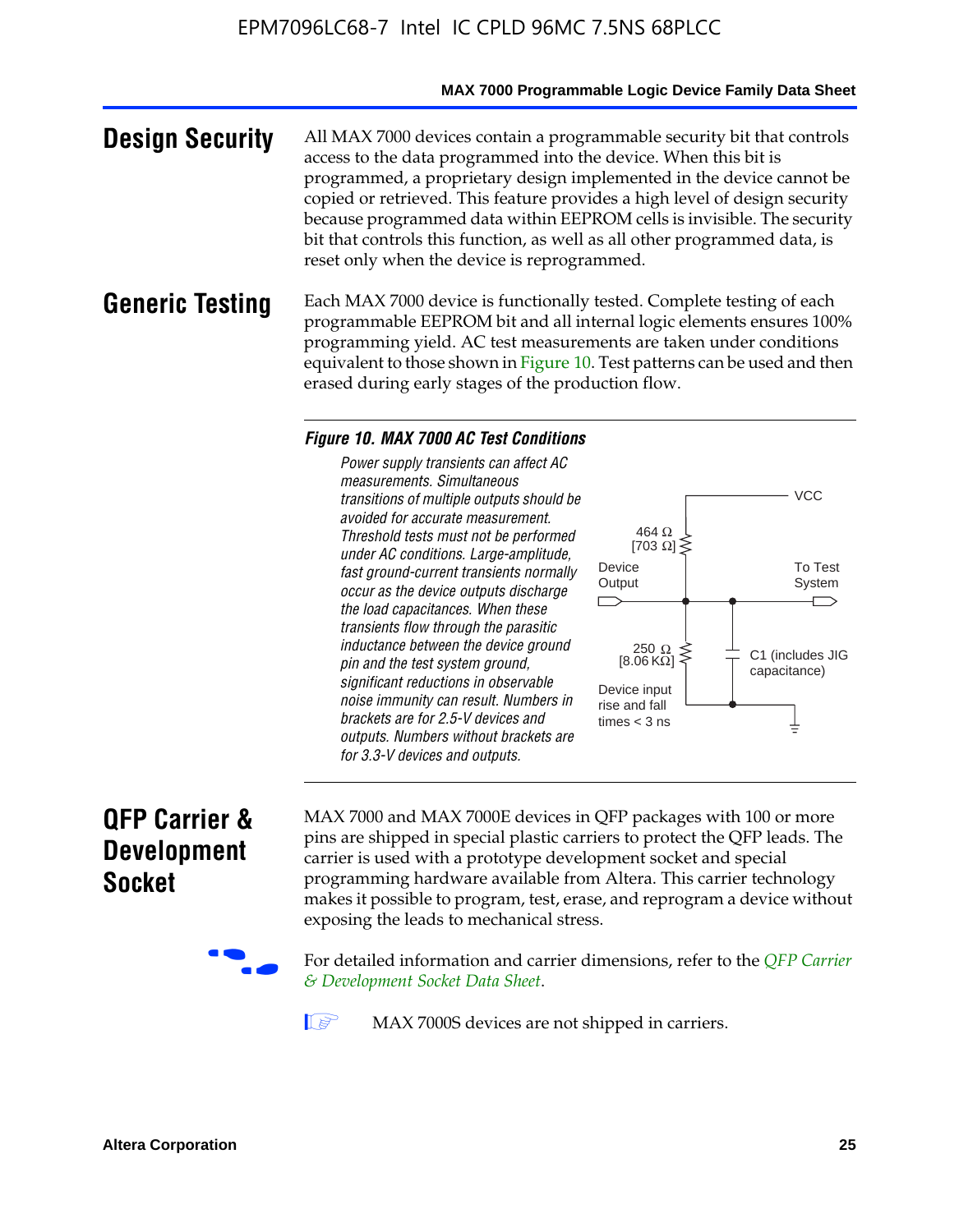## Design Security

All MAX 7000 devices contain a programmable security bit that controls access to the data programmed into the device. When this bit is programmed, a proprietary design implemented in the device cannot be copied or retrieved. This feature provides a high level of design security because programmed data within EEPROM cells is invisible. The security bit that controls this function, as well as all other programmed data, is reset only when the device is reprogrammed.

## Generic Testing

Each MAX 7000 device is functionally tested. Complete testing of each programmable EEPROM bit and all internal logic elements ensures 100% programming yield. AC test measurements are taken under conditions equivalent to those shown in Figure 10. Test patterns can be used and then erased during early stages of the production flow.

***Figure 10. MAX 7000 AC Test Conditions***

*Power supply transients can affect AC measurements. Simultaneous transitions of multiple outputs should be avoided for accurate measurement. Threshold tests must not be performed under AC conditions. Large-amplitude, fast ground-current transients normally occur as the device outputs discharge the load capacitances. When these transients flow through the parasitic inductance between the device ground pin and the test system ground, significant reductions in observable noise immunity can result. Numbers in brackets are for 2.5-V devices and outputs. Numbers without brackets are for 3.3-V devices and outputs.*

VCC

464 Ω [703 Ω]

Device Output

To Test System

250 Ω [8.06 KΩ]

C1 (includes JIG capacitance)

Device input rise and fall times < 3 ns

## QFP Carrier & Development Socket

MAX 7000 and MAX 7000E devices in QFP packages with 100 or more pins are shipped in special plastic carriers to protect the QFP leads. The carrier is used with a prototype development socket and special programming hardware available from Altera. This carrier technology makes it possible to program, test, erase, and reprogram a device without exposing the leads to mechanical stress.

For detailed information and carrier dimensions, refer to the *QFP Carrier & Development Socket Data Sheet*.

MAX 7000S devices are not shipped in carriers.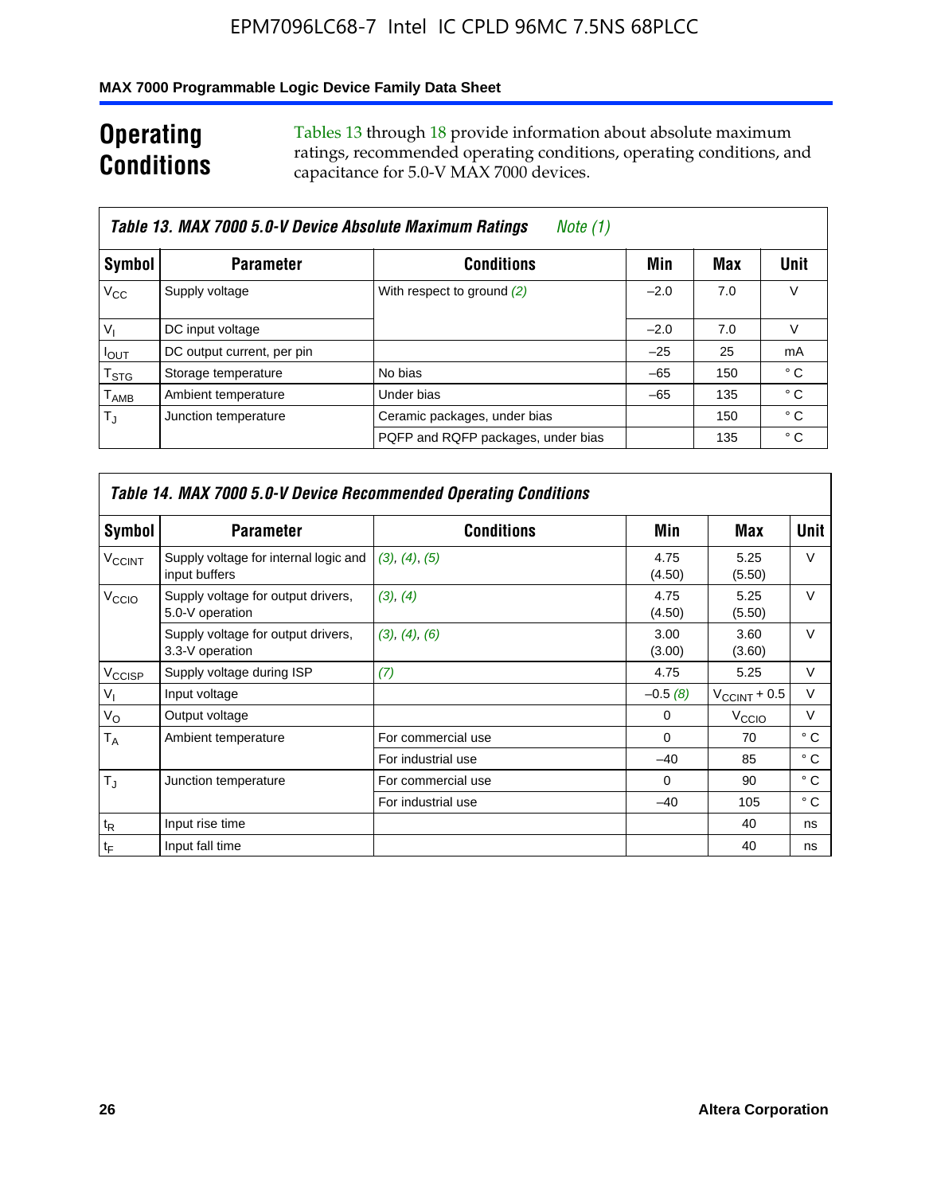# Operating Conditions

Tables 13 through 18 provide information about absolute maximum ratings, recommended operating conditions, operating conditions, and capacitance for 5.0-V MAX 7000 devices.

**Table 13. MAX 7000 5.0-V Device Absolute Maximum Ratings** *Note (1)*

| Symbol | Parameter | Conditions | Min | Max | Unit |
|---|---|---|---|---|---|
| $V_{CC}$ | Supply voltage | With respect to ground *(2)* | –2.0 | 7.0 | V |
| $V_I$ | DC input voltage | | –2.0 | 7.0 | V |
| $I_{OUT}$ | DC output current, per pin | | –25 | 25 | mA |
| $T_{STG}$ | Storage temperature | No bias | –65 | 150 | ° C |
| $T_{AMB}$ | Ambient temperature | Under bias | –65 | 135 | ° C |
| $T_J$ | Junction temperature | Ceramic packages, under bias | | 150 | ° C |
| | | PQFP and RQFP packages, under bias | | 135 | ° C |

**Table 14. MAX 7000 5.0-V Device Recommended Operating Conditions**

| Symbol | Parameter | Conditions | Min | Max | Unit |
|---|---|---|---|---|---|
| $V_{CCINT}$ | Supply voltage for internal logic and input buffers | *(3)*, *(4)*, *(5)* | 4.75 (4.50) | 5.25 (5.50) | V |
| $V_{CCIO}$ | Supply voltage for output drivers, 5.0-V operation | *(3)*, *(4)* | 4.75 (4.50) | 5.25 (5.50) | V |
| | Supply voltage for output drivers, 3.3-V operation | *(3)*, *(4)*, *(6)* | 3.00 (3.00) | 3.60 (3.60) | V |
| $V_{CCISP}$ | Supply voltage during ISP | *(7)* | 4.75 | 5.25 | V |
| $V_I$ | Input voltage | | –0.5 *(8)* | $V_{CCINT}$ + 0.5 | V |
| $V_O$ | Output voltage | | 0 | $V_{CCIO}$ | V |
| $T_A$ | Ambient temperature | For commercial use | 0 | 70 | ° C |
| | | For industrial use | –40 | 85 | ° C |
| $T_J$ | Junction temperature | For commercial use | 0 | 90 | ° C |
| | | For industrial use | –40 | 105 | ° C |
| $t_R$ | Input rise time | | | 40 | ns |
| $t_F$ | Input fall time | | | 40 | ns |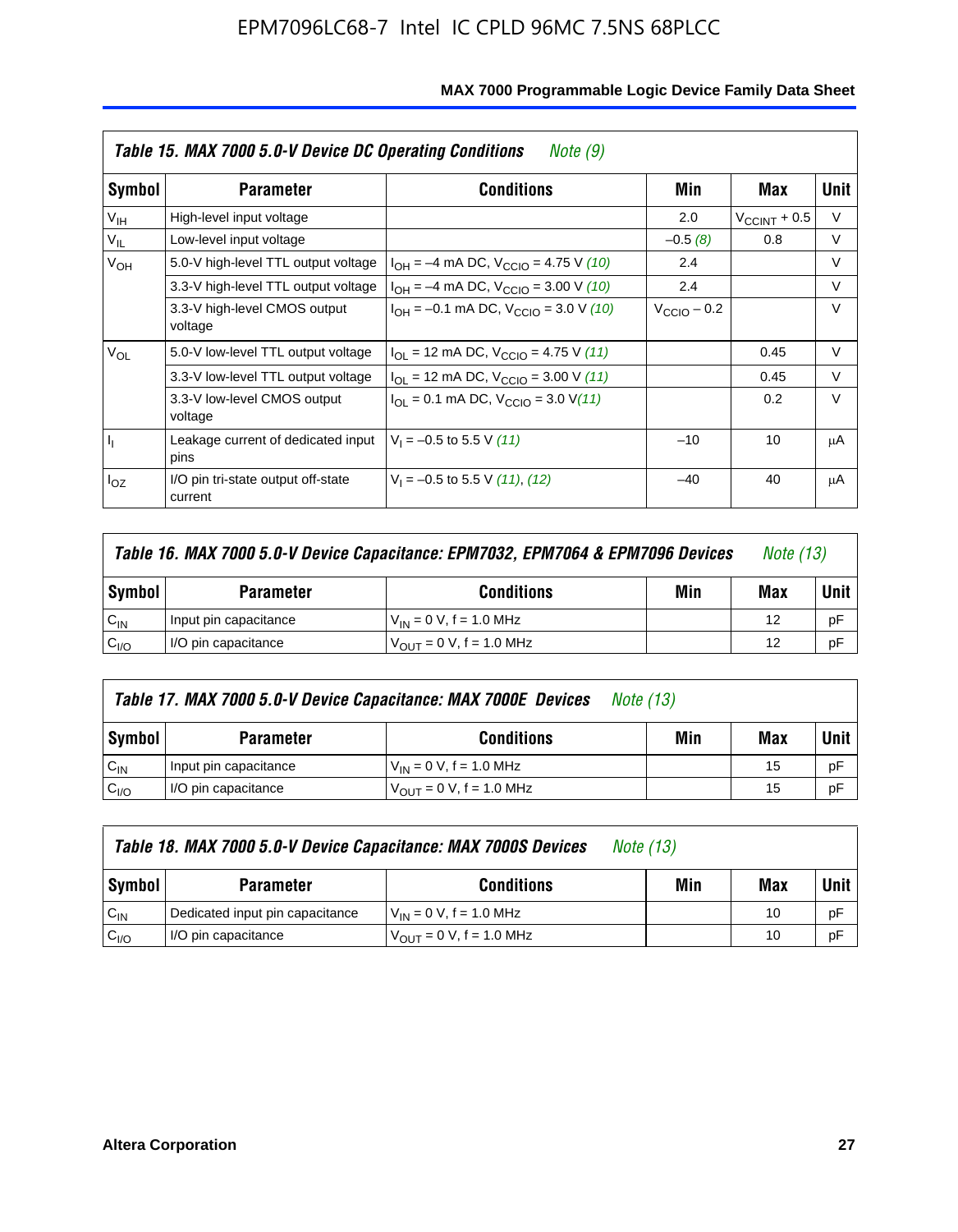**Table 15. MAX 7000 5.0-V Device DC Operating Conditions** *Note (9)*

| Symbol | Parameter | Conditions | Min | Max | Unit |
|---|---|---|---|---|---|
| $V_{IH}$ | High-level input voltage | | 2.0 | $V_{CCINT}$ + 0.5 | V |
| $V_{IL}$ | Low-level input voltage | | –0.5 *(8)* | 0.8 | V |
| $V_{OH}$ | 5.0-V high-level TTL output voltage | $I_{OH}$ = –4 mA DC, $V_{CCIO}$ = 4.75 V *(10)* | 2.4 | | V |
| | 3.3-V high-level TTL output voltage | $I_{OH}$ = –4 mA DC, $V_{CCIO}$ = 3.00 V *(10)* | 2.4 | | V |
| | 3.3-V high-level CMOS output voltage | $I_{OH}$ = –0.1 mA DC, $V_{CCIO}$ = 3.0 V *(10)* | $V_{CCIO}$ – 0.2 | | V |
| $V_{OL}$ | 5.0-V low-level TTL output voltage | $I_{OL}$ = 12 mA DC, $V_{CCIO}$ = 4.75 V *(11)* | | 0.45 | V |
| | 3.3-V low-level TTL output voltage | $I_{OL}$ = 12 mA DC, $V_{CCIO}$ = 3.00 V *(11)* | | 0.45 | V |
| | 3.3-V low-level CMOS output voltage | $I_{OL}$ = 0.1 mA DC, $V_{CCIO}$ = 3.0 V *(11)* | | 0.2 | V |
| $I_I$ | Leakage current of dedicated input pins | $V_I$ = –0.5 to 5.5 V *(11)* | –10 | 10 | μA |
| $I_{OZ}$ | I/O pin tri-state output off-state current | $V_I$ = –0.5 to 5.5 V *(11)*, *(12)* | –40 | 40 | μA |

**Table 16. MAX 7000 5.0-V Device Capacitance: EPM7032, EPM7064 & EPM7096 Devices** *Note (13)*

| Symbol | Parameter | Conditions | Min | Max | Unit |
|---|---|---|---|---|---|
| $C_{IN}$ | Input pin capacitance | $V_{IN}$ = 0 V, f = 1.0 MHz | | 12 | pF |
| $C_{I/O}$ | I/O pin capacitance | $V_{OUT}$ = 0 V, f = 1.0 MHz | | 12 | pF |

**Table 17. MAX 7000 5.0-V Device Capacitance: MAX 7000E Devices** *Note (13)*

| Symbol | Parameter | Conditions | Min | Max | Unit |
|---|---|---|---|---|---|
| $C_{IN}$ | Input pin capacitance | $V_{IN}$ = 0 V, f = 1.0 MHz | | 15 | pF |
| $C_{I/O}$ | I/O pin capacitance | $V_{OUT}$ = 0 V, f = 1.0 MHz | | 15 | pF |

**Table 18. MAX 7000 5.0-V Device Capacitance: MAX 7000S Devices** *Note (13)*

| Symbol | Parameter | Conditions | Min | Max | Unit |
|---|---|---|---|---|---|
| $C_{IN}$ | Dedicated input pin capacitance | $V_{IN}$ = 0 V, f = 1.0 MHz | | 10 | pF |
| $C_{I/O}$ | I/O pin capacitance | $V_{OUT}$ = 0 V, f = 1.0 MHz | | 10 | pF |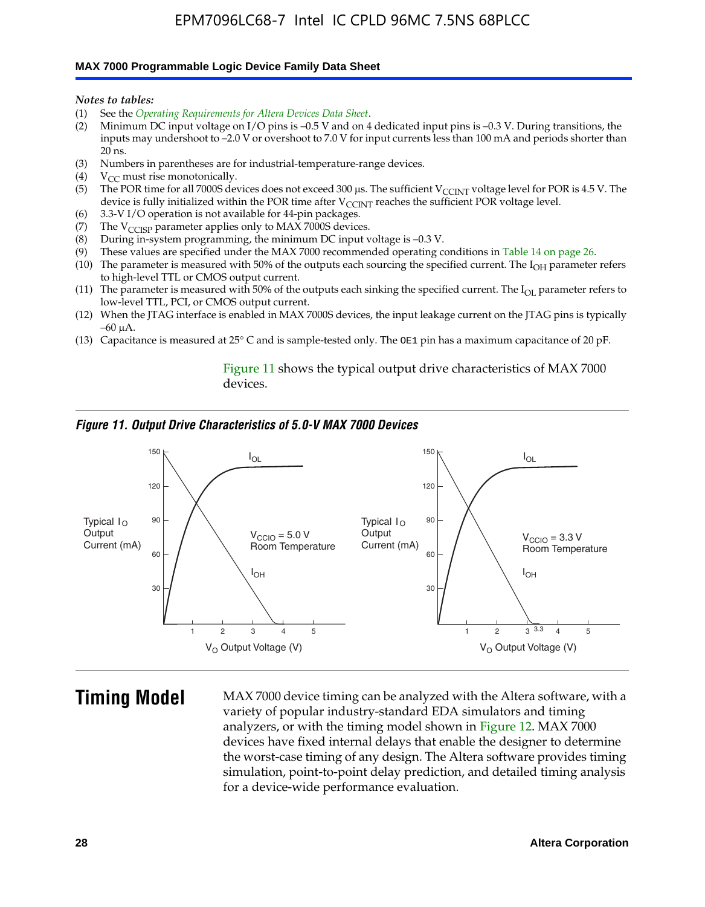*Notes to tables:*

(1) See the *Operating Requirements for Altera Devices Data Sheet*.

(2) Minimum DC input voltage on I/O pins is –0.5 V and on 4 dedicated input pins is –0.3 V. During transitions, the inputs may undershoot to –2.0 V or overshoot to 7.0 V for input currents less than 100 mA and periods shorter than 20 ns.

(3) Numbers in parentheses are for industrial-temperature-range devices.

(4) $V_{CC}$ must rise monotonically.

(5) The POR time for all 7000S devices does not exceed 300 µs. The sufficient $V_{CCINT}$ voltage level for POR is 4.5 V. The device is fully initialized within the POR time after $V_{CCINT}$ reaches the sufficient POR voltage level.

(6) 3.3-V I/O operation is not available for 44-pin packages.

(7) The $V_{CCISP}$ parameter applies only to MAX 7000S devices.

(8) During in-system programming, the minimum DC input voltage is –0.3 V.

(9) These values are specified under the MAX 7000 recommended operating conditions in Table 14 on page 26.

(10) The parameter is measured with 50% of the outputs each sourcing the specified current. The $I_{OH}$ parameter refers to high-level TTL or CMOS output current.

(11) The parameter is measured with 50% of the outputs each sinking the specified current. The $I_{OL}$ parameter refers to low-level TTL, PCI, or CMOS output current.

(12) When the JTAG interface is enabled in MAX 7000S devices, the input leakage current on the JTAG pins is typically –60 µA.

(13) Capacitance is measured at 25° C and is sample-tested only. The OE1 pin has a maximum capacitance of 20 pF.

Figure 11 shows the typical output drive characteristics of MAX 7000 devices.

***Figure 11. Output Drive Characteristics of 5.0-V MAX 7000 Devices***

# Timing Model

MAX 7000 device timing can be analyzed with the Altera software, with a variety of popular industry-standard EDA simulators and timing analyzers, or with the timing model shown in Figure 12. MAX 7000 devices have fixed internal delays that enable the designer to determine the worst-case timing of any design. The Altera software provides timing simulation, point-to-point delay prediction, and detailed timing analysis for a device-wide performance evaluation.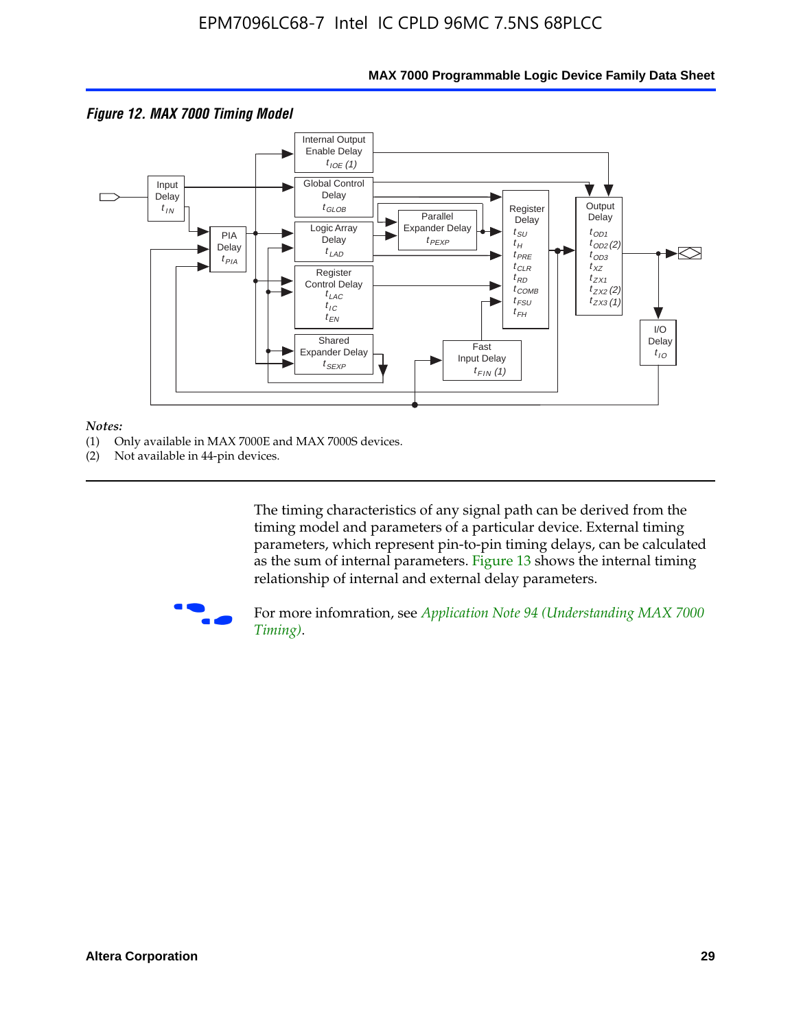*Figure 12. MAX 7000 Timing Model*

Input Delay $t_{IN}$

PIA Delay $t_{PIA}$

Internal Output Enable Delay $t_{IOE}$ *(1)*

Global Control Delay $t_{GLOB}$

Logic Array Delay $t_{LAD}$

Register Control Delay $t_{LAC}$ $t_{IC}$ $t_{EN}$

Shared Expander Delay $t_{SEXP}$

Parallel Expander Delay $t_{PEXP}$

Register Delay $t_{SU}$ $t_{H}$ $t_{PRE}$ $t_{CLR}$ $t_{RD}$ $t_{COMB}$ $t_{FSU}$ $t_{FH}$

Fast Input Delay $t_{FIN}$ *(1)*

Output Delay $t_{OD1}$ $t_{OD2}$ *(2)* $t_{OD3}$ $t_{XZ}$ $t_{ZX1}$ $t_{ZX2}$ *(2)* $t_{ZX3}$ *(1)*

I/O Delay $t_{IO}$

*Notes:*

(1) Only available in MAX 7000E and MAX 7000S devices.

(2) Not available in 44-pin devices.

The timing characteristics of any signal path can be derived from the timing model and parameters of a particular device. External timing parameters, which represent pin-to-pin timing delays, can be calculated as the sum of internal parameters. Figure 13 shows the internal timing relationship of internal and external delay parameters.

For more infomration, see *Application Note 94 (Understanding MAX 7000 Timing)*.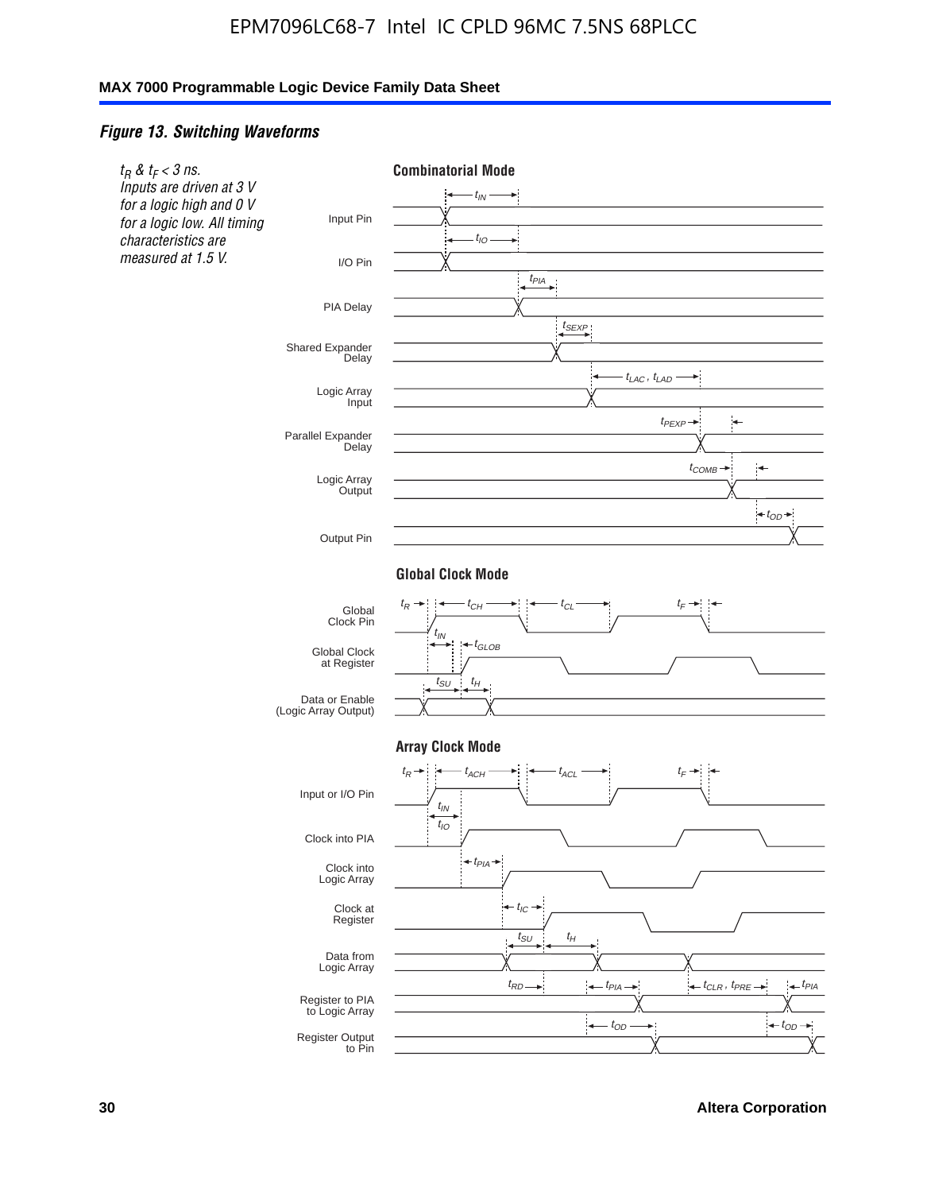*Figure 13. Switching Waveforms*

*$t_R$ & $t_F$ < 3 ns. Inputs are driven at 3 V for a logic high and 0 V for a logic low. All timing characteristics are measured at 1.5 V.*

**Combinatorial Mode**

Input Pin — $t_{IN}$
I/O Pin — $t_{IO}$
PIA Delay — $t_{PIA}$
Shared Expander Delay — $t_{SEXP}$
Logic Array Input — $t_{LAC}$, $t_{LAD}$
Parallel Expander Delay — $t_{PEXP}$
Logic Array Output — $t_{COMB}$
Output Pin — $t_{OD}$

**Global Clock Mode**

Global Clock Pin — $t_R$, $t_{CH}$, $t_{CL}$, $t_F$
Global Clock at Register — $t_{IN}$, $t_{GLOB}$
Data or Enable (Logic Array Output) — $t_{SU}$, $t_H$

**Array Clock Mode**

Input or I/O Pin — $t_R$, $t_{ACH}$, $t_{ACL}$, $t_F$
Clock into PIA — $t_{IN}$, $t_{IO}$
Clock into Logic Array — $t_{PIA}$
Clock at Register — $t_{IC}$
Data from Logic Array — $t_{SU}$, $t_H$
Register to PIA to Logic Array — $t_{RD}$, $t_{PIA}$, $t_{CLR}$, $t_{PRE}$, $t_{PIA}$
Register Output to Pin — $t_{OD}$, $t_{OD}$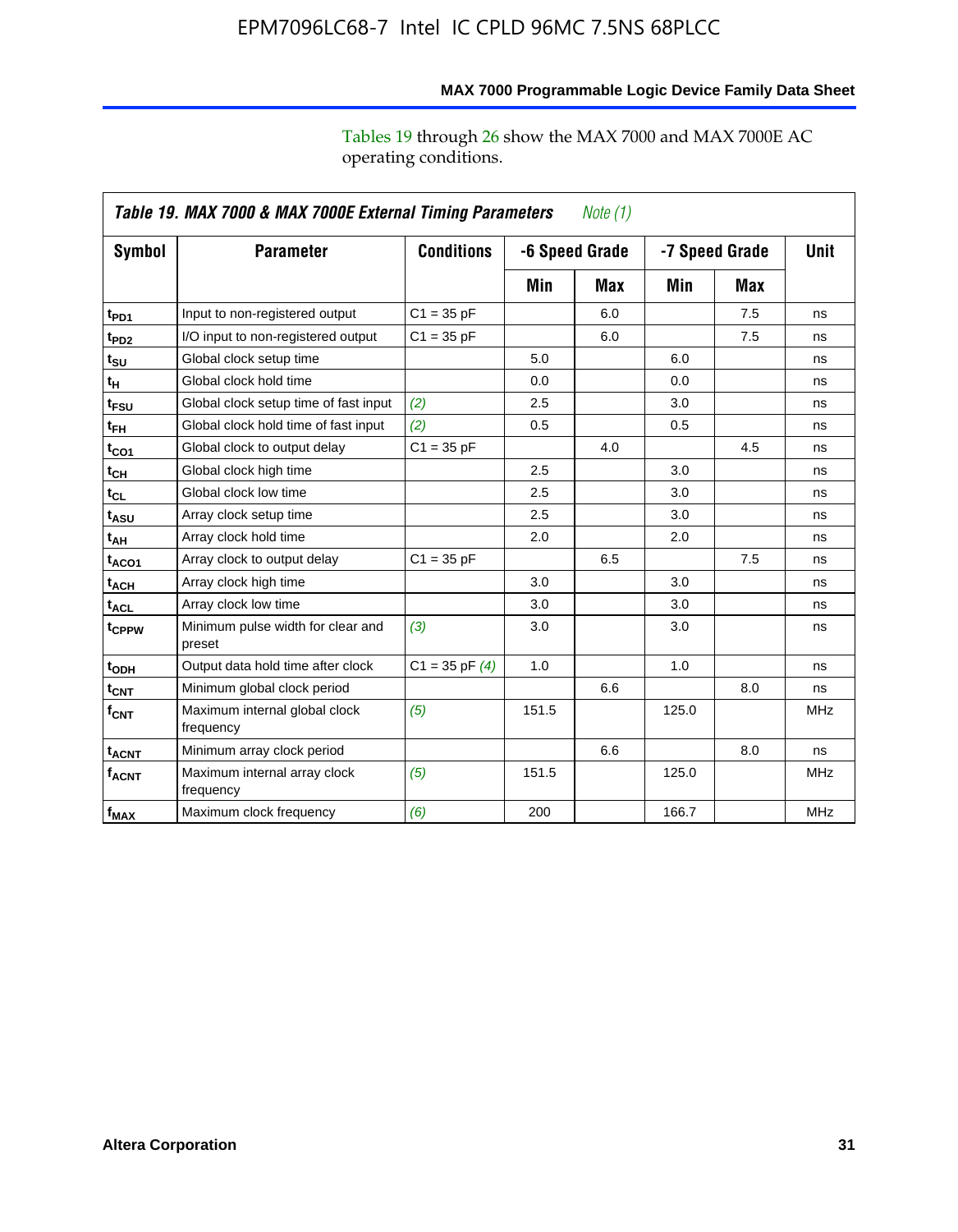Tables 19 through 26 show the MAX 7000 and MAX 7000E AC operating conditions.

**Table 19. MAX 7000 & MAX 7000E External Timing Parameters** *Note (1)*

| Symbol | Parameter | Conditions | -6 Speed Grade | | -7 Speed Grade | | Unit |
|---|---|---|---|---|---|---|---|
| | | | Min | Max | Min | Max | |
| $t_{PD1}$ | Input to non-registered output | C1 = 35 pF | | 6.0 | | 7.5 | ns |
| $t_{PD2}$ | I/O input to non-registered output | C1 = 35 pF | | 6.0 | | 7.5 | ns |
| $t_{SU}$ | Global clock setup time | | 5.0 | | 6.0 | | ns |
| $t_{H}$ | Global clock hold time | | 0.0 | | 0.0 | | ns |
| $t_{FSU}$ | Global clock setup time of fast input | *(2)* | 2.5 | | 3.0 | | ns |
| $t_{FH}$ | Global clock hold time of fast input | *(2)* | 0.5 | | 0.5 | | ns |
| $t_{CO1}$ | Global clock to output delay | C1 = 35 pF | | 4.0 | | 4.5 | ns |
| $t_{CH}$ | Global clock high time | | 2.5 | | 3.0 | | ns |
| $t_{CL}$ | Global clock low time | | 2.5 | | 3.0 | | ns |
| $t_{ASU}$ | Array clock setup time | | 2.5 | | 3.0 | | ns |
| $t_{AH}$ | Array clock hold time | | 2.0 | | 2.0 | | ns |
| $t_{ACO1}$ | Array clock to output delay | C1 = 35 pF | | 6.5 | | 7.5 | ns |
| $t_{ACH}$ | Array clock high time | | 3.0 | | 3.0 | | ns |
| $t_{ACL}$ | Array clock low time | | 3.0 | | 3.0 | | ns |
| $t_{CPPW}$ | Minimum pulse width for clear and preset | *(3)* | 3.0 | | 3.0 | | ns |
| $t_{ODH}$ | Output data hold time after clock | C1 = 35 pF *(4)* | 1.0 | | 1.0 | | ns |
| $t_{CNT}$ | Minimum global clock period | | | 6.6 | | 8.0 | ns |
| $f_{CNT}$ | Maximum internal global clock frequency | *(5)* | 151.5 | | 125.0 | | MHz |
| $t_{ACNT}$ | Minimum array clock period | | | 6.6 | | 8.0 | ns |
| $f_{ACNT}$ | Maximum internal array clock frequency | *(5)* | 151.5 | | 125.0 | | MHz |
| $f_{MAX}$ | Maximum clock frequency | *(6)* | 200 | | 166.7 | | MHz |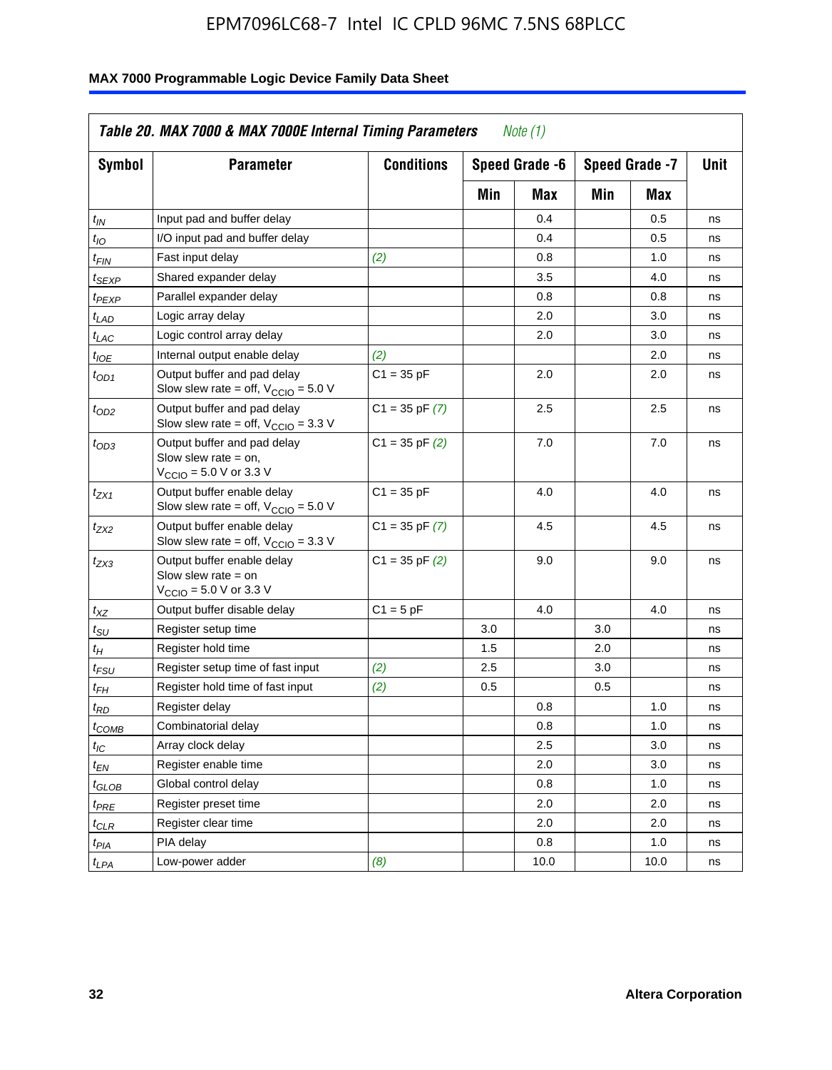**Table 20. MAX 7000 & MAX 7000E Internal Timing Parameters** *Note (1)*

| Symbol | Parameter | Conditions | Speed Grade -6 | | Speed Grade -7 | | Unit |
|---|---|---|---|---|---|---|---|
| | | | Min | Max | Min | Max | |
| $t_{IN}$ | Input pad and buffer delay | | | 0.4 | | 0.5 | ns |
| $t_{IO}$ | I/O input pad and buffer delay | | | 0.4 | | 0.5 | ns |
| $t_{FIN}$ | Fast input delay | *(2)* | | 0.8 | | 1.0 | ns |
| $t_{SEXP}$ | Shared expander delay | | | 3.5 | | 4.0 | ns |
| $t_{PEXP}$ | Parallel expander delay | | | 0.8 | | 0.8 | ns |
| $t_{LAD}$ | Logic array delay | | | 2.0 | | 3.0 | ns |
| $t_{LAC}$ | Logic control array delay | | | 2.0 | | 3.0 | ns |
| $t_{IOE}$ | Internal output enable delay | *(2)* | | | | 2.0 | ns |
| $t_{OD1}$ | Output buffer and pad delay Slow slew rate = off, $V_{CCIO}$ = 5.0 V | C1 = 35 pF | | 2.0 | | 2.0 | ns |
| $t_{OD2}$ | Output buffer and pad delay Slow slew rate = off, $V_{CCIO}$ = 3.3 V | C1 = 35 pF *(7)* | | 2.5 | | 2.5 | ns |
| $t_{OD3}$ | Output buffer and pad delay Slow slew rate = on, $V_{CCIO}$ = 5.0 V or 3.3 V | C1 = 35 pF *(2)* | | 7.0 | | 7.0 | ns |
| $t_{ZX1}$ | Output buffer enable delay Slow slew rate = off, $V_{CCIO}$ = 5.0 V | C1 = 35 pF | | 4.0 | | 4.0 | ns |
| $t_{ZX2}$ | Output buffer enable delay Slow slew rate = off, $V_{CCIO}$ = 3.3 V | C1 = 35 pF *(7)* | | 4.5 | | 4.5 | ns |
| $t_{ZX3}$ | Output buffer enable delay Slow slew rate = on $V_{CCIO}$ = 5.0 V or 3.3 V | C1 = 35 pF *(2)* | | 9.0 | | 9.0 | ns |
| $t_{XZ}$ | Output buffer disable delay | C1 = 5 pF | | 4.0 | | 4.0 | ns |
| $t_{SU}$ | Register setup time | | 3.0 | | 3.0 | | ns |
| $t_{H}$ | Register hold time | | 1.5 | | 2.0 | | ns |
| $t_{FSU}$ | Register setup time of fast input | *(2)* | 2.5 | | 3.0 | | ns |
| $t_{FH}$ | Register hold time of fast input | *(2)* | 0.5 | | 0.5 | | ns |
| $t_{RD}$ | Register delay | | | 0.8 | | 1.0 | ns |
| $t_{COMB}$ | Combinatorial delay | | | 0.8 | | 1.0 | ns |
| $t_{IC}$ | Array clock delay | | | 2.5 | | 3.0 | ns |
| $t_{EN}$ | Register enable time | | | 2.0 | | 3.0 | ns |
| $t_{GLOB}$ | Global control delay | | | 0.8 | | 1.0 | ns |
| $t_{PRE}$ | Register preset time | | | 2.0 | | 2.0 | ns |
| $t_{CLR}$ | Register clear time | | | 2.0 | | 2.0 | ns |
| $t_{PIA}$ | PIA delay | | | 0.8 | | 1.0 | ns |
| $t_{LPA}$ | Low-power adder | *(8)* | | 10.0 | | 10.0 | ns |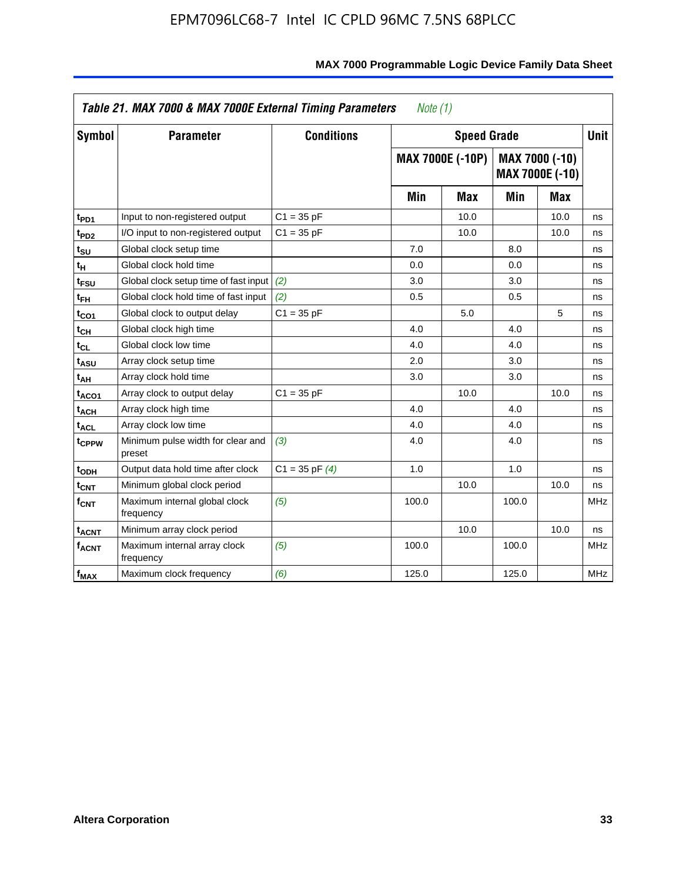**Table 21. MAX 7000 & MAX 7000E External Timing Parameters** *Note (1)*

| Symbol | Parameter | Conditions | Speed Grade | | | | Unit |
|---|---|---|---|---|---|---|---|
| | | | MAX 7000E (-10P) | | MAX 7000 (-10) MAX 7000E (-10) | | |
| | | | Min | Max | Min | Max | |
| $t_{PD1}$ | Input to non-registered output | C1 = 35 pF | | 10.0 | | 10.0 | ns |
| $t_{PD2}$ | I/O input to non-registered output | C1 = 35 pF | | 10.0 | | 10.0 | ns |
| $t_{SU}$ | Global clock setup time | | 7.0 | | 8.0 | | ns |
| $t_{H}$ | Global clock hold time | | 0.0 | | 0.0 | | ns |
| $t_{FSU}$ | Global clock setup time of fast input | *(2)* | 3.0 | | 3.0 | | ns |
| $t_{FH}$ | Global clock hold time of fast input | *(2)* | 0.5 | | 0.5 | | ns |
| $t_{CO1}$ | Global clock to output delay | C1 = 35 pF | | 5.0 | | 5 | ns |
| $t_{CH}$ | Global clock high time | | 4.0 | | 4.0 | | ns |
| $t_{CL}$ | Global clock low time | | 4.0 | | 4.0 | | ns |
| $t_{ASU}$ | Array clock setup time | | 2.0 | | 3.0 | | ns |
| $t_{AH}$ | Array clock hold time | | 3.0 | | 3.0 | | ns |
| $t_{ACO1}$ | Array clock to output delay | C1 = 35 pF | | 10.0 | | 10.0 | ns |
| $t_{ACH}$ | Array clock high time | | 4.0 | | 4.0 | | ns |
| $t_{ACL}$ | Array clock low time | | 4.0 | | 4.0 | | ns |
| $t_{CPPW}$ | Minimum pulse width for clear and preset | *(3)* | 4.0 | | 4.0 | | ns |
| $t_{ODH}$ | Output data hold time after clock | C1 = 35 pF *(4)* | 1.0 | | 1.0 | | ns |
| $t_{CNT}$ | Minimum global clock period | | | 10.0 | | 10.0 | ns |
| $f_{CNT}$ | Maximum internal global clock frequency | *(5)* | 100.0 | | 100.0 | | MHz |
| $t_{ACNT}$ | Minimum array clock period | | | 10.0 | | 10.0 | ns |
| $f_{ACNT}$ | Maximum internal array clock frequency | *(5)* | 100.0 | | 100.0 | | MHz |
| $f_{MAX}$ | Maximum clock frequency | *(6)* | 125.0 | | 125.0 | | MHz |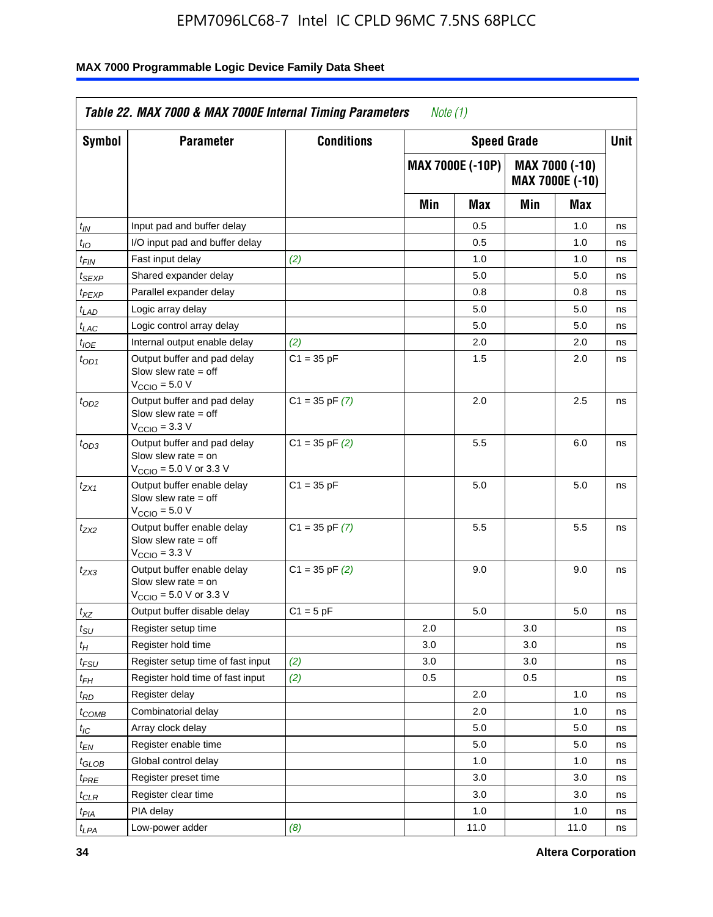**Table 22. MAX 7000 & MAX 7000E Internal Timing Parameters** *Note (1)*

| Symbol | Parameter | Conditions | Speed Grade | | | | Unit |
|---|---|---|---|---|---|---|---|
| | | | MAX 7000E (-10P) | | MAX 7000 (-10) MAX 7000E (-10) | | |
| | | | Min | Max | Min | Max | |
| $t_{IN}$ | Input pad and buffer delay | | | 0.5 | | 1.0 | ns |
| $t_{IO}$ | I/O input pad and buffer delay | | | 0.5 | | 1.0 | ns |
| $t_{FIN}$ | Fast input delay | *(2)* | | 1.0 | | 1.0 | ns |
| $t_{SEXP}$ | Shared expander delay | | | 5.0 | | 5.0 | ns |
| $t_{PEXP}$ | Parallel expander delay | | | 0.8 | | 0.8 | ns |
| $t_{LAD}$ | Logic array delay | | | 5.0 | | 5.0 | ns |
| $t_{LAC}$ | Logic control array delay | | | 5.0 | | 5.0 | ns |
| $t_{IOE}$ | Internal output enable delay | *(2)* | | 2.0 | | 2.0 | ns |
| $t_{OD1}$ | Output buffer and pad delay Slow slew rate = off $V_{CCIO}$ = 5.0 V | C1 = 35 pF | | 1.5 | | 2.0 | ns |
| $t_{OD2}$ | Output buffer and pad delay Slow slew rate = off $V_{CCIO}$ = 3.3 V | C1 = 35 pF *(7)* | | 2.0 | | 2.5 | ns |
| $t_{OD3}$ | Output buffer and pad delay Slow slew rate = on $V_{CCIO}$ = 5.0 V or 3.3 V | C1 = 35 pF *(2)* | | 5.5 | | 6.0 | ns |
| $t_{ZX1}$ | Output buffer enable delay Slow slew rate = off $V_{CCIO}$ = 5.0 V | C1 = 35 pF | | 5.0 | | 5.0 | ns |
| $t_{ZX2}$ | Output buffer enable delay Slow slew rate = off $V_{CCIO}$ = 3.3 V | C1 = 35 pF *(7)* | | 5.5 | | 5.5 | ns |
| $t_{ZX3}$ | Output buffer enable delay Slow slew rate = on $V_{CCIO}$ = 5.0 V or 3.3 V | C1 = 35 pF *(2)* | | 9.0 | | 9.0 | ns |
| $t_{XZ}$ | Output buffer disable delay | C1 = 5 pF | | 5.0 | | 5.0 | ns |
| $t_{SU}$ | Register setup time | | 2.0 | | 3.0 | | ns |
| $t_{H}$ | Register hold time | | 3.0 | | 3.0 | | ns |
| $t_{FSU}$ | Register setup time of fast input | *(2)* | 3.0 | | 3.0 | | ns |
| $t_{FH}$ | Register hold time of fast input | *(2)* | 0.5 | | 0.5 | | ns |
| $t_{RD}$ | Register delay | | | 2.0 | | 1.0 | ns |
| $t_{COMB}$ | Combinatorial delay | | | 2.0 | | 1.0 | ns |
| $t_{IC}$ | Array clock delay | | | 5.0 | | 5.0 | ns |
| $t_{EN}$ | Register enable time | | | 5.0 | | 5.0 | ns |
| $t_{GLOB}$ | Global control delay | | | 1.0 | | 1.0 | ns |
| $t_{PRE}$ | Register preset time | | | 3.0 | | 3.0 | ns |
| $t_{CLR}$ | Register clear time | | | 3.0 | | 3.0 | ns |
| $t_{PIA}$ | PIA delay | | | 1.0 | | 1.0 | ns |
| $t_{LPA}$ | Low-power adder | *(8)* | | 11.0 | | 11.0 | ns |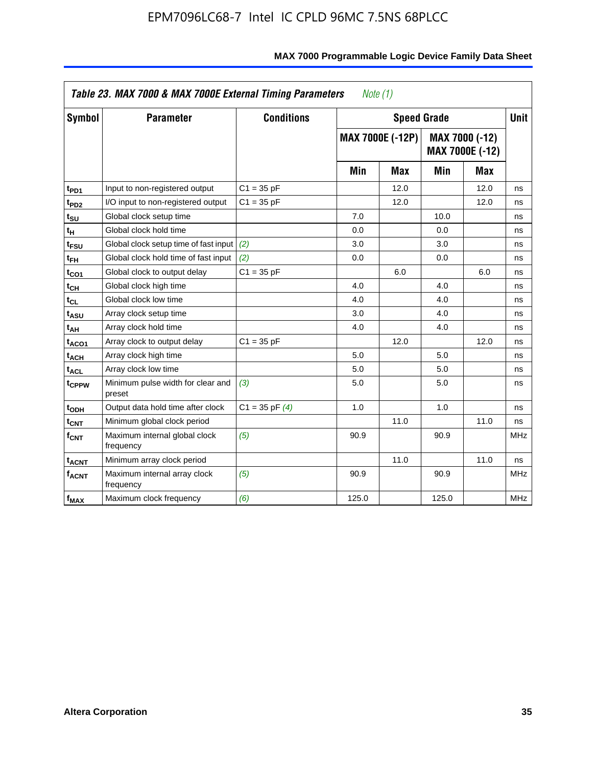**Table 23. MAX 7000 & MAX 7000E External Timing Parameters** *Note (1)*

| Symbol | Parameter | Conditions | Speed Grade | | | | Unit |
|---|---|---|---|---|---|---|---|
| | | | MAX 7000E (-12P) | | MAX 7000 (-12) MAX 7000E (-12) | | |
| | | | Min | Max | Min | Max | |
| $t_{PD1}$ | Input to non-registered output | C1 = 35 pF | | 12.0 | | 12.0 | ns |
| $t_{PD2}$ | I/O input to non-registered output | C1 = 35 pF | | 12.0 | | 12.0 | ns |
| $t_{SU}$ | Global clock setup time | | 7.0 | | 10.0 | | ns |
| $t_{H}$ | Global clock hold time | | 0.0 | | 0.0 | | ns |
| $t_{FSU}$ | Global clock setup time of fast input | *(2)* | 3.0 | | 3.0 | | ns |
| $t_{FH}$ | Global clock hold time of fast input | *(2)* | 0.0 | | 0.0 | | ns |
| $t_{CO1}$ | Global clock to output delay | C1 = 35 pF | | 6.0 | | 6.0 | ns |
| $t_{CH}$ | Global clock high time | | 4.0 | | 4.0 | | ns |
| $t_{CL}$ | Global clock low time | | 4.0 | | 4.0 | | ns |
| $t_{ASU}$ | Array clock setup time | | 3.0 | | 4.0 | | ns |
| $t_{AH}$ | Array clock hold time | | 4.0 | | 4.0 | | ns |
| $t_{ACO1}$ | Array clock to output delay | C1 = 35 pF | | 12.0 | | 12.0 | ns |
| $t_{ACH}$ | Array clock high time | | 5.0 | | 5.0 | | ns |
| $t_{ACL}$ | Array clock low time | | 5.0 | | 5.0 | | ns |
| $t_{CPPW}$ | Minimum pulse width for clear and preset | *(3)* | 5.0 | | 5.0 | | ns |
| $t_{ODH}$ | Output data hold time after clock | C1 = 35 pF *(4)* | 1.0 | | 1.0 | | ns |
| $t_{CNT}$ | Minimum global clock period | | | 11.0 | | 11.0 | ns |
| $f_{CNT}$ | Maximum internal global clock frequency | *(5)* | 90.9 | | 90.9 | | MHz |
| $t_{ACNT}$ | Minimum array clock period | | | 11.0 | | 11.0 | ns |
| $f_{ACNT}$ | Maximum internal array clock frequency | *(5)* | 90.9 | | 90.9 | | MHz |
| $f_{MAX}$ | Maximum clock frequency | *(6)* | 125.0 | | 125.0 | | MHz |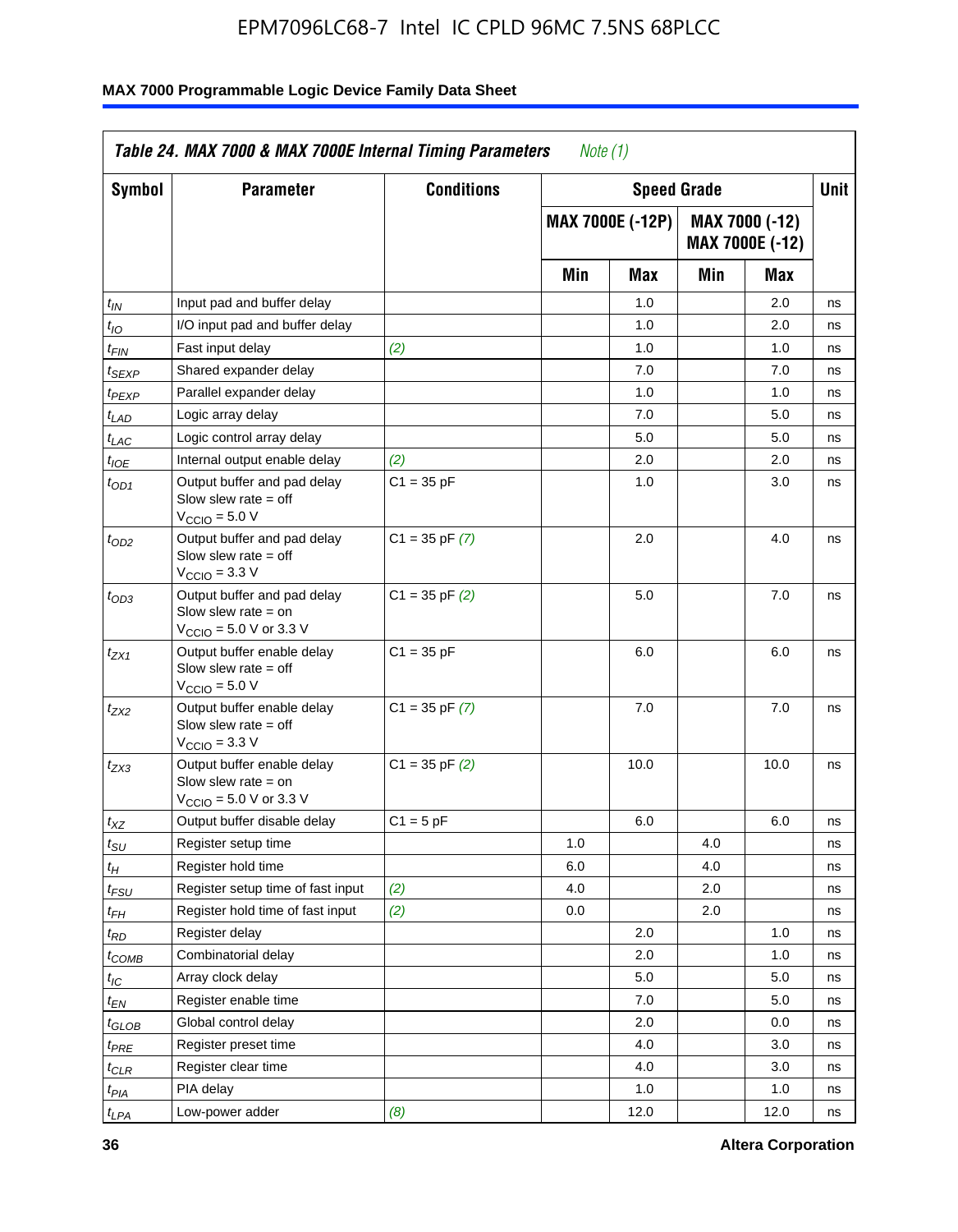# Table 24. MAX 7000 & MAX 7000E Internal Timing Parameters *Note (1)*

| Symbol | Parameter | Conditions | Speed Grade | | | | Unit |
|---|---|---|---|---|---|---|---|
| | | | MAX 7000E (-12P) | | MAX 7000 (-12) MAX 7000E (-12) | | |
| | | | Min | Max | Min | Max | |
| $t_{IN}$ | Input pad and buffer delay | | | 1.0 | | 2.0 | ns |
| $t_{IO}$ | I/O input pad and buffer delay | | | 1.0 | | 2.0 | ns |
| $t_{FIN}$ | Fast input delay | *(2)* | | 1.0 | | 1.0 | ns |
| $t_{SEXP}$ | Shared expander delay | | | 7.0 | | 7.0 | ns |
| $t_{PEXP}$ | Parallel expander delay | | | 1.0 | | 1.0 | ns |
| $t_{LAD}$ | Logic array delay | | | 7.0 | | 5.0 | ns |
| $t_{LAC}$ | Logic control array delay | | | 5.0 | | 5.0 | ns |
| $t_{IOE}$ | Internal output enable delay | *(2)* | | 2.0 | | 2.0 | ns |
| $t_{OD1}$ | Output buffer and pad delay Slow slew rate = off $V_{CCIO}$ = 5.0 V | C1 = 35 pF | | 1.0 | | 3.0 | ns |
| $t_{OD2}$ | Output buffer and pad delay Slow slew rate = off $V_{CCIO}$ = 3.3 V | C1 = 35 pF *(7)* | | 2.0 | | 4.0 | ns |
| $t_{OD3}$ | Output buffer and pad delay Slow slew rate = on $V_{CCIO}$ = 5.0 V or 3.3 V | C1 = 35 pF *(2)* | | 5.0 | | 7.0 | ns |
| $t_{ZX1}$ | Output buffer enable delay Slow slew rate = off $V_{CCIO}$ = 5.0 V | C1 = 35 pF | | 6.0 | | 6.0 | ns |
| $t_{ZX2}$ | Output buffer enable delay Slow slew rate = off $V_{CCIO}$ = 3.3 V | C1 = 35 pF *(7)* | | 7.0 | | 7.0 | ns |
| $t_{ZX3}$ | Output buffer enable delay Slow slew rate = on $V_{CCIO}$ = 5.0 V or 3.3 V | C1 = 35 pF *(2)* | | 10.0 | | 10.0 | ns |
| $t_{XZ}$ | Output buffer disable delay | C1 = 5 pF | | 6.0 | | 6.0 | ns |
| $t_{SU}$ | Register setup time | | 1.0 | | 4.0 | | ns |
| $t_{H}$ | Register hold time | | 6.0 | | 4.0 | | ns |
| $t_{FSU}$ | Register setup time of fast input | *(2)* | 4.0 | | 2.0 | | ns |
| $t_{FH}$ | Register hold time of fast input | *(2)* | 0.0 | | 2.0 | | ns |
| $t_{RD}$ | Register delay | | | 2.0 | | 1.0 | ns |
| $t_{COMB}$ | Combinatorial delay | | | 2.0 | | 1.0 | ns |
| $t_{IC}$ | Array clock delay | | | 5.0 | | 5.0 | ns |
| $t_{EN}$ | Register enable time | | | 7.0 | | 5.0 | ns |
| $t_{GLOB}$ | Global control delay | | | 2.0 | | 0.0 | ns |
| $t_{PRE}$ | Register preset time | | | 4.0 | | 3.0 | ns |
| $t_{CLR}$ | Register clear time | | | 4.0 | | 3.0 | ns |
| $t_{PIA}$ | PIA delay | | | 1.0 | | 1.0 | ns |
| $t_{LPA}$ | Low-power adder | *(8)* | | 12.0 | | 12.0 | ns |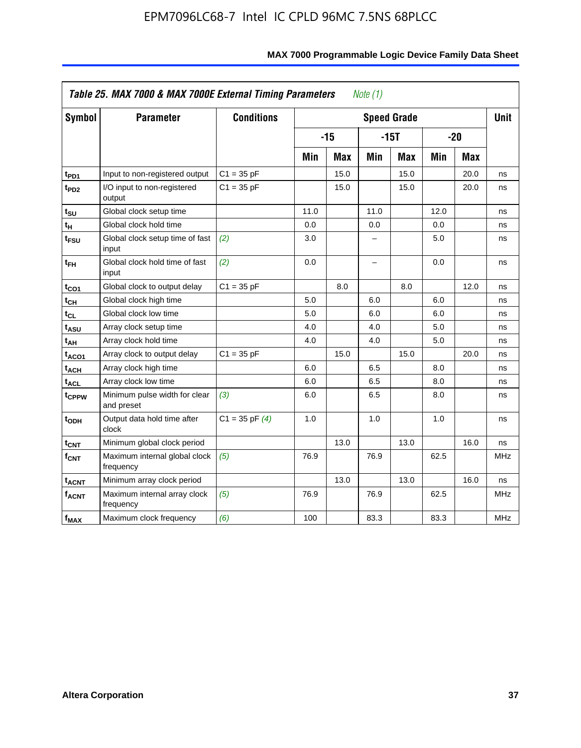**Table 25. MAX 7000 & MAX 7000E External Timing Parameters** *Note (1)*

| Symbol | Parameter | Conditions | Speed Grade | | | | | | Unit |
|---|---|---|---|---|---|---|---|---|---|
| | | | -15 | | -15T | | -20 | | |
| | | | Min | Max | Min | Max | Min | Max | |
| $t_{PD1}$ | Input to non-registered output | C1 = 35 pF | | 15.0 | | 15.0 | | 20.0 | ns |
| $t_{PD2}$ | I/O input to non-registered output | C1 = 35 pF | | 15.0 | | 15.0 | | 20.0 | ns |
| $t_{SU}$ | Global clock setup time | | 11.0 | | 11.0 | | 12.0 | | ns |
| $t_{H}$ | Global clock hold time | | 0.0 | | 0.0 | | 0.0 | | ns |
| $t_{FSU}$ | Global clock setup time of fast input | *(2)* | 3.0 | | – | | 5.0 | | ns |
| $t_{FH}$ | Global clock hold time of fast input | *(2)* | 0.0 | | – | | 0.0 | | ns |
| $t_{CO1}$ | Global clock to output delay | C1 = 35 pF | | 8.0 | | 8.0 | | 12.0 | ns |
| $t_{CH}$ | Global clock high time | | 5.0 | | 6.0 | | 6.0 | | ns |
| $t_{CL}$ | Global clock low time | | 5.0 | | 6.0 | | 6.0 | | ns |
| $t_{ASU}$ | Array clock setup time | | 4.0 | | 4.0 | | 5.0 | | ns |
| $t_{AH}$ | Array clock hold time | | 4.0 | | 4.0 | | 5.0 | | ns |
| $t_{ACO1}$ | Array clock to output delay | C1 = 35 pF | | 15.0 | | 15.0 | | 20.0 | ns |
| $t_{ACH}$ | Array clock high time | | 6.0 | | 6.5 | | 8.0 | | ns |
| $t_{ACL}$ | Array clock low time | | 6.0 | | 6.5 | | 8.0 | | ns |
| $t_{CPPW}$ | Minimum pulse width for clear and preset | *(3)* | 6.0 | | 6.5 | | 8.0 | | ns |
| $t_{ODH}$ | Output data hold time after clock | C1 = 35 pF *(4)* | 1.0 | | 1.0 | | 1.0 | | ns |
| $t_{CNT}$ | Minimum global clock period | | | 13.0 | | 13.0 | | 16.0 | ns |
| $f_{CNT}$ | Maximum internal global clock frequency | *(5)* | 76.9 | | 76.9 | | 62.5 | | MHz |
| $t_{ACNT}$ | Minimum array clock period | | | 13.0 | | 13.0 | | 16.0 | ns |
| $f_{ACNT}$ | Maximum internal array clock frequency | *(5)* | 76.9 | | 76.9 | | 62.5 | | MHz |
| $f_{MAX}$ | Maximum clock frequency | *(6)* | 100 | | 83.3 | | 83.3 | | MHz |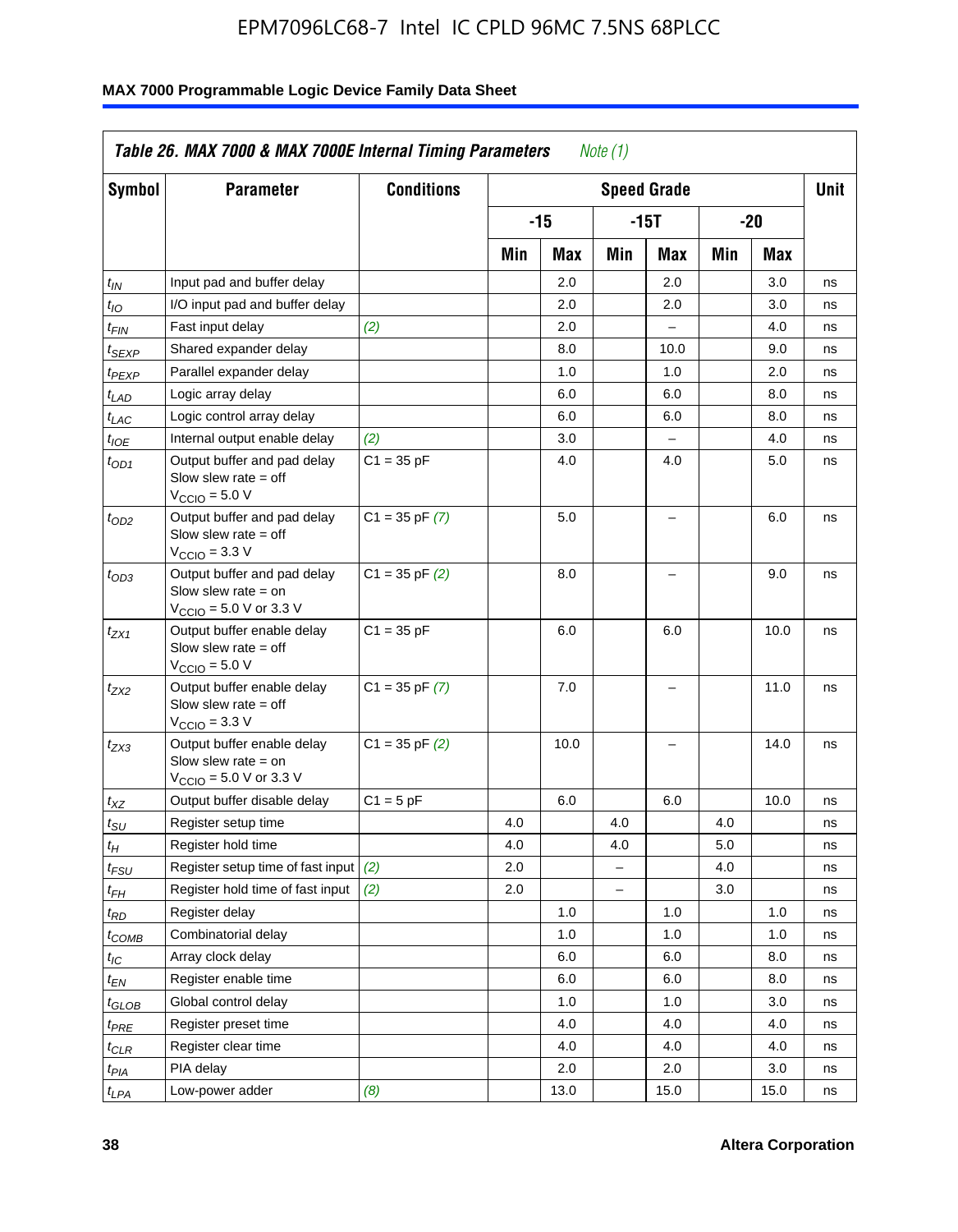**Table 26. MAX 7000 & MAX 7000E Internal Timing Parameters** *Note (1)*

| Symbol | Parameter | Conditions | Speed Grade | | | | | | Unit |
|---|---|---|---|---|---|---|---|---|---|
| | | | -15 | | -15T | | -20 | | |
| | | | Min | Max | Min | Max | Min | Max | |
| $t_{IN}$ | Input pad and buffer delay | | | 2.0 | | 2.0 | | 3.0 | ns |
| $t_{IO}$ | I/O input pad and buffer delay | | | 2.0 | | 2.0 | | 3.0 | ns |
| $t_{FIN}$ | Fast input delay | *(2)* | | 2.0 | | – | | 4.0 | ns |
| $t_{SEXP}$ | Shared expander delay | | | 8.0 | | 10.0 | | 9.0 | ns |
| $t_{PEXP}$ | Parallel expander delay | | | 1.0 | | 1.0 | | 2.0 | ns |
| $t_{LAD}$ | Logic array delay | | | 6.0 | | 6.0 | | 8.0 | ns |
| $t_{LAC}$ | Logic control array delay | | | 6.0 | | 6.0 | | 8.0 | ns |
| $t_{IOE}$ | Internal output enable delay | *(2)* | | 3.0 | | – | | 4.0 | ns |
| $t_{OD1}$ | Output buffer and pad delay Slow slew rate = off $V_{CCIO}$ = 5.0 V | C1 = 35 pF | | 4.0 | | 4.0 | | 5.0 | ns |
| $t_{OD2}$ | Output buffer and pad delay Slow slew rate = off $V_{CCIO}$ = 3.3 V | C1 = 35 pF *(7)* | | 5.0 | | – | | 6.0 | ns |
| $t_{OD3}$ | Output buffer and pad delay Slow slew rate = on $V_{CCIO}$ = 5.0 V or 3.3 V | C1 = 35 pF *(2)* | | 8.0 | | – | | 9.0 | ns |
| $t_{ZX1}$ | Output buffer enable delay Slow slew rate = off $V_{CCIO}$ = 5.0 V | C1 = 35 pF | | 6.0 | | 6.0 | | 10.0 | ns |
| $t_{ZX2}$ | Output buffer enable delay Slow slew rate = off $V_{CCIO}$ = 3.3 V | C1 = 35 pF *(7)* | | 7.0 | | – | | 11.0 | ns |
| $t_{ZX3}$ | Output buffer enable delay Slow slew rate = on $V_{CCIO}$ = 5.0 V or 3.3 V | C1 = 35 pF *(2)* | | 10.0 | | – | | 14.0 | ns |
| $t_{XZ}$ | Output buffer disable delay | C1 = 5 pF | | 6.0 | | 6.0 | | 10.0 | ns |
| $t_{SU}$ | Register setup time | | 4.0 | | 4.0 | | 4.0 | | ns |
| $t_{H}$ | Register hold time | | 4.0 | | 4.0 | | 5.0 | | ns |
| $t_{FSU}$ | Register setup time of fast input | *(2)* | 2.0 | | – | | 4.0 | | ns |
| $t_{FH}$ | Register hold time of fast input | *(2)* | 2.0 | | – | | 3.0 | | ns |
| $t_{RD}$ | Register delay | | | 1.0 | | 1.0 | | 1.0 | ns |
| $t_{COMB}$ | Combinatorial delay | | | 1.0 | | 1.0 | | 1.0 | ns |
| $t_{IC}$ | Array clock delay | | | 6.0 | | 6.0 | | 8.0 | ns |
| $t_{EN}$ | Register enable time | | | 6.0 | | 6.0 | | 8.0 | ns |
| $t_{GLOB}$ | Global control delay | | | 1.0 | | 1.0 | | 3.0 | ns |
| $t_{PRE}$ | Register preset time | | | 4.0 | | 4.0 | | 4.0 | ns |
| $t_{CLR}$ | Register clear time | | | 4.0 | | 4.0 | | 4.0 | ns |
| $t_{PIA}$ | PIA delay | | | 2.0 | | 2.0 | | 3.0 | ns |
| $t_{LPA}$ | Low-power adder | *(8)* | | 13.0 | | 15.0 | | 15.0 | ns |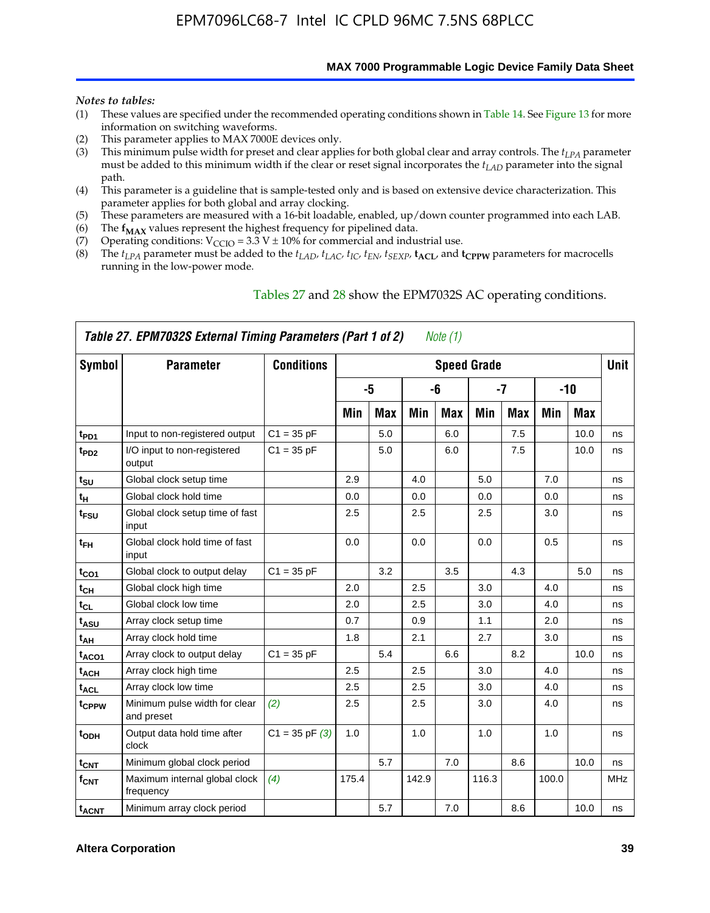*Notes to tables:*

(1) These values are specified under the recommended operating conditions shown in Table 14. See Figure 13 for more information on switching waveforms.
(2) This parameter applies to MAX 7000E devices only.
(3) This minimum pulse width for preset and clear applies for both global clear and array controls. The $t_{LPA}$ parameter must be added to this minimum width if the clear or reset signal incorporates the $t_{LAD}$ parameter into the signal path.
(4) This parameter is a guideline that is sample-tested only and is based on extensive device characterization. This parameter applies for both global and array clocking.
(5) These parameters are measured with a 16-bit loadable, enabled, up/down counter programmed into each LAB.
(6) The $\mathbf{f_{MAX}}$ values represent the highest frequency for pipelined data.
(7) Operating conditions: $V_{CCIO}$ = 3.3 V ± 10% for commercial and industrial use.
(8) The $t_{LPA}$ parameter must be added to the $t_{LAD}$, $t_{LAC}$, $t_{IC}$, $t_{EN}$, $t_{SEXP}$, $\mathbf{t_{ACL}}$, and $\mathbf{t_{CPPW}}$ parameters for macrocells running in the low-power mode.

Tables 27 and 28 show the EPM7032S AC operating conditions.

**Table 27. EPM7032S External Timing Parameters (Part 1 of 2)** *Note (1)*

| Symbol | Parameter | Conditions | Speed Grade | | | | | | | | Unit |
|---|---|---|---|---|---|---|---|---|---|---|---|
| | | | -5 | | -6 | | -7 | | -10 | | |
| | | | Min | Max | Min | Max | Min | Max | Min | Max | |
| $t_{PD1}$ | Input to non-registered output | C1 = 35 pF | | 5.0 | | 6.0 | | 7.5 | | 10.0 | ns |
| $t_{PD2}$ | I/O input to non-registered output | C1 = 35 pF | | 5.0 | | 6.0 | | 7.5 | | 10.0 | ns |
| $t_{SU}$ | Global clock setup time | | 2.9 | | 4.0 | | 5.0 | | 7.0 | | ns |
| $t_H$ | Global clock hold time | | 0.0 | | 0.0 | | 0.0 | | 0.0 | | ns |
| $t_{FSU}$ | Global clock setup time of fast input | | 2.5 | | 2.5 | | 2.5 | | 3.0 | | ns |
| $t_{FH}$ | Global clock hold time of fast input | | 0.0 | | 0.0 | | 0.0 | | 0.5 | | ns |
| $t_{CO1}$ | Global clock to output delay | C1 = 35 pF | | 3.2 | | 3.5 | | 4.3 | | 5.0 | ns |
| $t_{CH}$ | Global clock high time | | 2.0 | | 2.5 | | 3.0 | | 4.0 | | ns |
| $t_{CL}$ | Global clock low time | | 2.0 | | 2.5 | | 3.0 | | 4.0 | | ns |
| $t_{ASU}$ | Array clock setup time | | 0.7 | | 0.9 | | 1.1 | | 2.0 | | ns |
| $t_{AH}$ | Array clock hold time | | 1.8 | | 2.1 | | 2.7 | | 3.0 | | ns |
| $t_{ACO1}$ | Array clock to output delay | C1 = 35 pF | | 5.4 | | 6.6 | | 8.2 | | 10.0 | ns |
| $t_{ACH}$ | Array clock high time | | 2.5 | | 2.5 | | 3.0 | | 4.0 | | ns |
| $t_{ACL}$ | Array clock low time | | 2.5 | | 2.5 | | 3.0 | | 4.0 | | ns |
| $t_{CPPW}$ | Minimum pulse width for clear and preset | *(2)* | 2.5 | | 2.5 | | 3.0 | | 4.0 | | ns |
| $t_{ODH}$ | Output data hold time after clock | C1 = 35 pF *(3)* | 1.0 | | 1.0 | | 1.0 | | 1.0 | | ns |
| $t_{CNT}$ | Minimum global clock period | | | 5.7 | | 7.0 | | 8.6 | | 10.0 | ns |
| $f_{CNT}$ | Maximum internal global clock frequency | *(4)* | 175.4 | | 142.9 | | 116.3 | | 100.0 | | MHz |
| $t_{ACNT}$ | Minimum array clock period | | | 5.7 | | 7.0 | | 8.6 | | 10.0 | ns |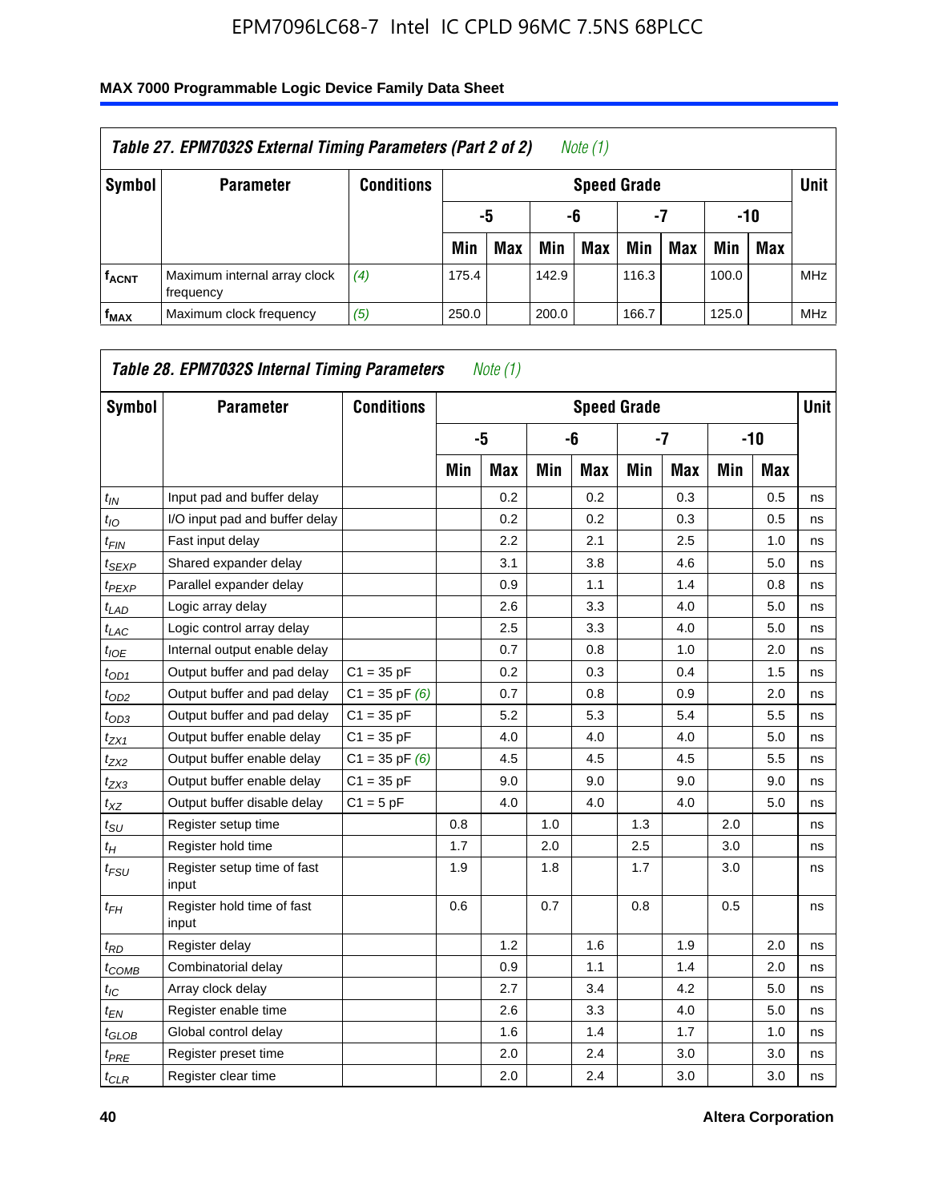**Table 27. EPM7032S External Timing Parameters (Part 2 of 2)** *Note (1)*

| Symbol | Parameter | Conditions | Speed Grade | | | | | | | | Unit |
|---|---|---|---|---|---|---|---|---|---|---|---|
| | | | -5 | | -6 | | -7 | | -10 | | |
| | | | Min | Max | Min | Max | Min | Max | Min | Max | |
| $f_{ACNT}$ | Maximum internal array clock frequency | *(4)* | 175.4 | | 142.9 | | 116.3 | | 100.0 | | MHz |
| $f_{MAX}$ | Maximum clock frequency | *(5)* | 250.0 | | 200.0 | | 166.7 | | 125.0 | | MHz |

**Table 28. EPM7032S Internal Timing Parameters** *Note (1)*

| Symbol | Parameter | Conditions | Speed Grade | | | | | | | | Unit |
|---|---|---|---|---|---|---|---|---|---|---|---|
| | | | -5 | | -6 | | -7 | | -10 | | |
| | | | Min | Max | Min | Max | Min | Max | Min | Max | |
| $t_{IN}$ | Input pad and buffer delay | | | 0.2 | | 0.2 | | 0.3 | | 0.5 | ns |
| $t_{IO}$ | I/O input pad and buffer delay | | | 0.2 | | 0.2 | | 0.3 | | 0.5 | ns |
| $t_{FIN}$ | Fast input delay | | | 2.2 | | 2.1 | | 2.5 | | 1.0 | ns |
| $t_{SEXP}$ | Shared expander delay | | | 3.1 | | 3.8 | | 4.6 | | 5.0 | ns |
| $t_{PEXP}$ | Parallel expander delay | | | 0.9 | | 1.1 | | 1.4 | | 0.8 | ns |
| $t_{LAD}$ | Logic array delay | | | 2.6 | | 3.3 | | 4.0 | | 5.0 | ns |
| $t_{LAC}$ | Logic control array delay | | | 2.5 | | 3.3 | | 4.0 | | 5.0 | ns |
| $t_{IOE}$ | Internal output enable delay | | | 0.7 | | 0.8 | | 1.0 | | 2.0 | ns |
| $t_{OD1}$ | Output buffer and pad delay | C1 = 35 pF | | 0.2 | | 0.3 | | 0.4 | | 1.5 | ns |
| $t_{OD2}$ | Output buffer and pad delay | C1 = 35 pF *(6)* | | 0.7 | | 0.8 | | 0.9 | | 2.0 | ns |
| $t_{OD3}$ | Output buffer and pad delay | C1 = 35 pF | | 5.2 | | 5.3 | | 5.4 | | 5.5 | ns |
| $t_{ZX1}$ | Output buffer enable delay | C1 = 35 pF | | 4.0 | | 4.0 | | 4.0 | | 5.0 | ns |
| $t_{ZX2}$ | Output buffer enable delay | C1 = 35 pF *(6)* | | 4.5 | | 4.5 | | 4.5 | | 5.5 | ns |
| $t_{ZX3}$ | Output buffer enable delay | C1 = 35 pF | | 9.0 | | 9.0 | | 9.0 | | 9.0 | ns |
| $t_{XZ}$ | Output buffer disable delay | C1 = 5 pF | | 4.0 | | 4.0 | | 4.0 | | 5.0 | ns |
| $t_{SU}$ | Register setup time | | 0.8 | | 1.0 | | 1.3 | | 2.0 | | ns |
| $t_{H}$ | Register hold time | | 1.7 | | 2.0 | | 2.5 | | 3.0 | | ns |
| $t_{FSU}$ | Register setup time of fast input | | 1.9 | | 1.8 | | 1.7 | | 3.0 | | ns |
| $t_{FH}$ | Register hold time of fast input | | 0.6 | | 0.7 | | 0.8 | | 0.5 | | ns |
| $t_{RD}$ | Register delay | | | 1.2 | | 1.6 | | 1.9 | | 2.0 | ns |
| $t_{COMB}$ | Combinatorial delay | | | 0.9 | | 1.1 | | 1.4 | | 2.0 | ns |
| $t_{IC}$ | Array clock delay | | | 2.7 | | 3.4 | | 4.2 | | 5.0 | ns |
| $t_{EN}$ | Register enable time | | | 2.6 | | 3.3 | | 4.0 | | 5.0 | ns |
| $t_{GLOB}$ | Global control delay | | | 1.6 | | 1.4 | | 1.7 | | 1.0 | ns |
| $t_{PRE}$ | Register preset time | | | 2.0 | | 2.4 | | 3.0 | | 3.0 | ns |
| $t_{CLR}$ | Register clear time | | | 2.0 | | 2.4 | | 3.0 | | 3.0 | ns |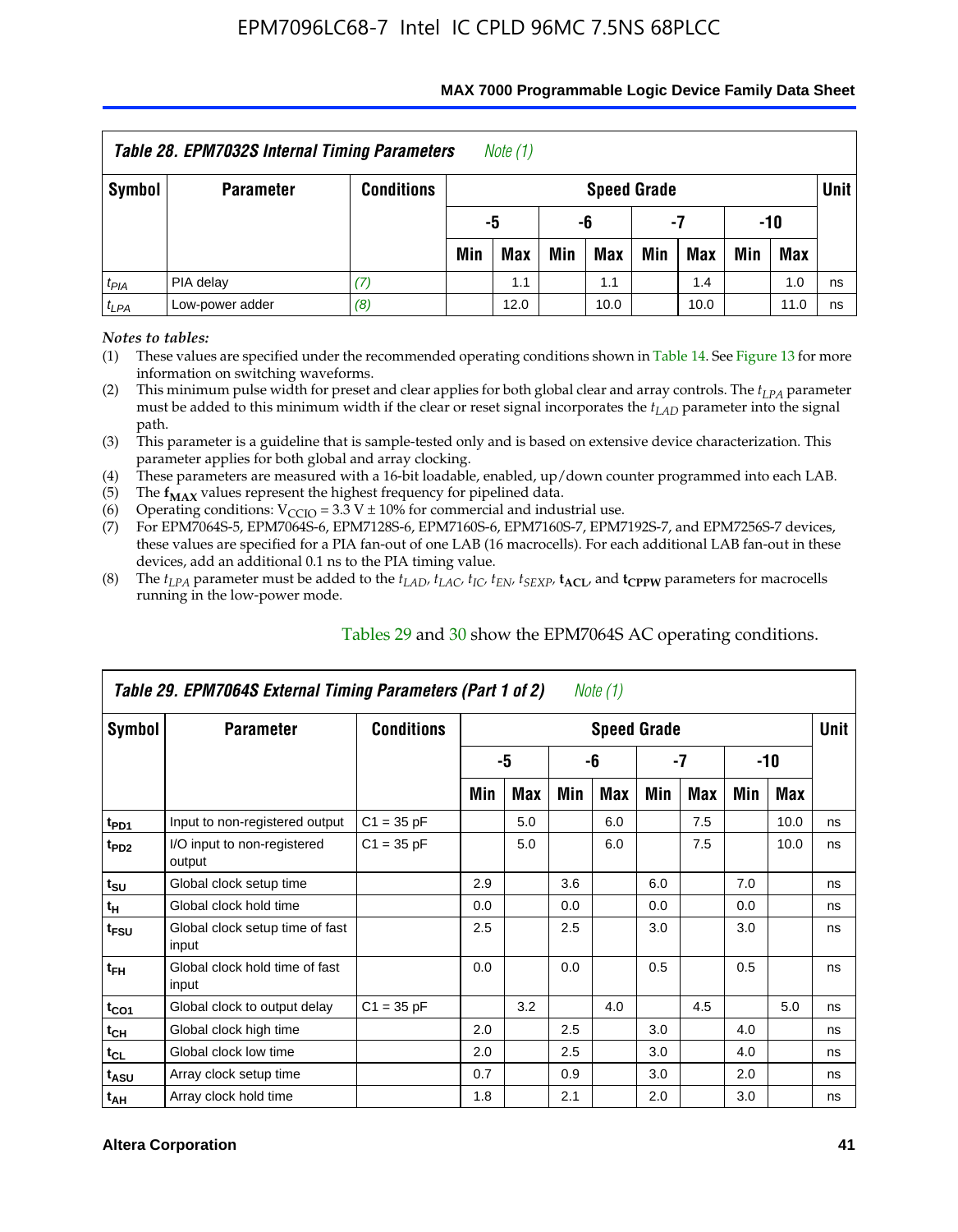| *Table 28. EPM7032S Internal Timing Parameters* *Note (1)* | | | | | | | | | | | |
|---|---|---|---|---|---|---|---|---|---|---|---|
| Symbol | Parameter | Conditions | Speed Grade | | | | | | | | Unit |
| | | | -5 | | -6 | | -7 | | -10 | | |
| | | | Min | Max | Min | Max | Min | Max | Min | Max | |
| $t_{PIA}$ | PIA delay | *(7)* | | 1.1 | | 1.1 | | 1.4 | | 1.0 | ns |
| $t_{LPA}$ | Low-power adder | *(8)* | | 12.0 | | 10.0 | | 10.0 | | 11.0 | ns |

*Notes to tables:*

(1) These values are specified under the recommended operating conditions shown in Table 14. See Figure 13 for more information on switching waveforms.

(2) This minimum pulse width for preset and clear applies for both global clear and array controls. The $t_{LPA}$ parameter must be added to this minimum width if the clear or reset signal incorporates the $t_{LAD}$ parameter into the signal path.

(3) This parameter is a guideline that is sample-tested only and is based on extensive device characterization. This parameter applies for both global and array clocking.

(4) These parameters are measured with a 16-bit loadable, enabled, up/down counter programmed into each LAB.

(5) The $\mathbf{f_{MAX}}$ values represent the highest frequency for pipelined data.

(6) Operating conditions: $V_{CCIO}$ = 3.3 V ± 10% for commercial and industrial use.

(7) For EPM7064S-5, EPM7064S-6, EPM7128S-6, EPM7160S-6, EPM7160S-7, EPM7192S-7, and EPM7256S-7 devices, these values are specified for a PIA fan-out of one LAB (16 macrocells). For each additional LAB fan-out in these devices, add an additional 0.1 ns to the PIA timing value.

(8) The $t_{LPA}$ parameter must be added to the $t_{LAD}$, $t_{LAC}$, $t_{IC}$, $t_{EN}$, $t_{SEXP}$, $\mathbf{t_{ACL}}$, and $\mathbf{t_{CPPW}}$ parameters for macrocells running in the low-power mode.

Tables 29 and 30 show the EPM7064S AC operating conditions.

| *Table 29. EPM7064S External Timing Parameters (Part 1 of 2)* *Note (1)* | | | | | | | | | | | |
|---|---|---|---|---|---|---|---|---|---|---|---|
| Symbol | Parameter | Conditions | Speed Grade | | | | | | | | Unit |
| | | | -5 | | -6 | | -7 | | -10 | | |
| | | | Min | Max | Min | Max | Min | Max | Min | Max | |
| $t_{PD1}$ | Input to non-registered output | C1 = 35 pF | | 5.0 | | 6.0 | | 7.5 | | 10.0 | ns |
| $t_{PD2}$ | I/O input to non-registered output | C1 = 35 pF | | 5.0 | | 6.0 | | 7.5 | | 10.0 | ns |
| $t_{SU}$ | Global clock setup time | | 2.9 | | 3.6 | | 6.0 | | 7.0 | | ns |
| $t_{H}$ | Global clock hold time | | 0.0 | | 0.0 | | 0.0 | | 0.0 | | ns |
| $t_{FSU}$ | Global clock setup time of fast input | | 2.5 | | 2.5 | | 3.0 | | 3.0 | | ns |
| $t_{FH}$ | Global clock hold time of fast input | | 0.0 | | 0.0 | | 0.5 | | 0.5 | | ns |
| $t_{CO1}$ | Global clock to output delay | C1 = 35 pF | | 3.2 | | 4.0 | | 4.5 | | 5.0 | ns |
| $t_{CH}$ | Global clock high time | | 2.0 | | 2.5 | | 3.0 | | 4.0 | | ns |
| $t_{CL}$ | Global clock low time | | 2.0 | | 2.5 | | 3.0 | | 4.0 | | ns |
| $t_{ASU}$ | Array clock setup time | | 0.7 | | 0.9 | | 3.0 | | 2.0 | | ns |
| $t_{AH}$ | Array clock hold time | | 1.8 | | 2.1 | | 2.0 | | 3.0 | | ns |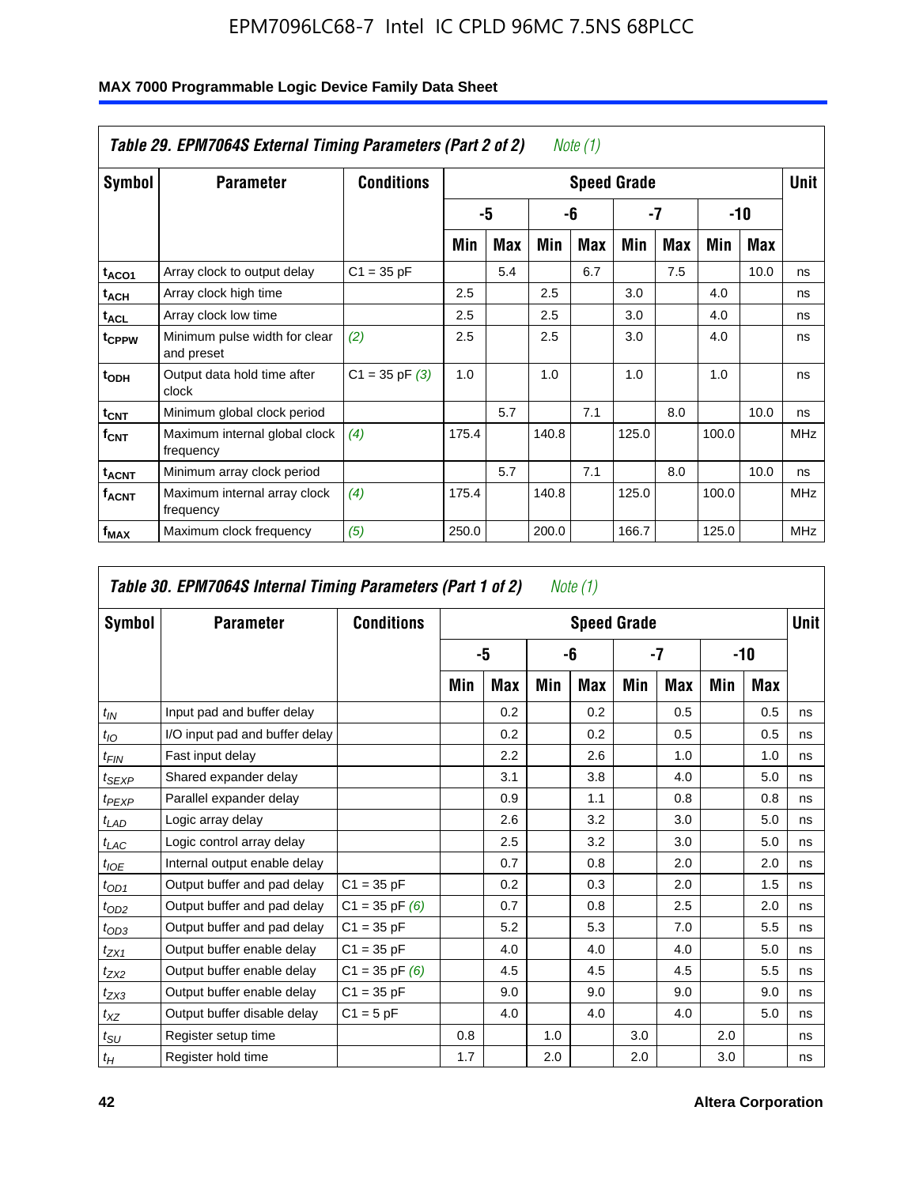**Table 29. EPM7064S External Timing Parameters (Part 2 of 2)** *Note (1)*

| Symbol | Parameter | Conditions | Speed Grade | | | | | | | | Unit |
|---|---|---|---|---|---|---|---|---|---|---|---|
| | | | -5 | | -6 | | -7 | | -10 | | |
| | | | Min | Max | Min | Max | Min | Max | Min | Max | |
| $t_{ACO1}$ | Array clock to output delay | C1 = 35 pF | | 5.4 | | 6.7 | | 7.5 | | 10.0 | ns |
| $t_{ACH}$ | Array clock high time | | 2.5 | | 2.5 | | 3.0 | | 4.0 | | ns |
| $t_{ACL}$ | Array clock low time | | 2.5 | | 2.5 | | 3.0 | | 4.0 | | ns |
| $t_{CPPW}$ | Minimum pulse width for clear and preset | *(2)* | 2.5 | | 2.5 | | 3.0 | | 4.0 | | ns |
| $t_{ODH}$ | Output data hold time after clock | C1 = 35 pF *(3)* | 1.0 | | 1.0 | | 1.0 | | 1.0 | | ns |
| $t_{CNT}$ | Minimum global clock period | | | 5.7 | | 7.1 | | 8.0 | | 10.0 | ns |
| $f_{CNT}$ | Maximum internal global clock frequency | *(4)* | 175.4 | | 140.8 | | 125.0 | | 100.0 | | MHz |
| $t_{ACNT}$ | Minimum array clock period | | | 5.7 | | 7.1 | | 8.0 | | 10.0 | ns |
| $f_{ACNT}$ | Maximum internal array clock frequency | *(4)* | 175.4 | | 140.8 | | 125.0 | | 100.0 | | MHz |
| $f_{MAX}$ | Maximum clock frequency | *(5)* | 250.0 | | 200.0 | | 166.7 | | 125.0 | | MHz |

**Table 30. EPM7064S Internal Timing Parameters (Part 1 of 2)** *Note (1)*

| Symbol | Parameter | Conditions | Speed Grade | | | | | | | | Unit |
|---|---|---|---|---|---|---|---|---|---|---|---|
| | | | -5 | | -6 | | -7 | | -10 | | |
| | | | Min | Max | Min | Max | Min | Max | Min | Max | |
| $t_{IN}$ | Input pad and buffer delay | | | 0.2 | | 0.2 | | 0.5 | | 0.5 | ns |
| $t_{IO}$ | I/O input pad and buffer delay | | | 0.2 | | 0.2 | | 0.5 | | 0.5 | ns |
| $t_{FIN}$ | Fast input delay | | | 2.2 | | 2.6 | | 1.0 | | 1.0 | ns |
| $t_{SEXP}$ | Shared expander delay | | | 3.1 | | 3.8 | | 4.0 | | 5.0 | ns |
| $t_{PEXP}$ | Parallel expander delay | | | 0.9 | | 1.1 | | 0.8 | | 0.8 | ns |
| $t_{LAD}$ | Logic array delay | | | 2.6 | | 3.2 | | 3.0 | | 5.0 | ns |
| $t_{LAC}$ | Logic control array delay | | | 2.5 | | 3.2 | | 3.0 | | 5.0 | ns |
| $t_{IOE}$ | Internal output enable delay | | | 0.7 | | 0.8 | | 2.0 | | 2.0 | ns |
| $t_{OD1}$ | Output buffer and pad delay | C1 = 35 pF | | 0.2 | | 0.3 | | 2.0 | | 1.5 | ns |
| $t_{OD2}$ | Output buffer and pad delay | C1 = 35 pF *(6)* | | 0.7 | | 0.8 | | 2.5 | | 2.0 | ns |
| $t_{OD3}$ | Output buffer and pad delay | C1 = 35 pF | | 5.2 | | 5.3 | | 7.0 | | 5.5 | ns |
| $t_{ZX1}$ | Output buffer enable delay | C1 = 35 pF | | 4.0 | | 4.0 | | 4.0 | | 5.0 | ns |
| $t_{ZX2}$ | Output buffer enable delay | C1 = 35 pF *(6)* | | 4.5 | | 4.5 | | 4.5 | | 5.5 | ns |
| $t_{ZX3}$ | Output buffer enable delay | C1 = 35 pF | | 9.0 | | 9.0 | | 9.0 | | 9.0 | ns |
| $t_{XZ}$ | Output buffer disable delay | C1 = 5 pF | | 4.0 | | 4.0 | | 4.0 | | 5.0 | ns |
| $t_{SU}$ | Register setup time | | 0.8 | | 1.0 | | 3.0 | | 2.0 | | ns |
| $t_{H}$ | Register hold time | | 1.7 | | 2.0 | | 2.0 | | 3.0 | | ns |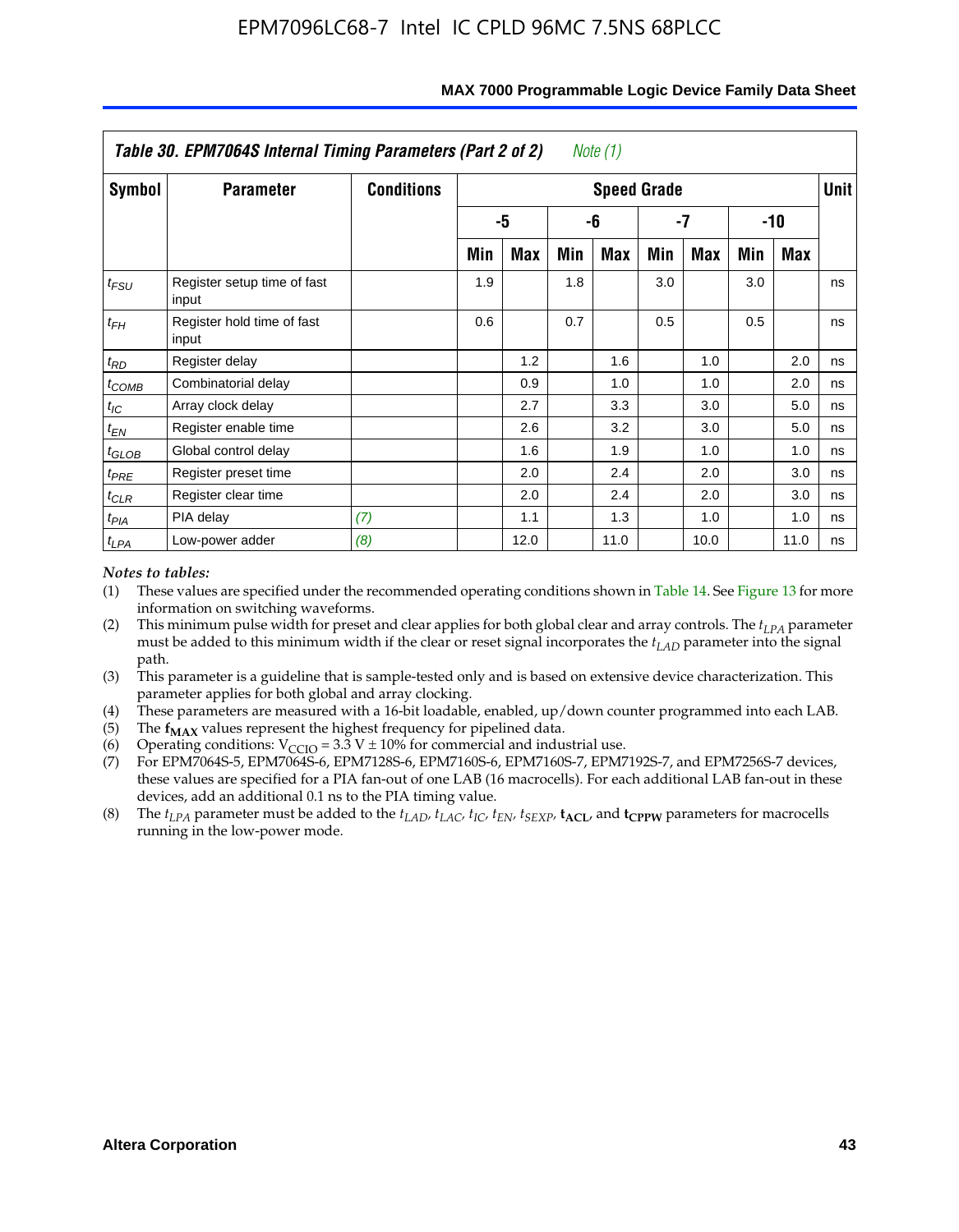**Table 30. EPM7064S Internal Timing Parameters (Part 2 of 2)** *Note (1)*

| Symbol | Parameter | Conditions | Speed Grade | | | | | | | | Unit |
|---|---|---|---|---|---|---|---|---|---|---|---|
| | | | -5 | | -6 | | -7 | | -10 | | |
| | | | Min | Max | Min | Max | Min | Max | Min | Max | |
| $t_{FSU}$ | Register setup time of fast input | | 1.9 | | 1.8 | | 3.0 | | 3.0 | | ns |
| $t_{FH}$ | Register hold time of fast input | | 0.6 | | 0.7 | | 0.5 | | 0.5 | | ns |
| $t_{RD}$ | Register delay | | | 1.2 | | 1.6 | | 1.0 | | 2.0 | ns |
| $t_{COMB}$ | Combinatorial delay | | | 0.9 | | 1.0 | | 1.0 | | 2.0 | ns |
| $t_{IC}$ | Array clock delay | | | 2.7 | | 3.3 | | 3.0 | | 5.0 | ns |
| $t_{EN}$ | Register enable time | | | 2.6 | | 3.2 | | 3.0 | | 5.0 | ns |
| $t_{GLOB}$ | Global control delay | | | 1.6 | | 1.9 | | 1.0 | | 1.0 | ns |
| $t_{PRE}$ | Register preset time | | | 2.0 | | 2.4 | | 2.0 | | 3.0 | ns |
| $t_{CLR}$ | Register clear time | | | 2.0 | | 2.4 | | 2.0 | | 3.0 | ns |
| $t_{PIA}$ | PIA delay | *(7)* | | 1.1 | | 1.3 | | 1.0 | | 1.0 | ns |
| $t_{LPA}$ | Low-power adder | *(8)* | | 12.0 | | 11.0 | | 10.0 | | 11.0 | ns |

*Notes to tables:*

(1) These values are specified under the recommended operating conditions shown in Table 14. See Figure 13 for more information on switching waveforms.

(2) This minimum pulse width for preset and clear applies for both global clear and array controls. The $t_{LPA}$ parameter must be added to this minimum width if the clear or reset signal incorporates the $t_{LAD}$ parameter into the signal path.

(3) This parameter is a guideline that is sample-tested only and is based on extensive device characterization. This parameter applies for both global and array clocking.

(4) These parameters are measured with a 16-bit loadable, enabled, up/down counter programmed into each LAB.

(5) The $\mathbf{f_{MAX}}$ values represent the highest frequency for pipelined data.

(6) Operating conditions: $V_{CCIO} = 3.3$ V ± 10% for commercial and industrial use.

(7) For EPM7064S-5, EPM7064S-6, EPM7128S-6, EPM7160S-6, EPM7160S-7, EPM7192S-7, and EPM7256S-7 devices, these values are specified for a PIA fan-out of one LAB (16 macrocells). For each additional LAB fan-out in these devices, add an additional 0.1 ns to the PIA timing value.

(8) The $t_{LPA}$ parameter must be added to the $t_{LAD}$, $t_{LAC}$, $t_{IC}$, $t_{EN}$, $t_{SEXP}$, $\mathbf{t_{ACL}}$, and $\mathbf{t_{CPPW}}$ parameters for macrocells running in the low-power mode.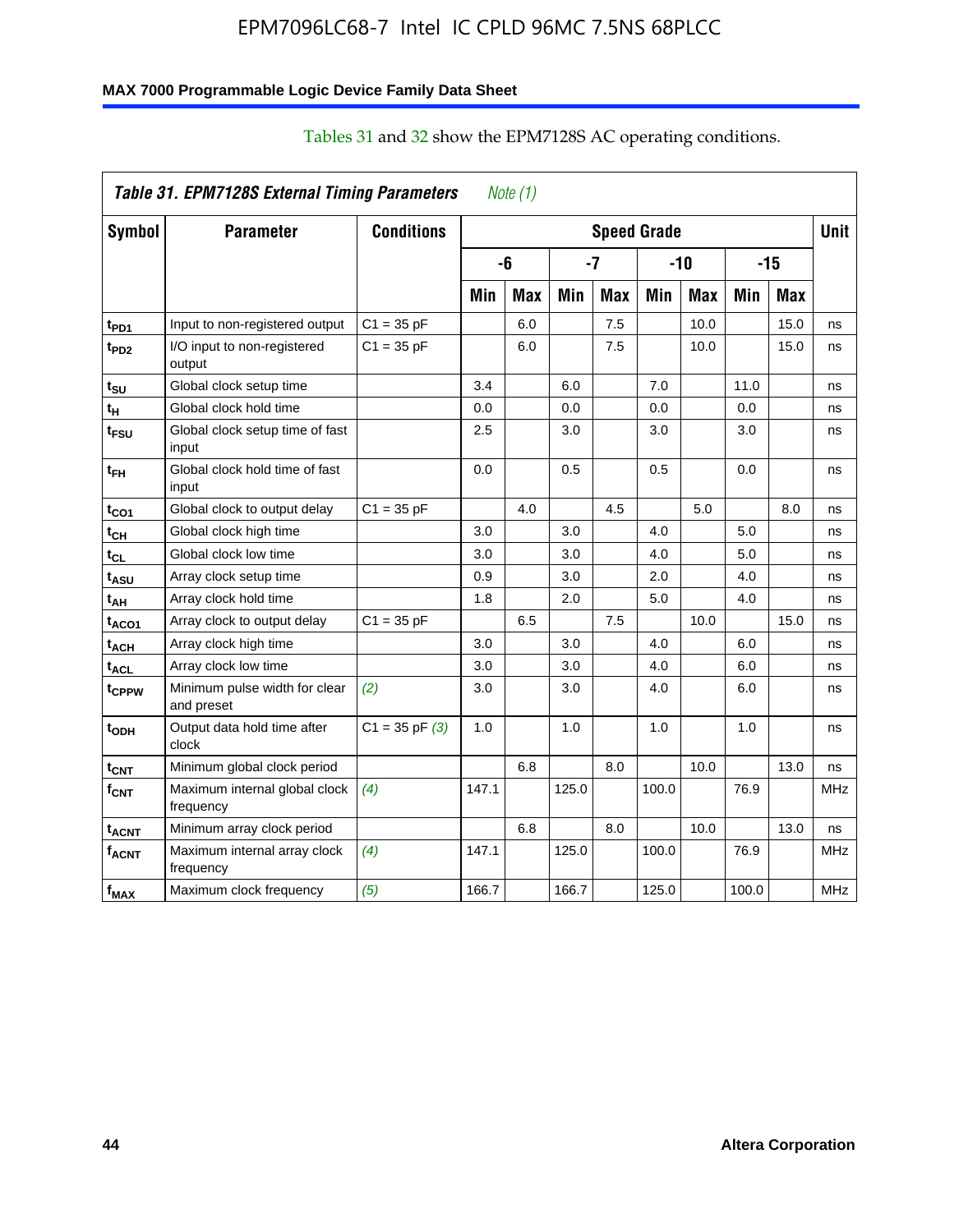Tables 31 and 32 show the EPM7128S AC operating conditions.

*Table 31. EPM7128S External Timing Parameters Note (1)*

| Symbol | Parameter | Conditions | Speed Grade | | | | | | | | Unit |
|---|---|---|---|---|---|---|---|---|---|---|---|
| | | | -6 | | -7 | | -10 | | -15 | | |
| | | | Min | Max | Min | Max | Min | Max | Min | Max | |
| $t_{PD1}$ | Input to non-registered output | C1 = 35 pF | | 6.0 | | 7.5 | | 10.0 | | 15.0 | ns |
| $t_{PD2}$ | I/O input to non-registered output | C1 = 35 pF | | 6.0 | | 7.5 | | 10.0 | | 15.0 | ns |
| $t_{SU}$ | Global clock setup time | | 3.4 | | 6.0 | | 7.0 | | 11.0 | | ns |
| $t_{H}$ | Global clock hold time | | 0.0 | | 0.0 | | 0.0 | | 0.0 | | ns |
| $t_{FSU}$ | Global clock setup time of fast input | | 2.5 | | 3.0 | | 3.0 | | 3.0 | | ns |
| $t_{FH}$ | Global clock hold time of fast input | | 0.0 | | 0.5 | | 0.5 | | 0.0 | | ns |
| $t_{CO1}$ | Global clock to output delay | C1 = 35 pF | | 4.0 | | 4.5 | | 5.0 | | 8.0 | ns |
| $t_{CH}$ | Global clock high time | | 3.0 | | 3.0 | | 4.0 | | 5.0 | | ns |
| $t_{CL}$ | Global clock low time | | 3.0 | | 3.0 | | 4.0 | | 5.0 | | ns |
| $t_{ASU}$ | Array clock setup time | | 0.9 | | 3.0 | | 2.0 | | 4.0 | | ns |
| $t_{AH}$ | Array clock hold time | | 1.8 | | 2.0 | | 5.0 | | 4.0 | | ns |
| $t_{ACO1}$ | Array clock to output delay | C1 = 35 pF | | 6.5 | | 7.5 | | 10.0 | | 15.0 | ns |
| $t_{ACH}$ | Array clock high time | | 3.0 | | 3.0 | | 4.0 | | 6.0 | | ns |
| $t_{ACL}$ | Array clock low time | | 3.0 | | 3.0 | | 4.0 | | 6.0 | | ns |
| $t_{CPPW}$ | Minimum pulse width for clear and preset | *(2)* | 3.0 | | 3.0 | | 4.0 | | 6.0 | | ns |
| $t_{ODH}$ | Output data hold time after clock | C1 = 35 pF *(3)* | 1.0 | | 1.0 | | 1.0 | | 1.0 | | ns |
| $t_{CNT}$ | Minimum global clock period | | | 6.8 | | 8.0 | | 10.0 | | 13.0 | ns |
| $f_{CNT}$ | Maximum internal global clock frequency | *(4)* | 147.1 | | 125.0 | | 100.0 | | 76.9 | | MHz |
| $t_{ACNT}$ | Minimum array clock period | | | 6.8 | | 8.0 | | 10.0 | | 13.0 | ns |
| $f_{ACNT}$ | Maximum internal array clock frequency | *(4)* | 147.1 | | 125.0 | | 100.0 | | 76.9 | | MHz |
| $f_{MAX}$ | Maximum clock frequency | *(5)* | 166.7 | | 166.7 | | 125.0 | | 100.0 | | MHz |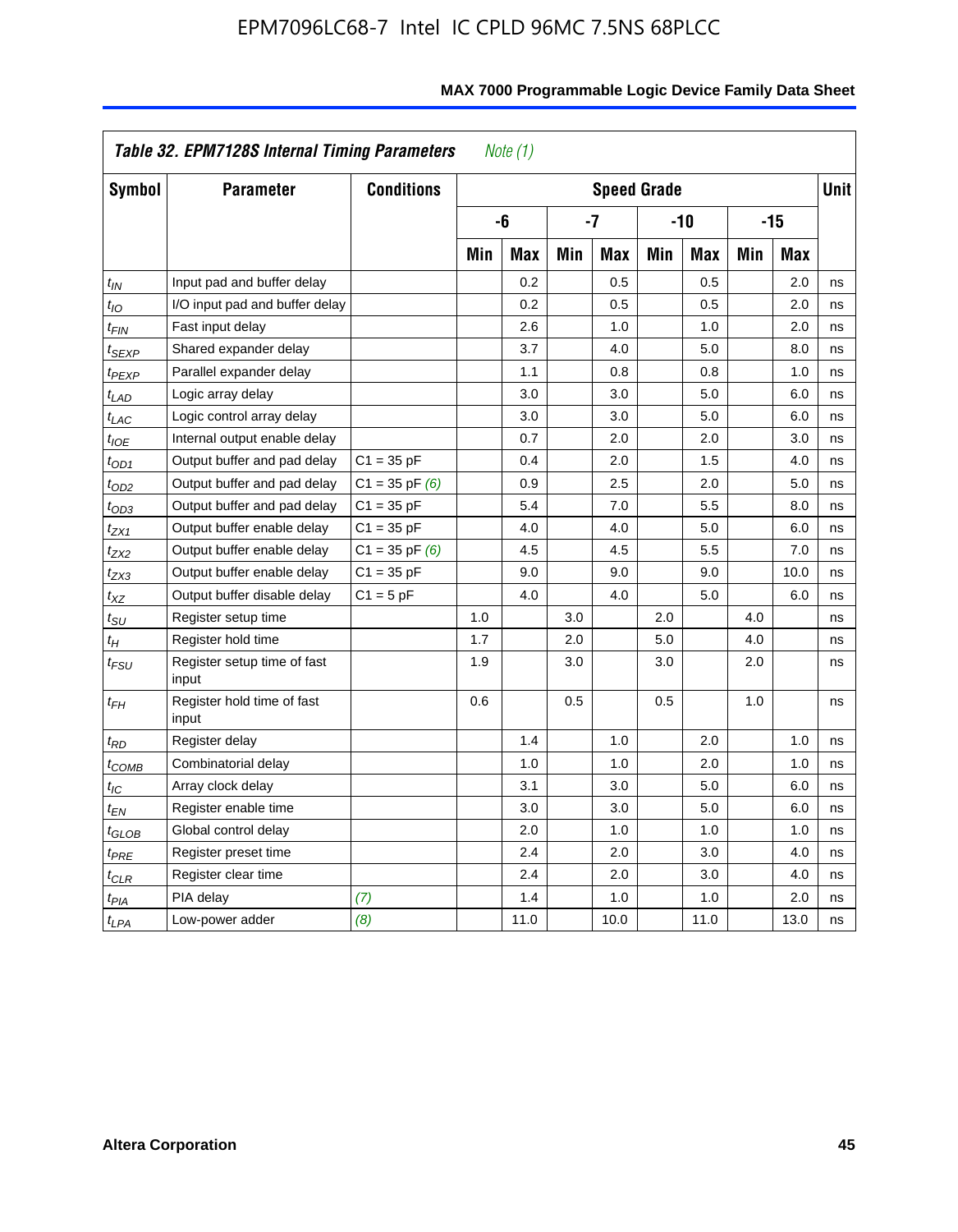**Table 32. EPM7128S Internal Timing Parameters** *Note (1)*

| Symbol | Parameter | Conditions | Speed Grade | | | | | | | | Unit |
|---|---|---|---|---|---|---|---|---|---|---|---|
| | | | -6 | | -7 | | -10 | | -15 | | |
| | | | Min | Max | Min | Max | Min | Max | Min | Max | |
| $t_{IN}$ | Input pad and buffer delay | | | 0.2 | | 0.5 | | 0.5 | | 2.0 | ns |
| $t_{IO}$ | I/O input pad and buffer delay | | | 0.2 | | 0.5 | | 0.5 | | 2.0 | ns |
| $t_{FIN}$ | Fast input delay | | | 2.6 | | 1.0 | | 1.0 | | 2.0 | ns |
| $t_{SEXP}$ | Shared expander delay | | | 3.7 | | 4.0 | | 5.0 | | 8.0 | ns |
| $t_{PEXP}$ | Parallel expander delay | | | 1.1 | | 0.8 | | 0.8 | | 1.0 | ns |
| $t_{LAD}$ | Logic array delay | | | 3.0 | | 3.0 | | 5.0 | | 6.0 | ns |
| $t_{LAC}$ | Logic control array delay | | | 3.0 | | 3.0 | | 5.0 | | 6.0 | ns |
| $t_{IOE}$ | Internal output enable delay | | | 0.7 | | 2.0 | | 2.0 | | 3.0 | ns |
| $t_{OD1}$ | Output buffer and pad delay | C1 = 35 pF | | 0.4 | | 2.0 | | 1.5 | | 4.0 | ns |
| $t_{OD2}$ | Output buffer and pad delay | C1 = 35 pF *(6)* | | 0.9 | | 2.5 | | 2.0 | | 5.0 | ns |
| $t_{OD3}$ | Output buffer and pad delay | C1 = 35 pF | | 5.4 | | 7.0 | | 5.5 | | 8.0 | ns |
| $t_{ZX1}$ | Output buffer enable delay | C1 = 35 pF | | 4.0 | | 4.0 | | 5.0 | | 6.0 | ns |
| $t_{ZX2}$ | Output buffer enable delay | C1 = 35 pF *(6)* | | 4.5 | | 4.5 | | 5.5 | | 7.0 | ns |
| $t_{ZX3}$ | Output buffer enable delay | C1 = 35 pF | | 9.0 | | 9.0 | | 9.0 | | 10.0 | ns |
| $t_{XZ}$ | Output buffer disable delay | C1 = 5 pF | | 4.0 | | 4.0 | | 5.0 | | 6.0 | ns |
| $t_{SU}$ | Register setup time | | 1.0 | | 3.0 | | 2.0 | | 4.0 | | ns |
| $t_{H}$ | Register hold time | | 1.7 | | 2.0 | | 5.0 | | 4.0 | | ns |
| $t_{FSU}$ | Register setup time of fast input | | 1.9 | | 3.0 | | 3.0 | | 2.0 | | ns |
| $t_{FH}$ | Register hold time of fast input | | 0.6 | | 0.5 | | 0.5 | | 1.0 | | ns |
| $t_{RD}$ | Register delay | | | 1.4 | | 1.0 | | 2.0 | | 1.0 | ns |
| $t_{COMB}$ | Combinatorial delay | | | 1.0 | | 1.0 | | 2.0 | | 1.0 | ns |
| $t_{IC}$ | Array clock delay | | | 3.1 | | 3.0 | | 5.0 | | 6.0 | ns |
| $t_{EN}$ | Register enable time | | | 3.0 | | 3.0 | | 5.0 | | 6.0 | ns |
| $t_{GLOB}$ | Global control delay | | | 2.0 | | 1.0 | | 1.0 | | 1.0 | ns |
| $t_{PRE}$ | Register preset time | | | 2.4 | | 2.0 | | 3.0 | | 4.0 | ns |
| $t_{CLR}$ | Register clear time | | | 2.4 | | 2.0 | | 3.0 | | 4.0 | ns |
| $t_{PIA}$ | PIA delay | *(7)* | | 1.4 | | 1.0 | | 1.0 | | 2.0 | ns |
| $t_{LPA}$ | Low-power adder | *(8)* | | 11.0 | | 10.0 | | 11.0 | | 13.0 | ns |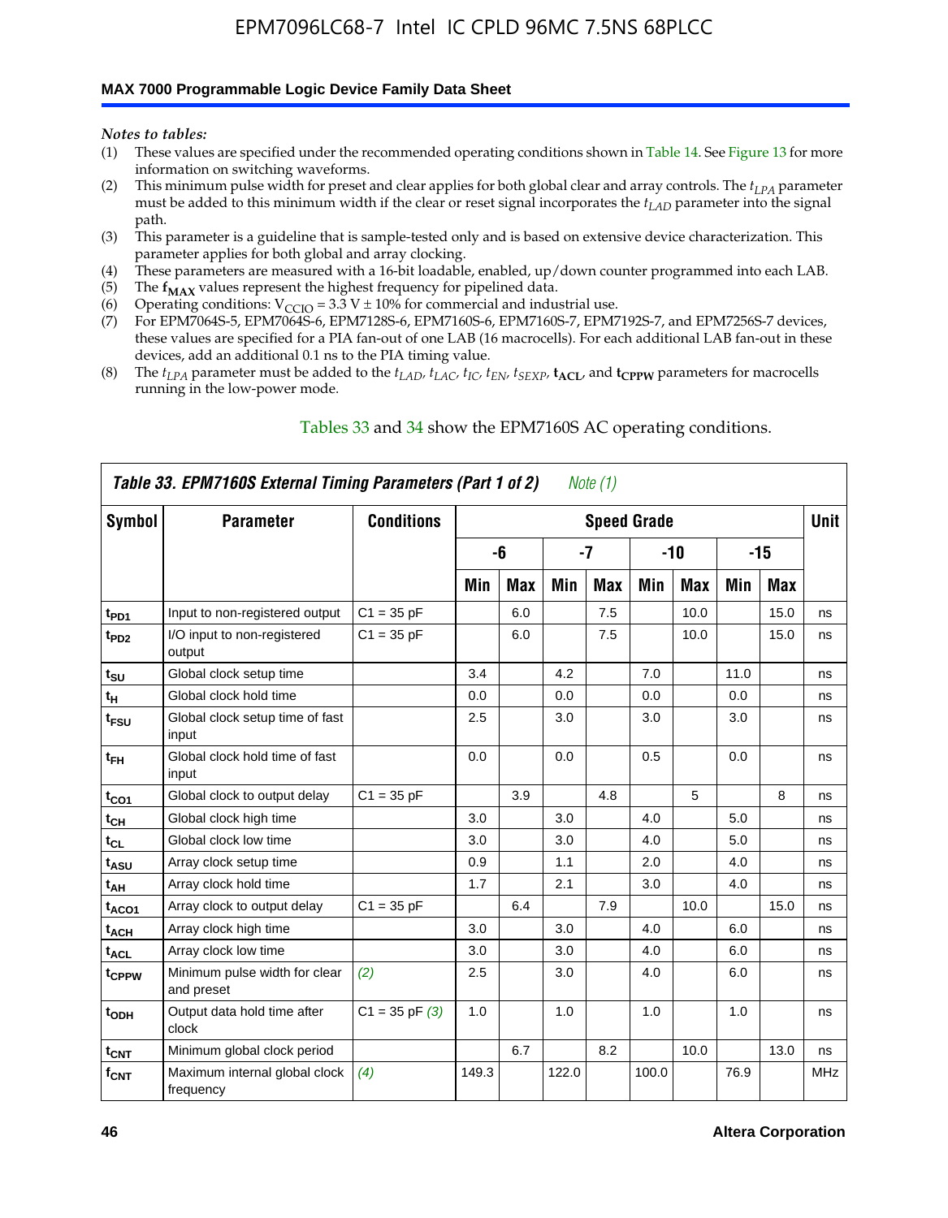*Notes to tables:*

(1) These values are specified under the recommended operating conditions shown in Table 14. See Figure 13 for more information on switching waveforms.
(2) This minimum pulse width for preset and clear applies for both global clear and array controls. The $t_{LPA}$ parameter must be added to this minimum width if the clear or reset signal incorporates the $t_{LAD}$ parameter into the signal path.
(3) This parameter is a guideline that is sample-tested only and is based on extensive device characterization. This parameter applies for both global and array clocking.
(4) These parameters are measured with a 16-bit loadable, enabled, up/down counter programmed into each LAB.
(5) The $\mathbf{f_{MAX}}$ values represent the highest frequency for pipelined data.
(6) Operating conditions: $V_{CCIO} = 3.3\ V \pm 10\%$ for commercial and industrial use.
(7) For EPM7064S-5, EPM7064S-6, EPM7128S-6, EPM7160S-6, EPM7160S-7, EPM7192S-7, and EPM7256S-7 devices, these values are specified for a PIA fan-out of one LAB (16 macrocells). For each additional LAB fan-out in these devices, add an additional 0.1 ns to the PIA timing value.
(8) The $t_{LPA}$ parameter must be added to the $t_{LAD}$, $t_{LAC}$, $t_{IC}$, $t_{EN}$, $t_{SEXP}$, $\mathbf{t_{ACL}}$, and $\mathbf{t_{CPPW}}$ parameters for macrocells running in the low-power mode.

Tables 33 and 34 show the EPM7160S AC operating conditions.

**Table 33. EPM7160S External Timing Parameters (Part 1 of 2)** *Note (1)*

| Symbol | Parameter | Conditions | Speed Grade | | | | | | | | Unit |
|---|---|---|---|---|---|---|---|---|---|---|---|
| | | | -6 | | -7 | | -10 | | -15 | | |
| | | | Min | Max | Min | Max | Min | Max | Min | Max | |
| $t_{PD1}$ | Input to non-registered output | C1 = 35 pF | | 6.0 | | 7.5 | | 10.0 | | 15.0 | ns |
| $t_{PD2}$ | I/O input to non-registered output | C1 = 35 pF | | 6.0 | | 7.5 | | 10.0 | | 15.0 | ns |
| $t_{SU}$ | Global clock setup time | | 3.4 | | 4.2 | | 7.0 | | 11.0 | | ns |
| $t_H$ | Global clock hold time | | 0.0 | | 0.0 | | 0.0 | | 0.0 | | ns |
| $t_{FSU}$ | Global clock setup time of fast input | | 2.5 | | 3.0 | | 3.0 | | 3.0 | | ns |
| $t_{FH}$ | Global clock hold time of fast input | | 0.0 | | 0.0 | | 0.5 | | 0.0 | | ns |
| $t_{CO1}$ | Global clock to output delay | C1 = 35 pF | | 3.9 | | 4.8 | | 5 | | 8 | ns |
| $t_{CH}$ | Global clock high time | | 3.0 | | 3.0 | | 4.0 | | 5.0 | | ns |
| $t_{CL}$ | Global clock low time | | 3.0 | | 3.0 | | 4.0 | | 5.0 | | ns |
| $t_{ASU}$ | Array clock setup time | | 0.9 | | 1.1 | | 2.0 | | 4.0 | | ns |
| $t_{AH}$ | Array clock hold time | | 1.7 | | 2.1 | | 3.0 | | 4.0 | | ns |
| $t_{ACO1}$ | Array clock to output delay | C1 = 35 pF | | 6.4 | | 7.9 | | 10.0 | | 15.0 | ns |
| $t_{ACH}$ | Array clock high time | | 3.0 | | 3.0 | | 4.0 | | 6.0 | | ns |
| $t_{ACL}$ | Array clock low time | | 3.0 | | 3.0 | | 4.0 | | 6.0 | | ns |
| $t_{CPPW}$ | Minimum pulse width for clear and preset | *(2)* | 2.5 | | 3.0 | | 4.0 | | 6.0 | | ns |
| $t_{ODH}$ | Output data hold time after clock | C1 = 35 pF *(3)* | 1.0 | | 1.0 | | 1.0 | | 1.0 | | ns |
| $t_{CNT}$ | Minimum global clock period | | | 6.7 | | 8.2 | | 10.0 | | 13.0 | ns |
| $f_{CNT}$ | Maximum internal global clock frequency | *(4)* | 149.3 | | 122.0 | | 100.0 | | 76.9 | | MHz |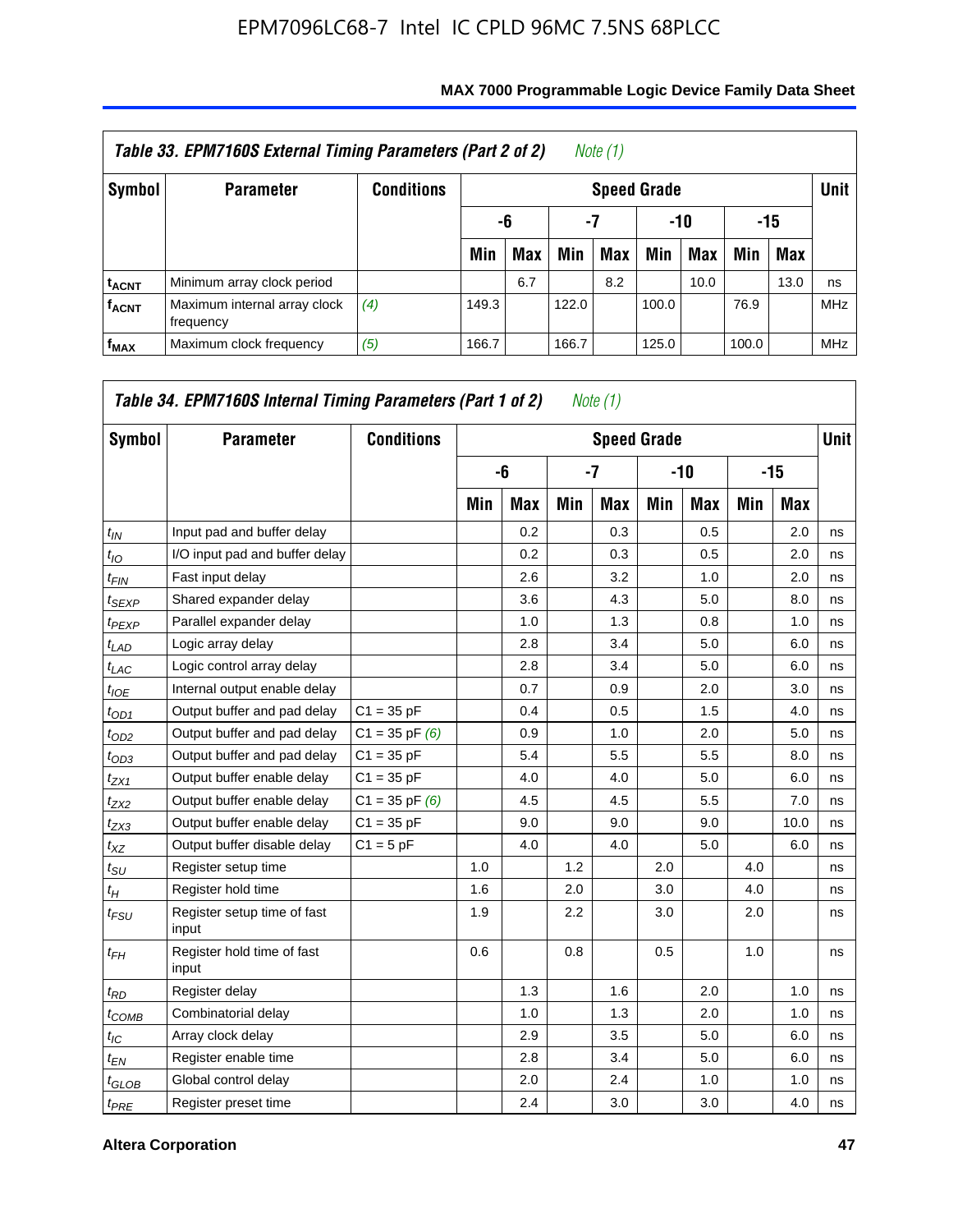**Table 33. EPM7160S External Timing Parameters (Part 2 of 2)** *Note (1)*

| Symbol | Parameter | Conditions | Speed Grade | | | | | | | | Unit |
|---|---|---|---|---|---|---|---|---|---|---|---|
| | | | -6 | | -7 | | -10 | | -15 | | |
| | | | Min | Max | Min | Max | Min | Max | Min | Max | |
| $t_{ACNT}$ | Minimum array clock period | | | 6.7 | | 8.2 | | 10.0 | | 13.0 | ns |
| $f_{ACNT}$ | Maximum internal array clock frequency | *(4)* | 149.3 | | 122.0 | | 100.0 | | 76.9 | | MHz |
| $f_{MAX}$ | Maximum clock frequency | *(5)* | 166.7 | | 166.7 | | 125.0 | | 100.0 | | MHz |

**Table 34. EPM7160S Internal Timing Parameters (Part 1 of 2)** *Note (1)*

| Symbol | Parameter | Conditions | Speed Grade | | | | | | | | Unit |
|---|---|---|---|---|---|---|---|---|---|---|---|
| | | | -6 | | -7 | | -10 | | -15 | | |
| | | | Min | Max | Min | Max | Min | Max | Min | Max | |
| $t_{IN}$ | Input pad and buffer delay | | | 0.2 | | 0.3 | | 0.5 | | 2.0 | ns |
| $t_{IO}$ | I/O input pad and buffer delay | | | 0.2 | | 0.3 | | 0.5 | | 2.0 | ns |
| $t_{FIN}$ | Fast input delay | | | 2.6 | | 3.2 | | 1.0 | | 2.0 | ns |
| $t_{SEXP}$ | Shared expander delay | | | 3.6 | | 4.3 | | 5.0 | | 8.0 | ns |
| $t_{PEXP}$ | Parallel expander delay | | | 1.0 | | 1.3 | | 0.8 | | 1.0 | ns |
| $t_{LAD}$ | Logic array delay | | | 2.8 | | 3.4 | | 5.0 | | 6.0 | ns |
| $t_{LAC}$ | Logic control array delay | | | 2.8 | | 3.4 | | 5.0 | | 6.0 | ns |
| $t_{IOE}$ | Internal output enable delay | | | 0.7 | | 0.9 | | 2.0 | | 3.0 | ns |
| $t_{OD1}$ | Output buffer and pad delay | C1 = 35 pF | | 0.4 | | 0.5 | | 1.5 | | 4.0 | ns |
| $t_{OD2}$ | Output buffer and pad delay | C1 = 35 pF *(6)* | | 0.9 | | 1.0 | | 2.0 | | 5.0 | ns |
| $t_{OD3}$ | Output buffer and pad delay | C1 = 35 pF | | 5.4 | | 5.5 | | 5.5 | | 8.0 | ns |
| $t_{ZX1}$ | Output buffer enable delay | C1 = 35 pF | | 4.0 | | 4.0 | | 5.0 | | 6.0 | ns |
| $t_{ZX2}$ | Output buffer enable delay | C1 = 35 pF *(6)* | | 4.5 | | 4.5 | | 5.5 | | 7.0 | ns |
| $t_{ZX3}$ | Output buffer enable delay | C1 = 35 pF | | 9.0 | | 9.0 | | 9.0 | | 10.0 | ns |
| $t_{XZ}$ | Output buffer disable delay | C1 = 5 pF | | 4.0 | | 4.0 | | 5.0 | | 6.0 | ns |
| $t_{SU}$ | Register setup time | | 1.0 | | 1.2 | | 2.0 | | 4.0 | | ns |
| $t_{H}$ | Register hold time | | 1.6 | | 2.0 | | 3.0 | | 4.0 | | ns |
| $t_{FSU}$ | Register setup time of fast input | | 1.9 | | 2.2 | | 3.0 | | 2.0 | | ns |
| $t_{FH}$ | Register hold time of fast input | | 0.6 | | 0.8 | | 0.5 | | 1.0 | | ns |
| $t_{RD}$ | Register delay | | | 1.3 | | 1.6 | | 2.0 | | 1.0 | ns |
| $t_{COMB}$ | Combinatorial delay | | | 1.0 | | 1.3 | | 2.0 | | 1.0 | ns |
| $t_{IC}$ | Array clock delay | | | 2.9 | | 3.5 | | 5.0 | | 6.0 | ns |
| $t_{EN}$ | Register enable time | | | 2.8 | | 3.4 | | 5.0 | | 6.0 | ns |
| $t_{GLOB}$ | Global control delay | | | 2.0 | | 2.4 | | 1.0 | | 1.0 | ns |
| $t_{PRE}$ | Register preset time | | | 2.4 | | 3.0 | | 3.0 | | 4.0 | ns |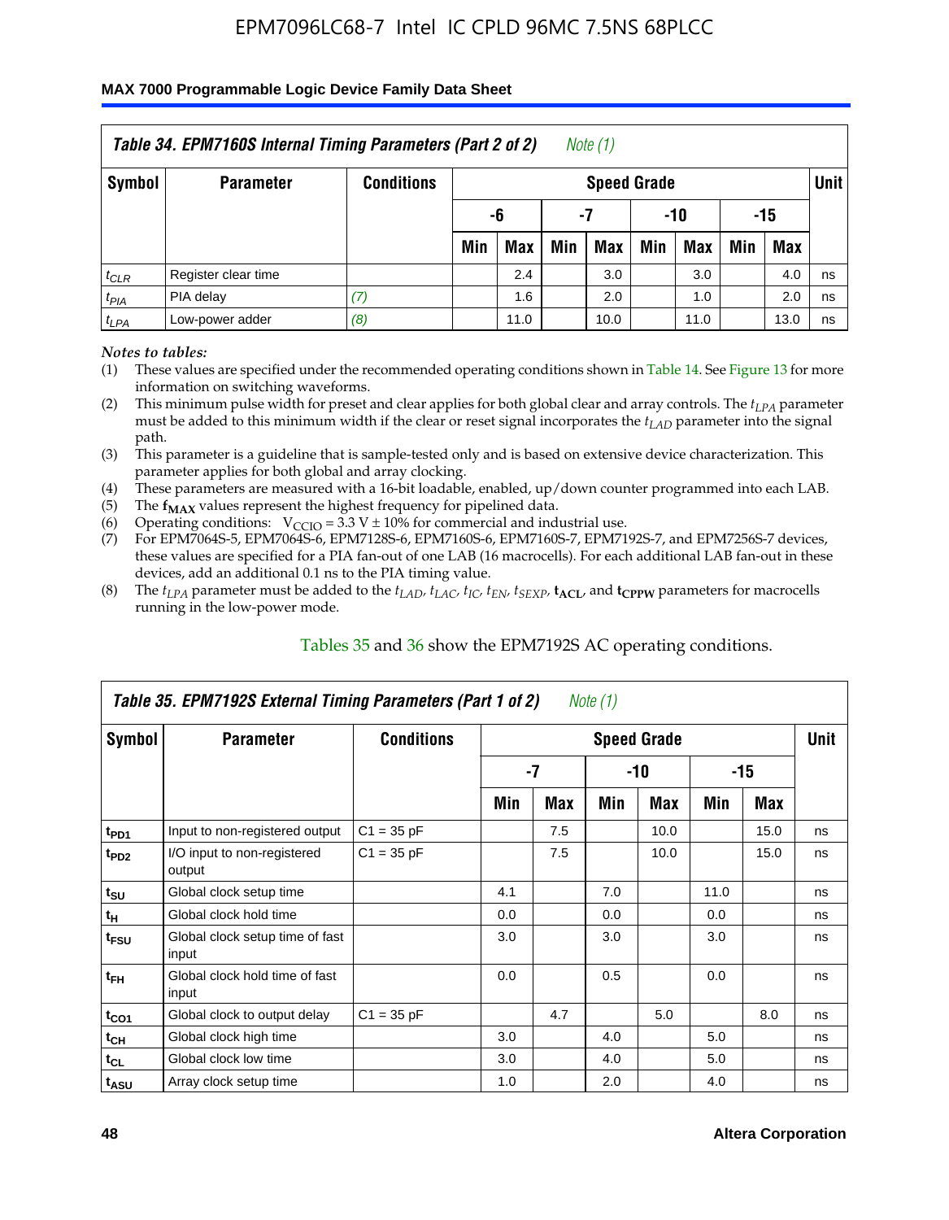| Table 34. EPM7160S Internal Timing Parameters (Part 2 of 2) *Note (1)* | | | | | | | | | | | | |
|---|---|---|---|---|---|---|---|---|---|---|---|---|
| Symbol | Parameter | Conditions | Speed Grade | | | | | | | | Unit |
| | | | -6 | | -7 | | -10 | | -15 | | |
| | | | Min | Max | Min | Max | Min | Max | Min | Max | |
| $t_{CLR}$ | Register clear time | | | 2.4 | | 3.0 | | 3.0 | | 4.0 | ns |
| $t_{PIA}$ | PIA delay | *(7)* | | 1.6 | | 2.0 | | 1.0 | | 2.0 | ns |
| $t_{LPA}$ | Low-power adder | *(8)* | | 11.0 | | 10.0 | | 11.0 | | 13.0 | ns |

*Notes to tables:*

(1) These values are specified under the recommended operating conditions shown in Table 14. See Figure 13 for more information on switching waveforms.

(2) This minimum pulse width for preset and clear applies for both global clear and array controls. The $t_{LPA}$ parameter must be added to this minimum width if the clear or reset signal incorporates the $t_{LAD}$ parameter into the signal path.

(3) This parameter is a guideline that is sample-tested only and is based on extensive device characterization. This parameter applies for both global and array clocking.

(4) These parameters are measured with a 16-bit loadable, enabled, up/down counter programmed into each LAB.

(5) The $\mathbf{f_{MAX}}$ values represent the highest frequency for pipelined data.

(6) Operating conditions: $V_{CCIO} = 3.3\ V \pm 10\%$ for commercial and industrial use.

(7) For EPM7064S-5, EPM7064S-6, EPM7128S-6, EPM7160S-6, EPM7160S-7, EPM7192S-7, and EPM7256S-7 devices, these values are specified for a PIA fan-out of one LAB (16 macrocells). For each additional LAB fan-out in these devices, add an additional 0.1 ns to the PIA timing value.

(8) The $t_{LPA}$ parameter must be added to the $t_{LAD}$, $t_{LAC}$, $t_{IC}$, $t_{EN}$, $t_{SEXP}$, $\mathbf{t_{ACL}}$, and $\mathbf{t_{CPPW}}$ parameters for macrocells running in the low-power mode.

Tables 35 and 36 show the EPM7192S AC operating conditions.

| Table 35. EPM7192S External Timing Parameters (Part 1 of 2) *Note (1)* | | | | | | | | | |
|---|---|---|---|---|---|---|---|---|---|
| Symbol | Parameter | Conditions | Speed Grade | | | | | | Unit |
| | | | -7 | | -10 | | -15 | | |
| | | | Min | Max | Min | Max | Min | Max | |
| $t_{PD1}$ | Input to non-registered output | C1 = 35 pF | | 7.5 | | 10.0 | | 15.0 | ns |
| $t_{PD2}$ | I/O input to non-registered output | C1 = 35 pF | | 7.5 | | 10.0 | | 15.0 | ns |
| $t_{SU}$ | Global clock setup time | | 4.1 | | 7.0 | | 11.0 | | ns |
| $t_{H}$ | Global clock hold time | | 0.0 | | 0.0 | | 0.0 | | ns |
| $t_{FSU}$ | Global clock setup time of fast input | | 3.0 | | 3.0 | | 3.0 | | ns |
| $t_{FH}$ | Global clock hold time of fast input | | 0.0 | | 0.5 | | 0.0 | | ns |
| $t_{CO1}$ | Global clock to output delay | C1 = 35 pF | | 4.7 | | 5.0 | | 8.0 | ns |
| $t_{CH}$ | Global clock high time | | 3.0 | | 4.0 | | 5.0 | | ns |
| $t_{CL}$ | Global clock low time | | 3.0 | | 4.0 | | 5.0 | | ns |
| $t_{ASU}$ | Array clock setup time | | 1.0 | | 2.0 | | 4.0 | | ns |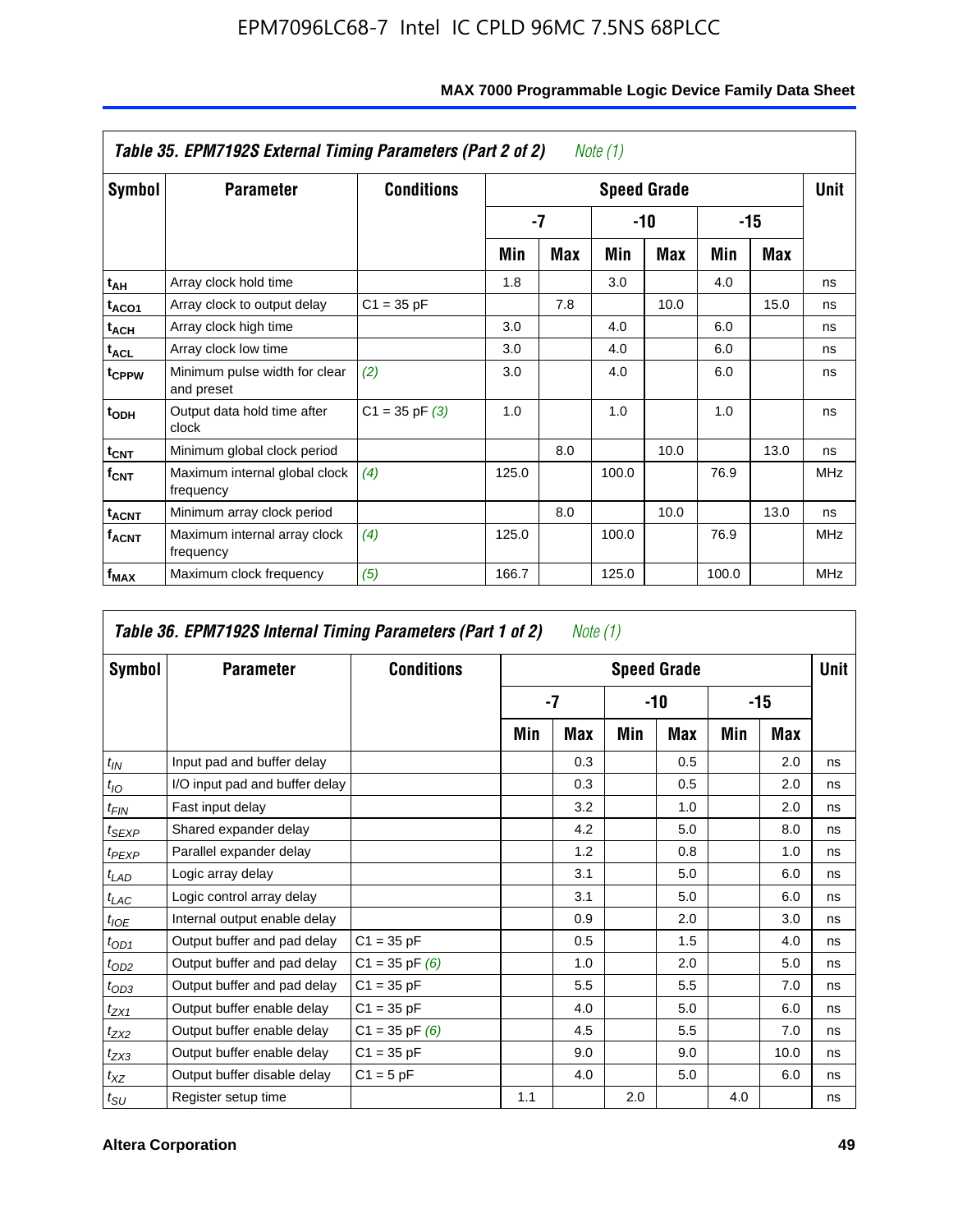**Table 35. EPM7192S External Timing Parameters (Part 2 of 2)** *Note (1)*

| Symbol | Parameter | Conditions | Speed Grade | | | | | | Unit |
|---|---|---|---|---|---|---|---|---|---|
| | | | -7 | | -10 | | -15 | | |
| | | | Min | Max | Min | Max | Min | Max | |
| $t_{AH}$ | Array clock hold time | | 1.8 | | 3.0 | | 4.0 | | ns |
| $t_{ACO1}$ | Array clock to output delay | C1 = 35 pF | | 7.8 | | 10.0 | | 15.0 | ns |
| $t_{ACH}$ | Array clock high time | | 3.0 | | 4.0 | | 6.0 | | ns |
| $t_{ACL}$ | Array clock low time | | 3.0 | | 4.0 | | 6.0 | | ns |
| $t_{CPPW}$ | Minimum pulse width for clear and preset | *(2)* | 3.0 | | 4.0 | | 6.0 | | ns |
| $t_{ODH}$ | Output data hold time after clock | C1 = 35 pF *(3)* | 1.0 | | 1.0 | | 1.0 | | ns |
| $t_{CNT}$ | Minimum global clock period | | | 8.0 | | 10.0 | | 13.0 | ns |
| $f_{CNT}$ | Maximum internal global clock frequency | *(4)* | 125.0 | | 100.0 | | 76.9 | | MHz |
| $t_{ACNT}$ | Minimum array clock period | | | 8.0 | | 10.0 | | 13.0 | ns |
| $f_{ACNT}$ | Maximum internal array clock frequency | *(4)* | 125.0 | | 100.0 | | 76.9 | | MHz |
| $f_{MAX}$ | Maximum clock frequency | *(5)* | 166.7 | | 125.0 | | 100.0 | | MHz |

**Table 36. EPM7192S Internal Timing Parameters (Part 1 of 2)** *Note (1)*

| Symbol | Parameter | Conditions | Speed Grade | | | | | | Unit |
|---|---|---|---|---|---|---|---|---|---|
| | | | -7 | | -10 | | -15 | | |
| | | | Min | Max | Min | Max | Min | Max | |
| $t_{IN}$ | Input pad and buffer delay | | | 0.3 | | 0.5 | | 2.0 | ns |
| $t_{IO}$ | I/O input pad and buffer delay | | | 0.3 | | 0.5 | | 2.0 | ns |
| $t_{FIN}$ | Fast input delay | | | 3.2 | | 1.0 | | 2.0 | ns |
| $t_{SEXP}$ | Shared expander delay | | | 4.2 | | 5.0 | | 8.0 | ns |
| $t_{PEXP}$ | Parallel expander delay | | | 1.2 | | 0.8 | | 1.0 | ns |
| $t_{LAD}$ | Logic array delay | | | 3.1 | | 5.0 | | 6.0 | ns |
| $t_{LAC}$ | Logic control array delay | | | 3.1 | | 5.0 | | 6.0 | ns |
| $t_{IOE}$ | Internal output enable delay | | | 0.9 | | 2.0 | | 3.0 | ns |
| $t_{OD1}$ | Output buffer and pad delay | C1 = 35 pF | | 0.5 | | 1.5 | | 4.0 | ns |
| $t_{OD2}$ | Output buffer and pad delay | C1 = 35 pF *(6)* | | 1.0 | | 2.0 | | 5.0 | ns |
| $t_{OD3}$ | Output buffer and pad delay | C1 = 35 pF | | 5.5 | | 5.5 | | 7.0 | ns |
| $t_{ZX1}$ | Output buffer enable delay | C1 = 35 pF | | 4.0 | | 5.0 | | 6.0 | ns |
| $t_{ZX2}$ | Output buffer enable delay | C1 = 35 pF *(6)* | | 4.5 | | 5.5 | | 7.0 | ns |
| $t_{ZX3}$ | Output buffer enable delay | C1 = 35 pF | | 9.0 | | 9.0 | | 10.0 | ns |
| $t_{XZ}$ | Output buffer disable delay | C1 = 5 pF | | 4.0 | | 5.0 | | 6.0 | ns |
| $t_{SU}$ | Register setup time | | 1.1 | | 2.0 | | 4.0 | | ns |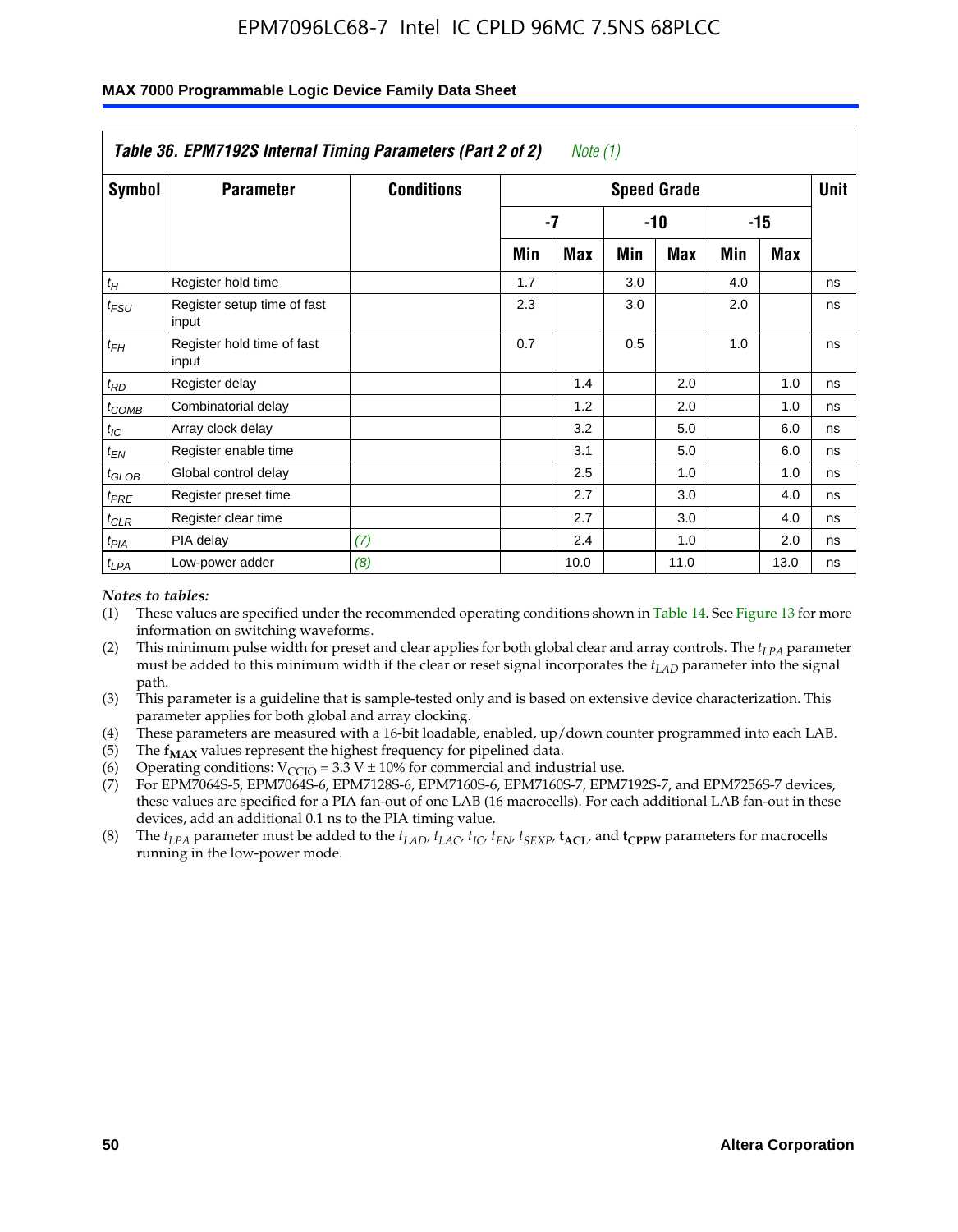### Table 36. EPM7192S Internal Timing Parameters (Part 2 of 2) *Note (1)*

| Symbol | Parameter | Conditions | Speed Grade | | | | | | Unit |
|---|---|---|---|---|---|---|---|---|---|
| | | | -7 | | -10 | | -15 | | |
| | | | Min | Max | Min | Max | Min | Max | |
| $t_H$ | Register hold time | | 1.7 | | 3.0 | | 4.0 | | ns |
| $t_{FSU}$ | Register setup time of fast input | | 2.3 | | 3.0 | | 2.0 | | ns |
| $t_{FH}$ | Register hold time of fast input | | 0.7 | | 0.5 | | 1.0 | | ns |
| $t_{RD}$ | Register delay | | | 1.4 | | 2.0 | | 1.0 | ns |
| $t_{COMB}$ | Combinatorial delay | | | 1.2 | | 2.0 | | 1.0 | ns |
| $t_{IC}$ | Array clock delay | | | 3.2 | | 5.0 | | 6.0 | ns |
| $t_{EN}$ | Register enable time | | | 3.1 | | 5.0 | | 6.0 | ns |
| $t_{GLOB}$ | Global control delay | | | 2.5 | | 1.0 | | 1.0 | ns |
| $t_{PRE}$ | Register preset time | | | 2.7 | | 3.0 | | 4.0 | ns |
| $t_{CLR}$ | Register clear time | | | 2.7 | | 3.0 | | 4.0 | ns |
| $t_{PIA}$ | PIA delay | *(7)* | | 2.4 | | 1.0 | | 2.0 | ns |
| $t_{LPA}$ | Low-power adder | *(8)* | | 10.0 | | 11.0 | | 13.0 | ns |

*Notes to tables:*

(1) These values are specified under the recommended operating conditions shown in Table 14. See Figure 13 for more information on switching waveforms.

(2) This minimum pulse width for preset and clear applies for both global clear and array controls. The $t_{LPA}$ parameter must be added to this minimum width if the clear or reset signal incorporates the $t_{LAD}$ parameter into the signal path.

(3) This parameter is a guideline that is sample-tested only and is based on extensive device characterization. This parameter applies for both global and array clocking.

(4) These parameters are measured with a 16-bit loadable, enabled, up/down counter programmed into each LAB.

(5) The $\mathbf{f_{MAX}}$ values represent the highest frequency for pipelined data.

(6) Operating conditions: $V_{CCIO} = 3.3$ V ± 10% for commercial and industrial use.

(7) For EPM7064S-5, EPM7064S-6, EPM7128S-6, EPM7160S-6, EPM7160S-7, EPM7192S-7, and EPM7256S-7 devices, these values are specified for a PIA fan-out of one LAB (16 macrocells). For each additional LAB fan-out in these devices, add an additional 0.1 ns to the PIA timing value.

(8) The $t_{LPA}$ parameter must be added to the $t_{LAD}$, $t_{LAC}$, $t_{IC}$, $t_{EN}$, $t_{SEXP}$, $\mathbf{t_{ACL}}$, and $\mathbf{t_{CPPW}}$ parameters for macrocells running in the low-power mode.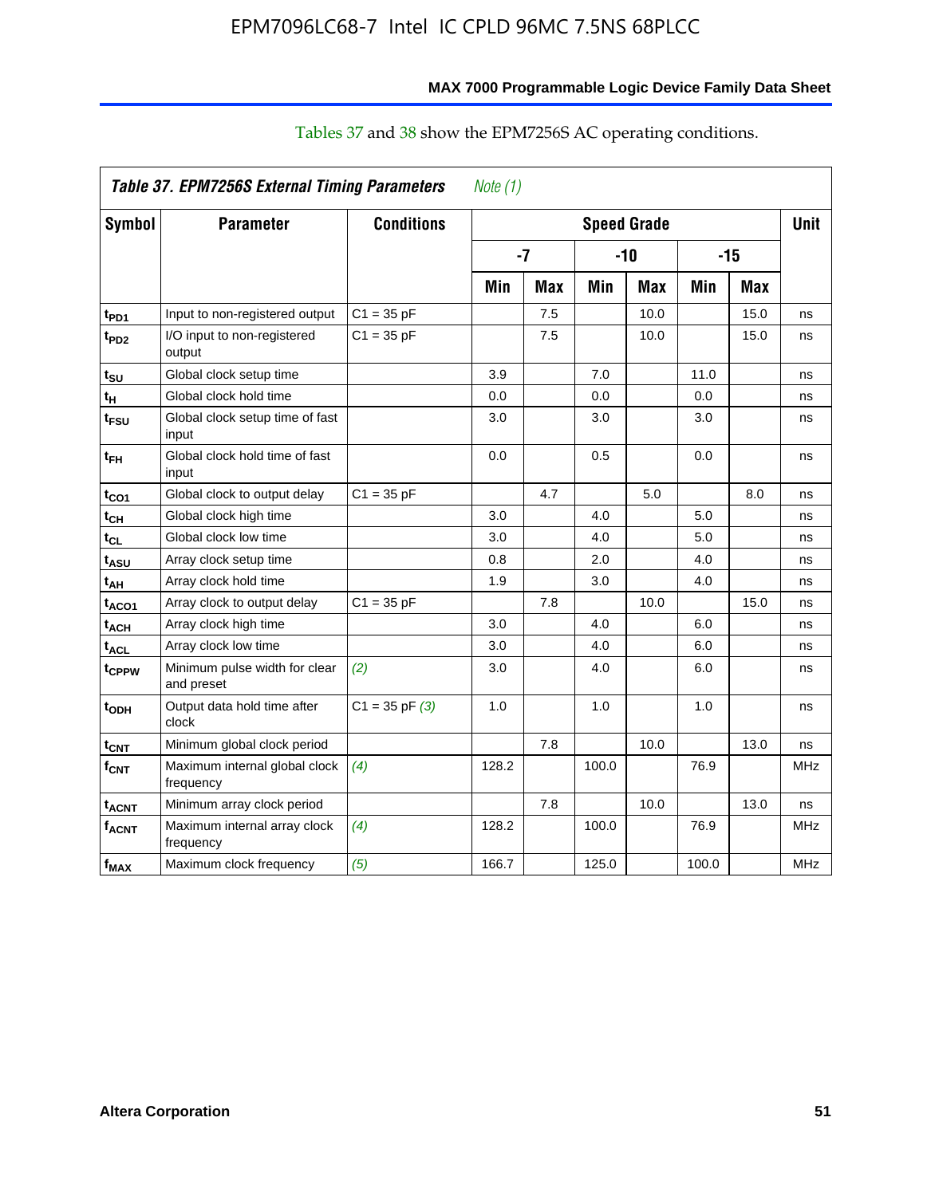Tables 37 and 38 show the EPM7256S AC operating conditions.

| Table 37. EPM7256S External Timing Parameters *Note (1)* | | | | | | | | | |
|---|---|---|---|---|---|---|---|---|---|
| **Symbol** | **Parameter** | **Conditions** | **Speed Grade** | | | | | | **Unit** |
| | | | **-7** | | **-10** | | **-15** | | |
| | | | **Min** | **Max** | **Min** | **Max** | **Min** | **Max** | |
| $t_{PD1}$ | Input to non-registered output | C1 = 35 pF | | 7.5 | | 10.0 | | 15.0 | ns |
| $t_{PD2}$ | I/O input to non-registered output | C1 = 35 pF | | 7.5 | | 10.0 | | 15.0 | ns |
| $t_{SU}$ | Global clock setup time | | 3.9 | | 7.0 | | 11.0 | | ns |
| $t_H$ | Global clock hold time | | 0.0 | | 0.0 | | 0.0 | | ns |
| $t_{FSU}$ | Global clock setup time of fast input | | 3.0 | | 3.0 | | 3.0 | | ns |
| $t_{FH}$ | Global clock hold time of fast input | | 0.0 | | 0.5 | | 0.0 | | ns |
| $t_{CO1}$ | Global clock to output delay | C1 = 35 pF | | 4.7 | | 5.0 | | 8.0 | ns |
| $t_{CH}$ | Global clock high time | | 3.0 | | 4.0 | | 5.0 | | ns |
| $t_{CL}$ | Global clock low time | | 3.0 | | 4.0 | | 5.0 | | ns |
| $t_{ASU}$ | Array clock setup time | | 0.8 | | 2.0 | | 4.0 | | ns |
| $t_{AH}$ | Array clock hold time | | 1.9 | | 3.0 | | 4.0 | | ns |
| $t_{ACO1}$ | Array clock to output delay | C1 = 35 pF | | 7.8 | | 10.0 | | 15.0 | ns |
| $t_{ACH}$ | Array clock high time | | 3.0 | | 4.0 | | 6.0 | | ns |
| $t_{ACL}$ | Array clock low time | | 3.0 | | 4.0 | | 6.0 | | ns |
| $t_{CPPW}$ | Minimum pulse width for clear and preset | *(2)* | 3.0 | | 4.0 | | 6.0 | | ns |
| $t_{ODH}$ | Output data hold time after clock | C1 = 35 pF *(3)* | 1.0 | | 1.0 | | 1.0 | | ns |
| $t_{CNT}$ | Minimum global clock period | | | 7.8 | | 10.0 | | 13.0 | ns |
| $f_{CNT}$ | Maximum internal global clock frequency | *(4)* | 128.2 | | 100.0 | | 76.9 | | MHz |
| $t_{ACNT}$ | Minimum array clock period | | | 7.8 | | 10.0 | | 13.0 | ns |
| $f_{ACNT}$ | Maximum internal array clock frequency | *(4)* | 128.2 | | 100.0 | | 76.9 | | MHz |
| $f_{MAX}$ | Maximum clock frequency | *(5)* | 166.7 | | 125.0 | | 100.0 | | MHz |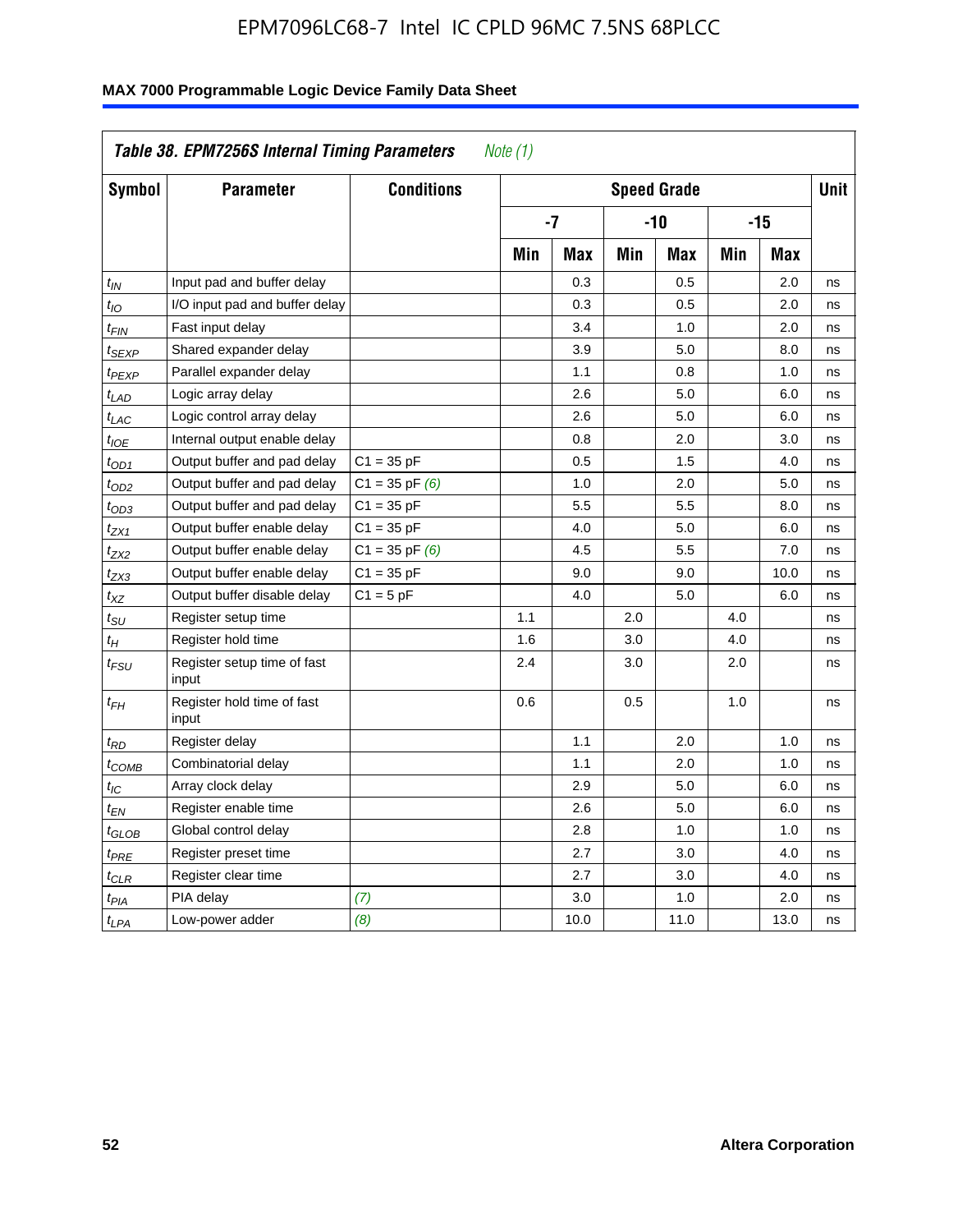### Table 38. EPM7256S Internal Timing Parameters *Note (1)*

| Symbol | Parameter | Conditions | Speed Grade | | | | | | Unit |
|---|---|---|---|---|---|---|---|---|---|
| | | | -7 | | -10 | | -15 | | |
| | | | Min | Max | Min | Max | Min | Max | |
| $t_{IN}$ | Input pad and buffer delay | | | 0.3 | | 0.5 | | 2.0 | ns |
| $t_{IO}$ | I/O input pad and buffer delay | | | 0.3 | | 0.5 | | 2.0 | ns |
| $t_{FIN}$ | Fast input delay | | | 3.4 | | 1.0 | | 2.0 | ns |
| $t_{SEXP}$ | Shared expander delay | | | 3.9 | | 5.0 | | 8.0 | ns |
| $t_{PEXP}$ | Parallel expander delay | | | 1.1 | | 0.8 | | 1.0 | ns |
| $t_{LAD}$ | Logic array delay | | | 2.6 | | 5.0 | | 6.0 | ns |
| $t_{LAC}$ | Logic control array delay | | | 2.6 | | 5.0 | | 6.0 | ns |
| $t_{IOE}$ | Internal output enable delay | | | 0.8 | | 2.0 | | 3.0 | ns |
| $t_{OD1}$ | Output buffer and pad delay | C1 = 35 pF | | 0.5 | | 1.5 | | 4.0 | ns |
| $t_{OD2}$ | Output buffer and pad delay | C1 = 35 pF *(6)* | | 1.0 | | 2.0 | | 5.0 | ns |
| $t_{OD3}$ | Output buffer and pad delay | C1 = 35 pF | | 5.5 | | 5.5 | | 8.0 | ns |
| $t_{ZX1}$ | Output buffer enable delay | C1 = 35 pF | | 4.0 | | 5.0 | | 6.0 | ns |
| $t_{ZX2}$ | Output buffer enable delay | C1 = 35 pF *(6)* | | 4.5 | | 5.5 | | 7.0 | ns |
| $t_{ZX3}$ | Output buffer enable delay | C1 = 35 pF | | 9.0 | | 9.0 | | 10.0 | ns |
| $t_{XZ}$ | Output buffer disable delay | C1 = 5 pF | | 4.0 | | 5.0 | | 6.0 | ns |
| $t_{SU}$ | Register setup time | | 1.1 | | 2.0 | | 4.0 | | ns |
| $t_{H}$ | Register hold time | | 1.6 | | 3.0 | | 4.0 | | ns |
| $t_{FSU}$ | Register setup time of fast input | | 2.4 | | 3.0 | | 2.0 | | ns |
| $t_{FH}$ | Register hold time of fast input | | 0.6 | | 0.5 | | 1.0 | | ns |
| $t_{RD}$ | Register delay | | | 1.1 | | 2.0 | | 1.0 | ns |
| $t_{COMB}$ | Combinatorial delay | | | 1.1 | | 2.0 | | 1.0 | ns |
| $t_{IC}$ | Array clock delay | | | 2.9 | | 5.0 | | 6.0 | ns |
| $t_{EN}$ | Register enable time | | | 2.6 | | 5.0 | | 6.0 | ns |
| $t_{GLOB}$ | Global control delay | | | 2.8 | | 1.0 | | 1.0 | ns |
| $t_{PRE}$ | Register preset time | | | 2.7 | | 3.0 | | 4.0 | ns |
| $t_{CLR}$ | Register clear time | | | 2.7 | | 3.0 | | 4.0 | ns |
| $t_{PIA}$ | PIA delay | *(7)* | | 3.0 | | 1.0 | | 2.0 | ns |
| $t_{LPA}$ | Low-power adder | *(8)* | | 10.0 | | 11.0 | | 13.0 | ns |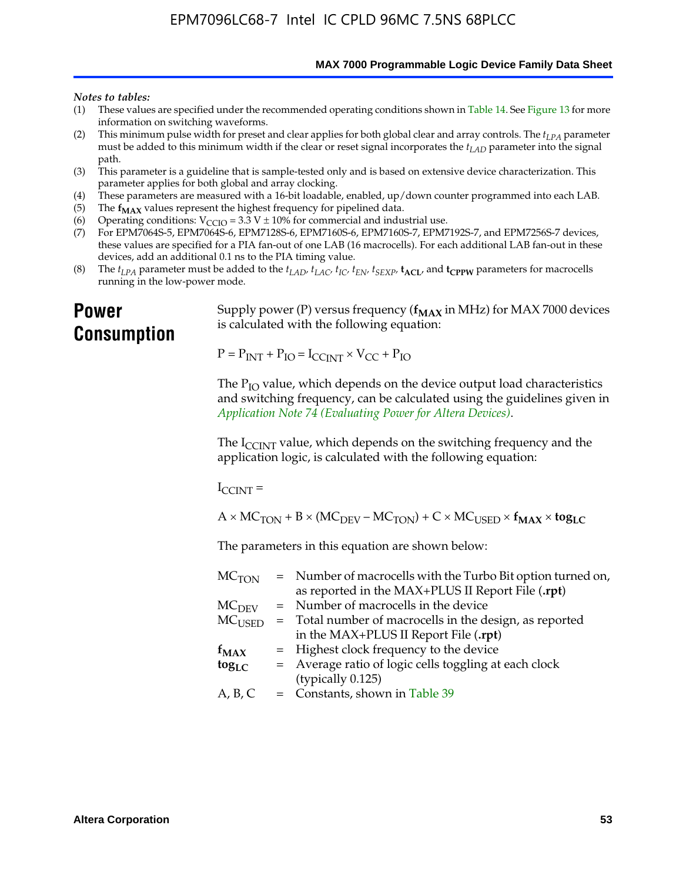*Notes to tables:*

(1) These values are specified under the recommended operating conditions shown in Table 14. See Figure 13 for more information on switching waveforms.
(2) This minimum pulse width for preset and clear applies for both global clear and array controls. The $t_{LPA}$ parameter must be added to this minimum width if the clear or reset signal incorporates the $t_{LAD}$ parameter into the signal path.
(3) This parameter is a guideline that is sample-tested only and is based on extensive device characterization. This parameter applies for both global and array clocking.
(4) These parameters are measured with a 16-bit loadable, enabled, up/down counter programmed into each LAB.
(5) The $\mathbf{f_{MAX}}$ values represent the highest frequency for pipelined data.
(6) Operating conditions: $V_{CCIO}$ = 3.3 V ± 10% for commercial and industrial use.
(7) For EPM7064S-5, EPM7064S-6, EPM7128S-6, EPM7160S-6, EPM7160S-7, EPM7192S-7, and EPM7256S-7 devices, these values are specified for a PIA fan-out of one LAB (16 macrocells). For each additional LAB fan-out in these devices, add an additional 0.1 ns to the PIA timing value.
(8) The $t_{LPA}$ parameter must be added to the $t_{LAD}$, $t_{LAC}$, $t_{IC}$, $t_{EN}$, $t_{SEXP}$, $\mathbf{t_{ACL}}$, and $\mathbf{t_{CPPW}}$ parameters for macrocells running in the low-power mode.

# Power Consumption

Supply power (P) versus frequency ($\mathbf{f_{MAX}}$ in MHz) for MAX 7000 devices is calculated with the following equation:

$$P = P_{INT} + P_{IO} = I_{CCINT} \times V_{CC} + P_{IO}$$

The $P_{IO}$ value, which depends on the device output load characteristics and switching frequency, can be calculated using the guidelines given in *Application Note 74 (Evaluating Power for Altera Devices)*.

The $I_{CCINT}$ value, which depends on the switching frequency and the application logic, is calculated with the following equation:

$$I_{CCINT} =$$

$$A \times MC_{TON} + B \times (MC_{DEV} - MC_{TON}) + C \times MC_{USED} \times \mathbf{f_{MAX}} \times \mathbf{tog_{LC}}$$

The parameters in this equation are shown below:

| | | |
|---|---|---|
| $MC_{TON}$ | = | Number of macrocells with the Turbo Bit option turned on, as reported in the MAX+PLUS II Report File (**.rpt**) |
| $MC_{DEV}$ | = | Number of macrocells in the device |
| $MC_{USED}$ | = | Total number of macrocells in the design, as reported in the MAX+PLUS II Report File (**.rpt**) |
| $\mathbf{f_{MAX}}$ | = | Highest clock frequency to the device |
| $\mathbf{tog_{LC}}$ | = | Average ratio of logic cells toggling at each clock (typically 0.125) |
| A, B, C | = | Constants, shown in Table 39 |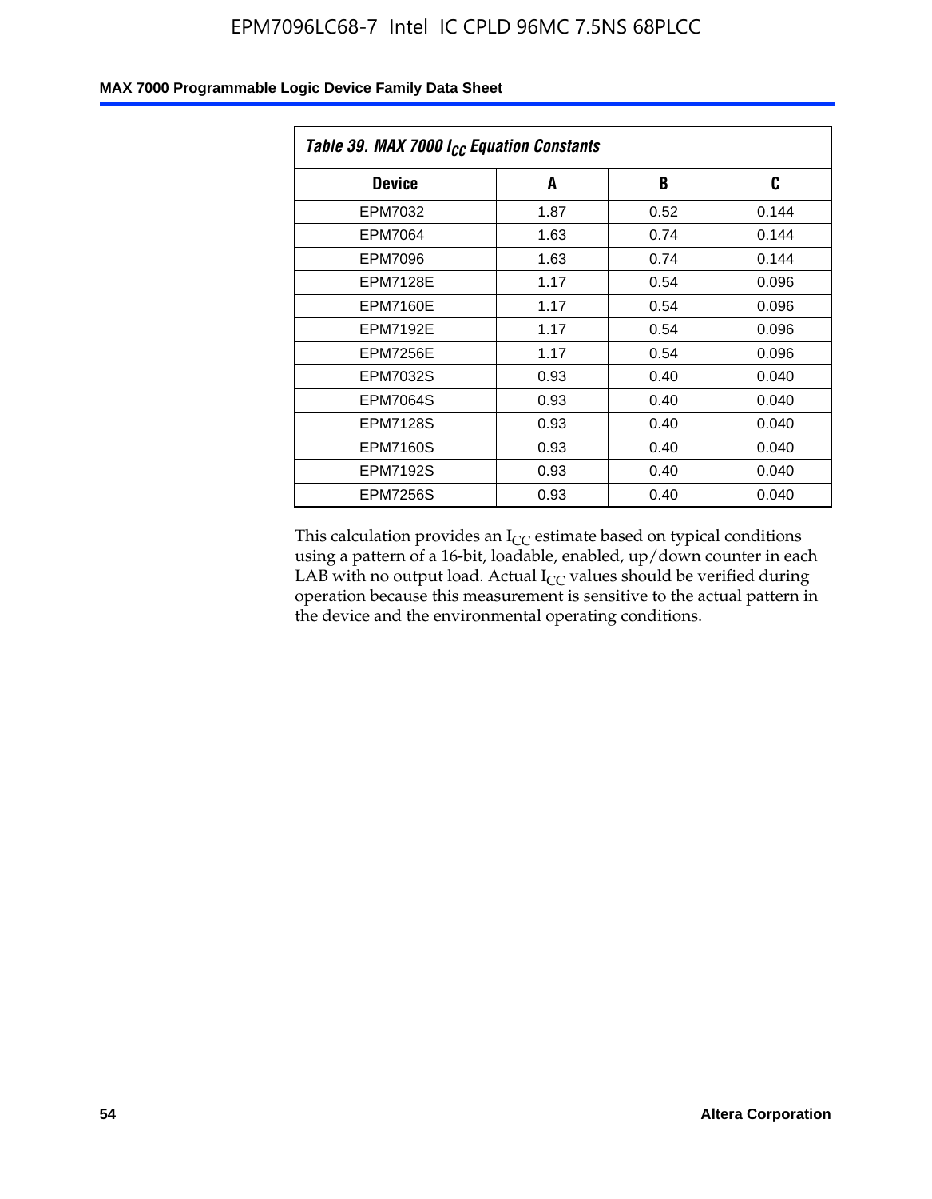Table 39. MAX 7000 $I_{CC}$ Equation Constants

| Device | A | B | C |
|---|---|---|---|
| EPM7032 | 1.87 | 0.52 | 0.144 |
| EPM7064 | 1.63 | 0.74 | 0.144 |
| EPM7096 | 1.63 | 0.74 | 0.144 |
| EPM7128E | 1.17 | 0.54 | 0.096 |
| EPM7160E | 1.17 | 0.54 | 0.096 |
| EPM7192E | 1.17 | 0.54 | 0.096 |
| EPM7256E | 1.17 | 0.54 | 0.096 |
| EPM7032S | 0.93 | 0.40 | 0.040 |
| EPM7064S | 0.93 | 0.40 | 0.040 |
| EPM7128S | 0.93 | 0.40 | 0.040 |
| EPM7160S | 0.93 | 0.40 | 0.040 |
| EPM7192S | 0.93 | 0.40 | 0.040 |
| EPM7256S | 0.93 | 0.40 | 0.040 |

This calculation provides an $I_{CC}$ estimate based on typical conditions using a pattern of a 16-bit, loadable, enabled, up/down counter in each LAB with no output load. Actual $I_{CC}$ values should be verified during operation because this measurement is sensitive to the actual pattern in the device and the environmental operating conditions.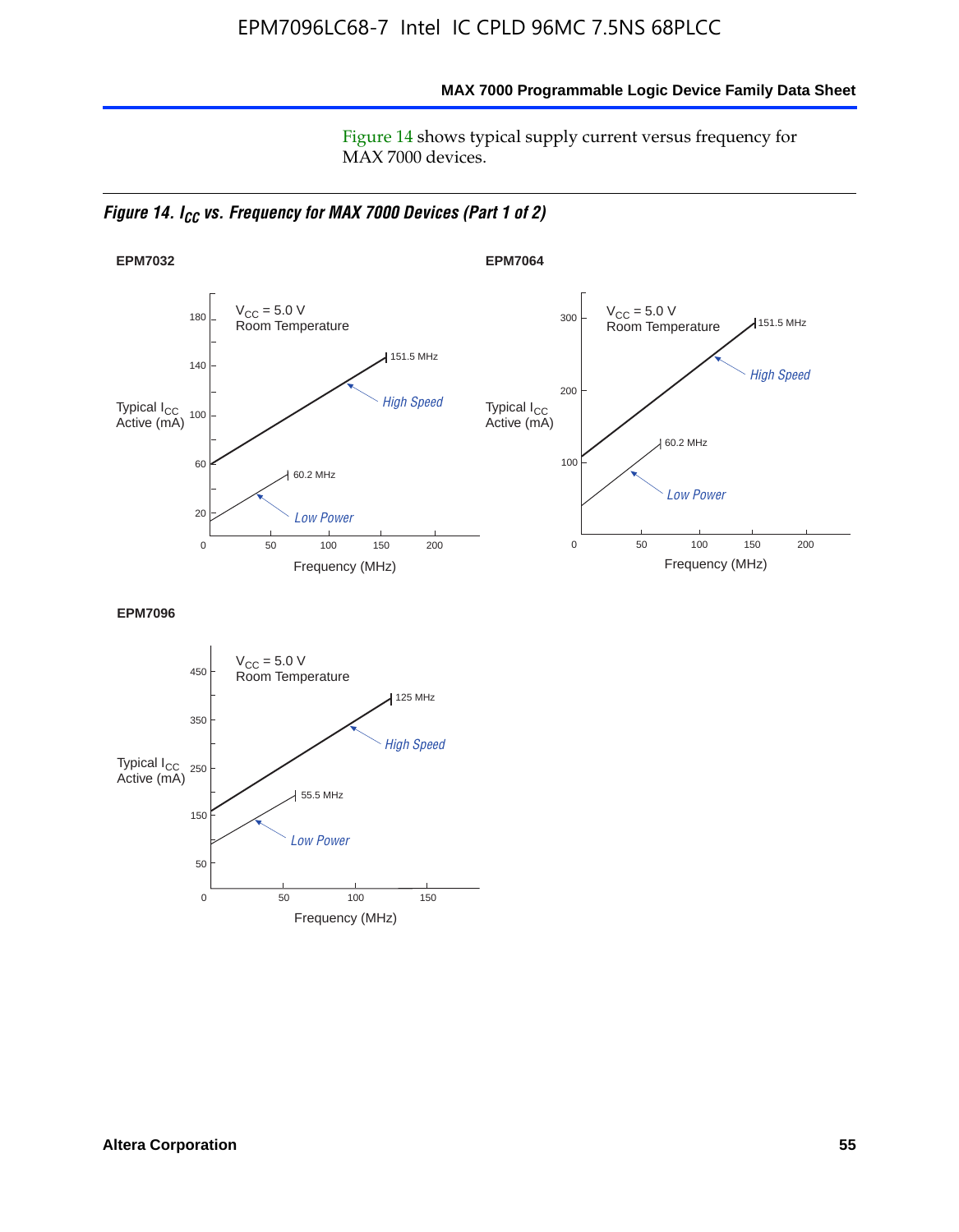Figure 14 shows typical supply current versus frequency for MAX 7000 devices.

*Figure 14. $I_{CC}$ vs. Frequency for MAX 7000 Devices (Part 1 of 2)*

**EPM7032**

$V_{CC}$ = 5.0 V
Room Temperature

Typical $I_{CC}$ Active (mA)

151.5 MHz
*High Speed*
60.2 MHz
*Low Power*

Frequency (MHz)

**EPM7064**

$V_{CC}$ = 5.0 V
Room Temperature

Typical $I_{CC}$ Active (mA)

151.5 MHz
*High Speed*
60.2 MHz
*Low Power*

Frequency (MHz)

**EPM7096**

$V_{CC}$ = 5.0 V
Room Temperature

Typical $I_{CC}$ Active (mA)

125 MHz
*High Speed*
55.5 MHz
*Low Power*

Frequency (MHz)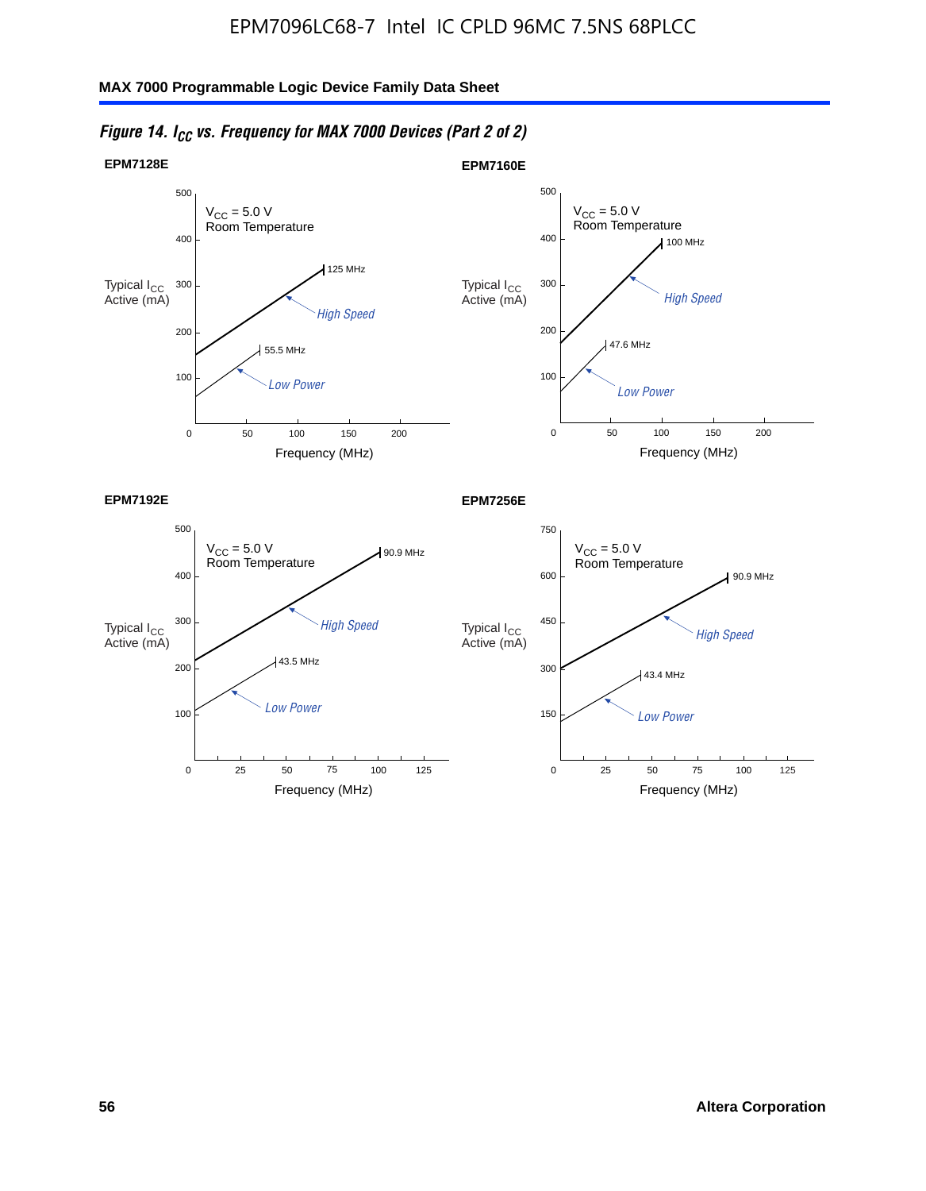*Figure 14. $I_{CC}$ vs. Frequency for MAX 7000 Devices (Part 2 of 2)*

**EPM7128E**

$V_{CC}$ = 5.0 V
Room Temperature

Typical $I_{CC}$ Active (mA)

500, 400, 300, 200, 100

125 MHz — High Speed

55.5 MHz — Low Power

0, 50, 100, 150, 200

Frequency (MHz)

**EPM7160E**

$V_{CC}$ = 5.0 V
Room Temperature

Typical $I_{CC}$ Active (mA)

500, 400, 300, 200, 100

100 MHz — High Speed

47.6 MHz — Low Power

0, 50, 100, 150, 200

Frequency (MHz)

**EPM7192E**

$V_{CC}$ = 5.0 V
Room Temperature

Typical $I_{CC}$ Active (mA)

500, 400, 300, 200, 100

90.9 MHz — High Speed

43.5 MHz — Low Power

0, 25, 50, 75, 100, 125

Frequency (MHz)

**EPM7256E**

$V_{CC}$ = 5.0 V
Room Temperature

Typical $I_{CC}$ Active (mA)

750, 600, 450, 300, 150

90.9 MHz — High Speed

43.4 MHz — Low Power

0, 25, 50, 75, 100, 125

Frequency (MHz)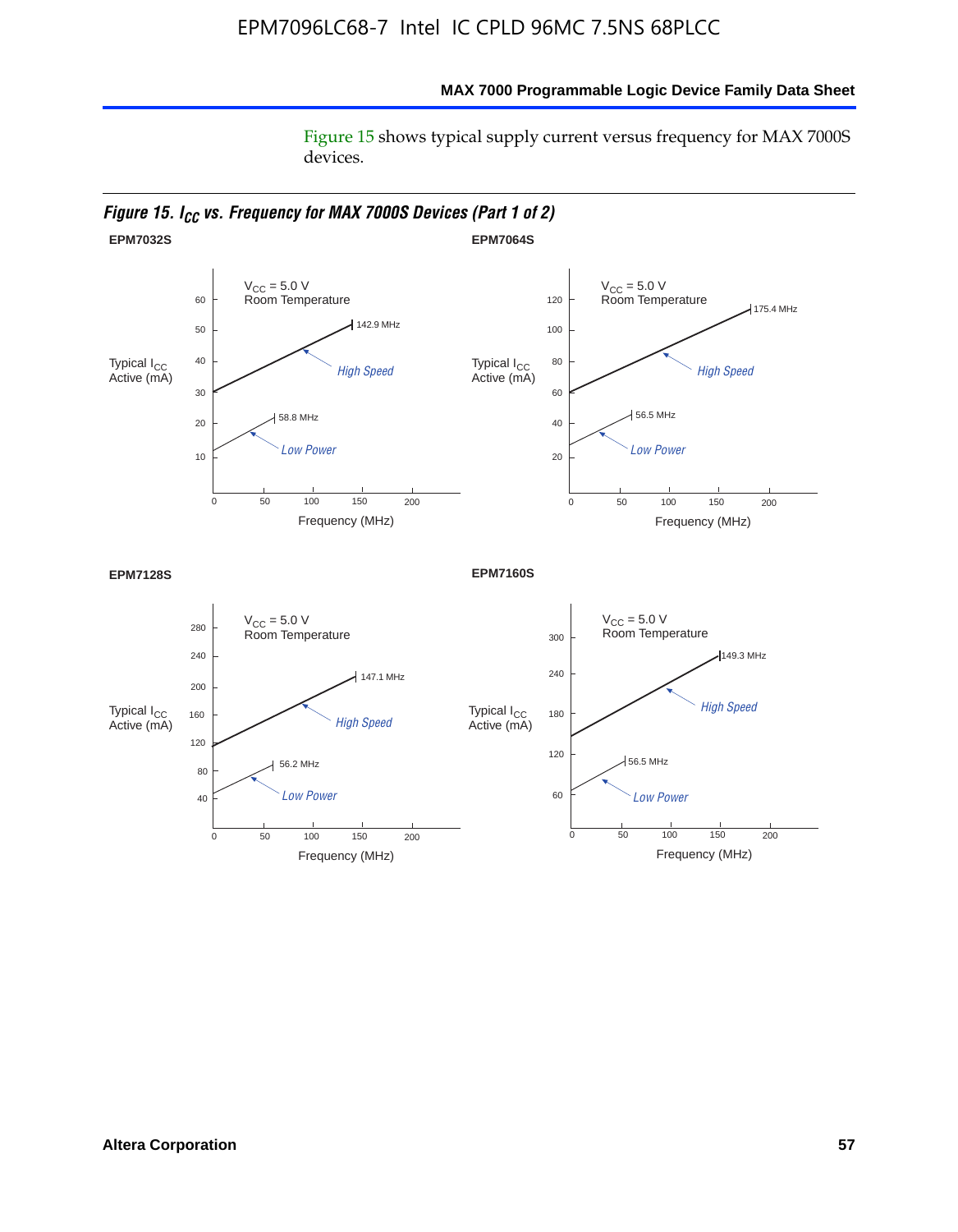Figure 15 shows typical supply current versus frequency for MAX 7000S devices.

***Figure 15. $I_{CC}$ vs. Frequency for MAX 7000S Devices (Part 1 of 2)***

**EPM7032S**

$V_{CC}$ = 5.0 V
Room Temperature

Typical $I_{CC}$ Active (mA)

142.9 MHz
*High Speed*
58.8 MHz
*Low Power*

Frequency (MHz)

**EPM7064S**

$V_{CC}$ = 5.0 V
Room Temperature

Typical $I_{CC}$ Active (mA)

175.4 MHz
*High Speed*
56.5 MHz
*Low Power*

Frequency (MHz)

**EPM7128S**

$V_{CC}$ = 5.0 V
Room Temperature

Typical $I_{CC}$ Active (mA)

147.1 MHz
*High Speed*
56.2 MHz
*Low Power*

Frequency (MHz)

**EPM7160S**

$V_{CC}$ = 5.0 V
Room Temperature

Typical $I_{CC}$ Active (mA)

149.3 MHz
*High Speed*
56.5 MHz
*Low Power*

Frequency (MHz)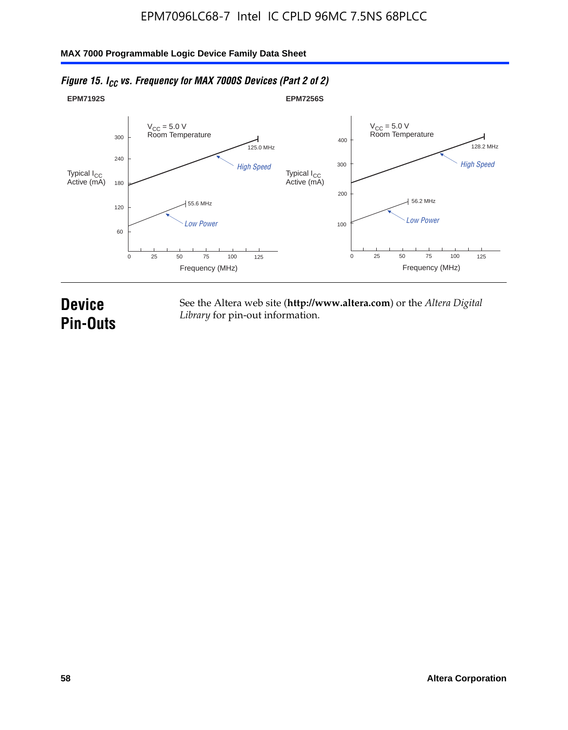*Figure 15. $I_{CC}$ vs. Frequency for MAX 7000S Devices (Part 2 of 2)*

**EPM7192S**

$V_{CC}$ = 5.0 V
Room Temperature

Typical $I_{CC}$ Active (mA)

300, 240, 180, 120, 60

125.0 MHz

*High Speed*

55.6 MHz

*Low Power*

0, 25, 50, 75, 100, 125

Frequency (MHz)

**EPM7256S**

$V_{CC}$ = 5.0 V
Room Temperature

Typical $I_{CC}$ Active (mA)

400, 300, 200, 100

128.2 MHz

*High Speed*

56.2 MHz

*Low Power*

0, 25, 50, 75, 100, 125

Frequency (MHz)

# Device Pin-Outs

See the Altera web site (**http://www.altera.com**) or the *Altera Digital Library* for pin-out information.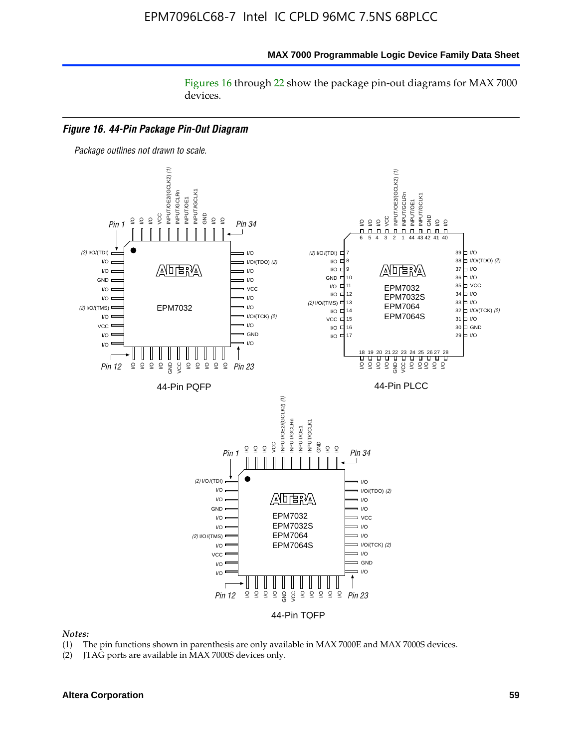Figures 16 through 22 show the package pin-out diagrams for MAX 7000 devices.

#### *Figure 16. 44-Pin Package Pin-Out Diagram*

*Package outlines not drawn to scale.*

44-Pin PQFP

44-Pin PLCC

44-Pin TQFP

*Notes:*

(1) The pin functions shown in parenthesis are only available in MAX 7000E and MAX 7000S devices.

(2) JTAG ports are available in MAX 7000S devices only.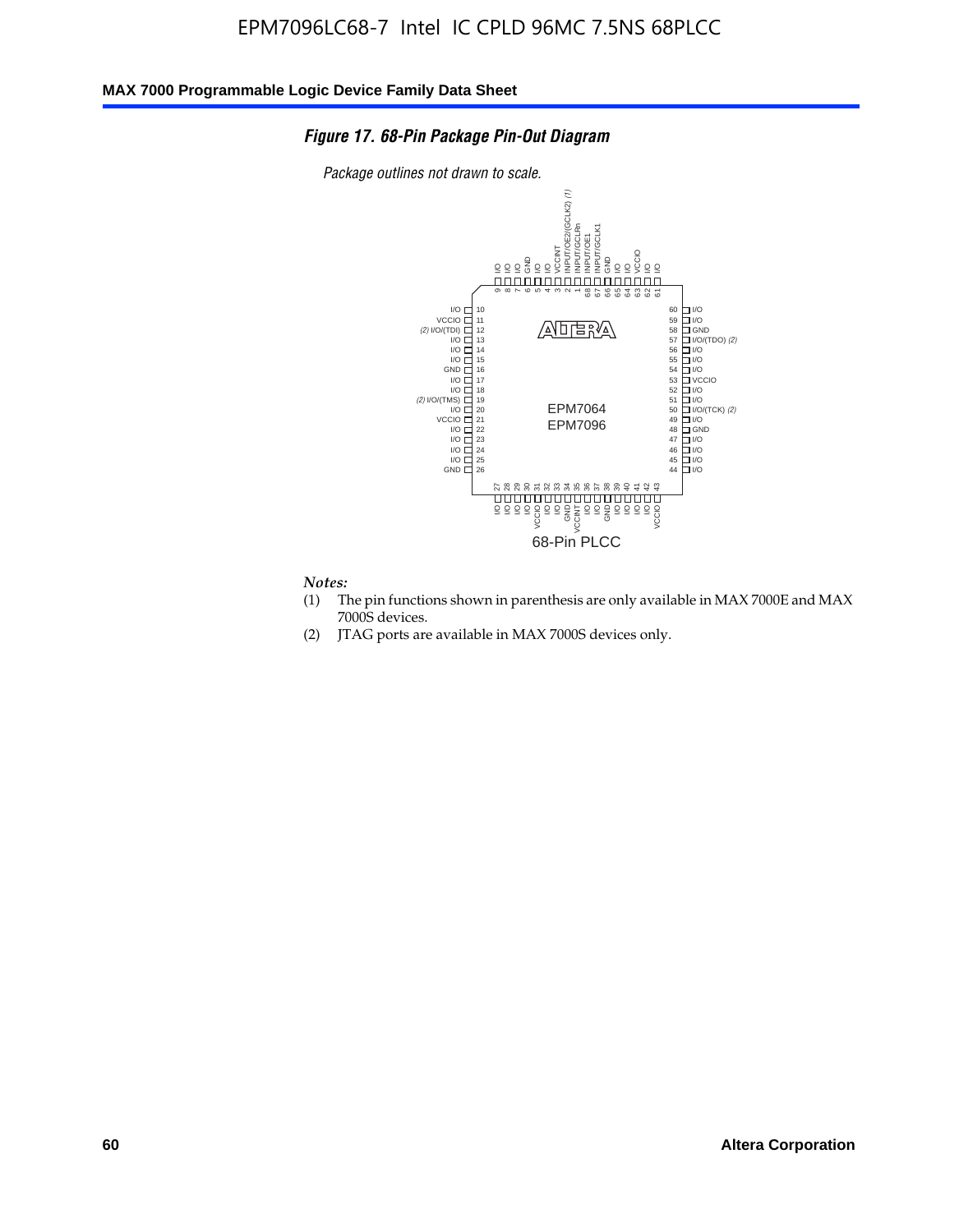EPM7096LC68-7 Intel IC CPLD 96MC 7.5NS 68PLCC

*Figure 17. 68-Pin Package Pin-Out Diagram*

*Package outlines not drawn to scale.*

| Pin | Function |
|---|---|
| 1 | INPUT/GCLRn |
| 2 | INPUT/OE2/(GCLK2) *(1)* |
| 3 | VCCINT |
| 4 | I/O |
| 5 | I/O |
| 6 | GND |
| 7 | I/O |
| 8 | I/O |
| 9 | I/O |
| 10 | I/O |
| 11 | VCCIO |
| 12 | I/O/(TDI) *(2)* |
| 13 | I/O |
| 14 | I/O |
| 15 | I/O |
| 16 | GND |
| 17 | I/O |
| 18 | I/O |
| 19 | I/O/(TMS) *(2)* |
| 20 | I/O |
| 21 | VCCIO |
| 22 | I/O |
| 23 | I/O |
| 24 | I/O |
| 25 | I/O |
| 26 | GND |
| 27 | I/O |
| 28 | I/O |
| 29 | I/O |
| 30 | I/O |
| 31 | VCCIO |
| 32 | I/O |
| 33 | I/O |
| 34 | GND |
| 35 | VCCINT |
| 36 | I/O |
| 37 | I/O |
| 38 | GND |
| 39 | I/O |
| 40 | I/O |
| 41 | I/O |
| 42 | I/O |
| 43 | VCCIO |
| 44 | I/O |
| 45 | I/O |
| 46 | I/O |
| 47 | I/O |
| 48 | GND |
| 49 | I/O |
| 50 | I/O/(TCK) *(2)* |
| 51 | I/O |
| 52 | I/O |
| 53 | VCCIO |
| 54 | I/O |
| 55 | I/O |
| 56 | I/O |
| 57 | I/O/(TDO) *(2)* |
| 58 | GND |
| 59 | I/O |
| 60 | I/O |
| 61 | I/O |
| 62 | I/O |
| 63 | VCCIO |
| 64 | I/O |
| 65 | I/O |
| 66 | GND |
| 67 | INPUT/GCLK1 |
| 68 | INPUT/OE1 |

EPM7064
EPM7096

68-Pin PLCC

*Notes:*

(1) The pin functions shown in parenthesis are only available in MAX 7000E and MAX 7000S devices.

(2) JTAG ports are available in MAX 7000S devices only.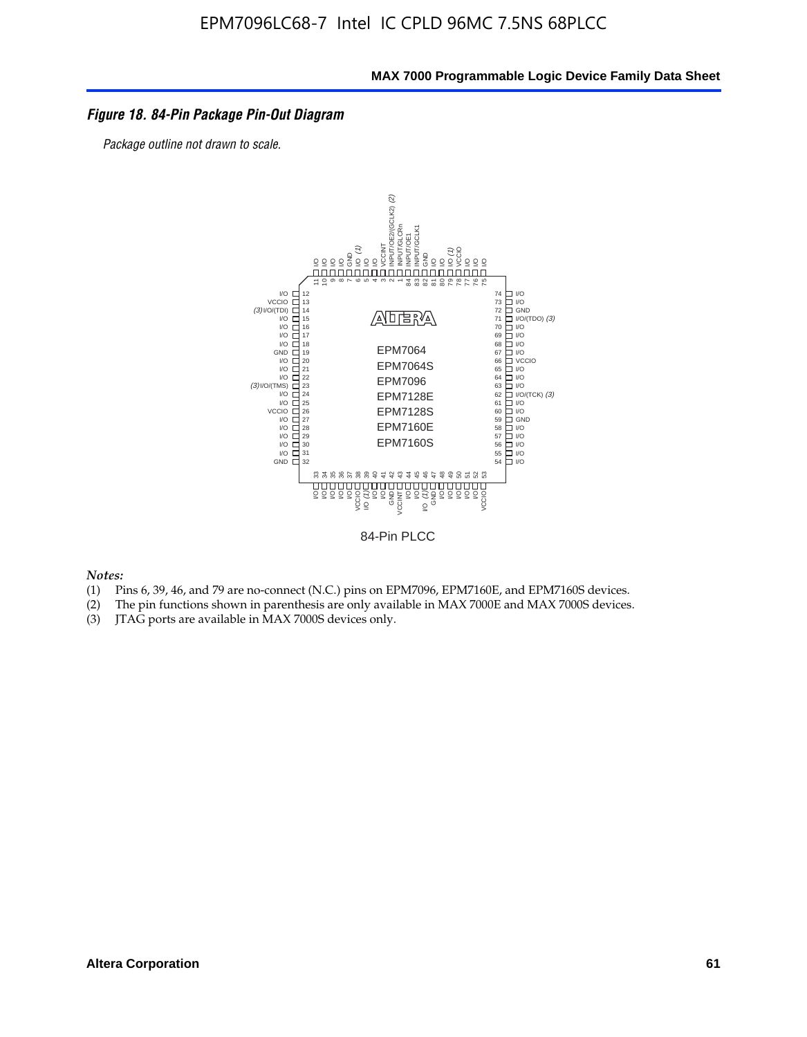## *Figure 18. 84-Pin Package Pin-Out Diagram*

*Package outline not drawn to scale.*

84-Pin PLCC

*Notes:*

(1) Pins 6, 39, 46, and 79 are no-connect (N.C.) pins on EPM7096, EPM7160E, and EPM7160S devices.
(2) The pin functions shown in parenthesis are only available in MAX 7000E and MAX 7000S devices.
(3) JTAG ports are available in MAX 7000S devices only.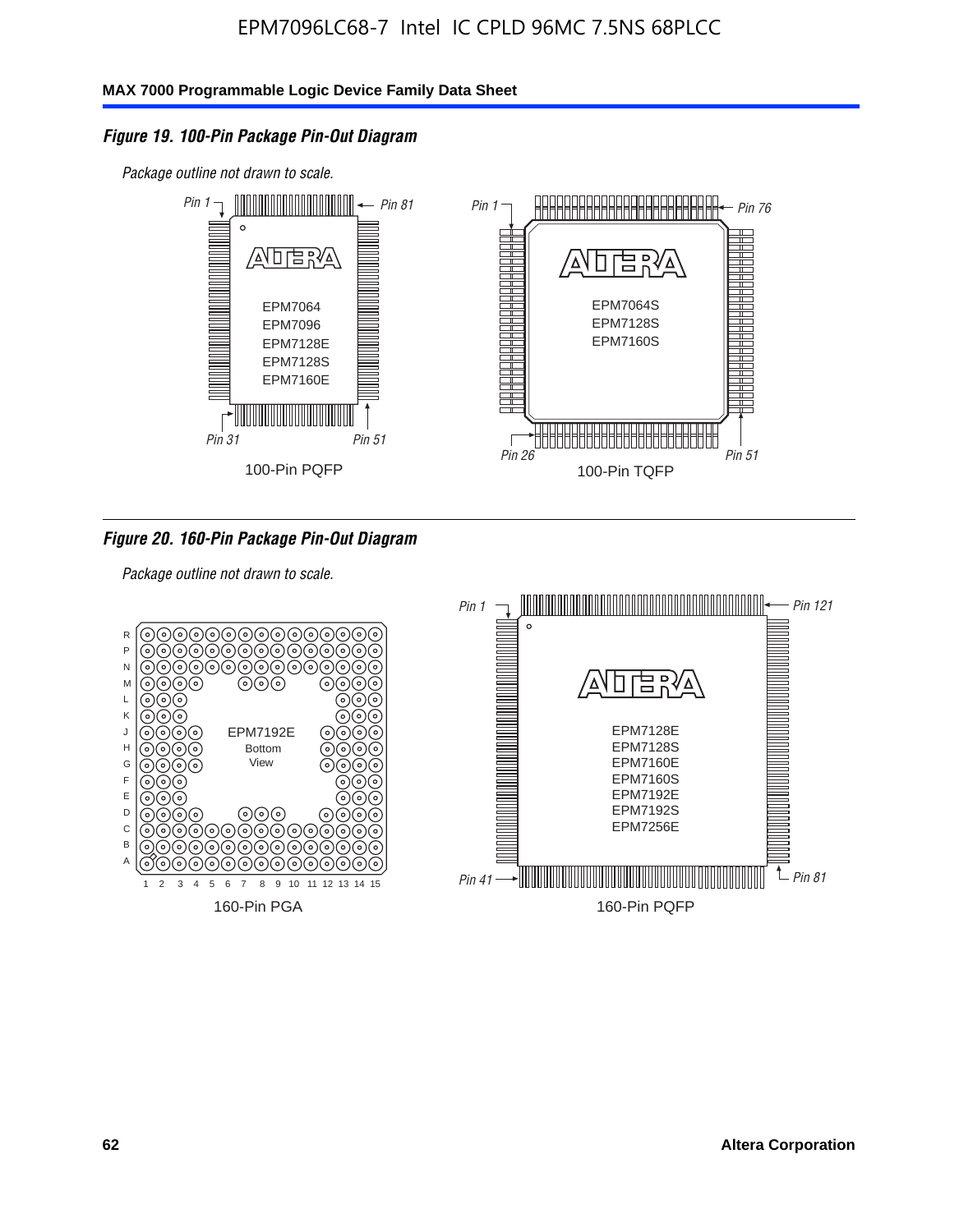### *Figure 19. 100-Pin Package Pin-Out Diagram*

*Package outline not drawn to scale.*

*Pin 1* *Pin 81*

EPM7064
EPM7096
EPM7128E
EPM7128S
EPM7160E

*Pin 31* *Pin 51*

100-Pin PQFP

*Pin 1* *Pin 76*

EPM7064S
EPM7128S
EPM7160S

*Pin 26* *Pin 51*

100-Pin TQFP

### *Figure 20. 160-Pin Package Pin-Out Diagram*

*Package outline not drawn to scale.*

R P N M L K J H G F E D C B A

EPM7192E
Bottom
View

1 2 3 4 5 6 7 8 9 10 11 12 13 14 15

160-Pin PGA

*Pin 1* *Pin 121*

EPM7128E
EPM7128S
EPM7160E
EPM7160S
EPM7192E
EPM7192S
EPM7256E

*Pin 41* *Pin 81*

160-Pin PQFP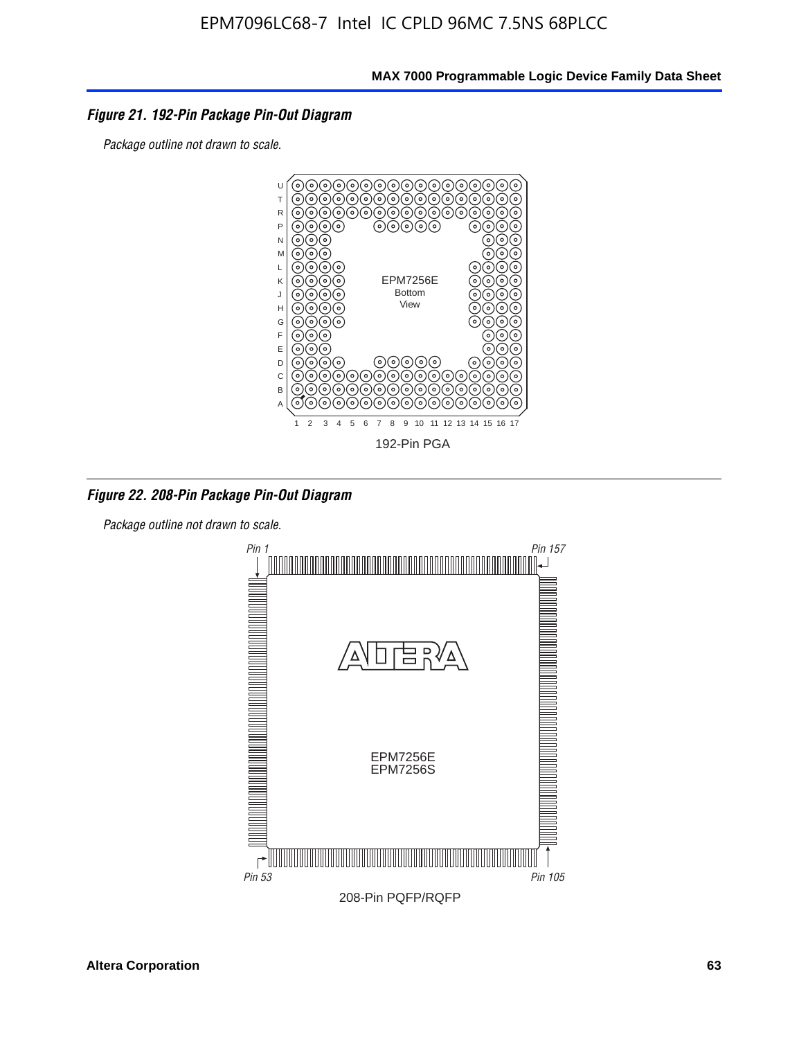### *Figure 21. 192-Pin Package Pin-Out Diagram*

*Package outline not drawn to scale.*

EPM7256E
Bottom
View

192-Pin PGA

### *Figure 22. 208-Pin Package Pin-Out Diagram*

*Package outline not drawn to scale.*

*Pin 1* *Pin 157*

EPM7256E
EPM7256S

*Pin 53* *Pin 105*

208-Pin PQFP/RQFP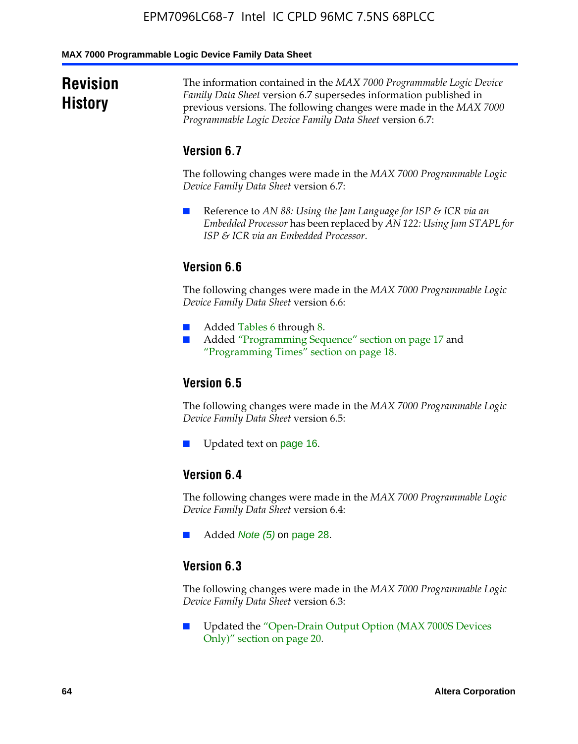# Revision History

The information contained in the *MAX 7000 Programmable Logic Device Family Data Sheet* version 6.7 supersedes information published in previous versions. The following changes were made in the *MAX 7000 Programmable Logic Device Family Data Sheet* version 6.7:

## Version 6.7

The following changes were made in the *MAX 7000 Programmable Logic Device Family Data Sheet* version 6.7:

- Reference to *AN 88: Using the Jam Language for ISP & ICR via an Embedded Processor* has been replaced by *AN 122: Using Jam STAPL for ISP & ICR via an Embedded Processor*.

## Version 6.6

The following changes were made in the *MAX 7000 Programmable Logic Device Family Data Sheet* version 6.6:

- Added Tables 6 through 8.
- Added "Programming Sequence" section on page 17 and "Programming Times" section on page 18.

## Version 6.5

The following changes were made in the *MAX 7000 Programmable Logic Device Family Data Sheet* version 6.5:

- Updated text on page 16.

## Version 6.4

The following changes were made in the *MAX 7000 Programmable Logic Device Family Data Sheet* version 6.4:

- Added *Note (5)* on page 28.

## Version 6.3

The following changes were made in the *MAX 7000 Programmable Logic Device Family Data Sheet* version 6.3:

- Updated the "Open-Drain Output Option (MAX 7000S Devices Only)" section on page 20.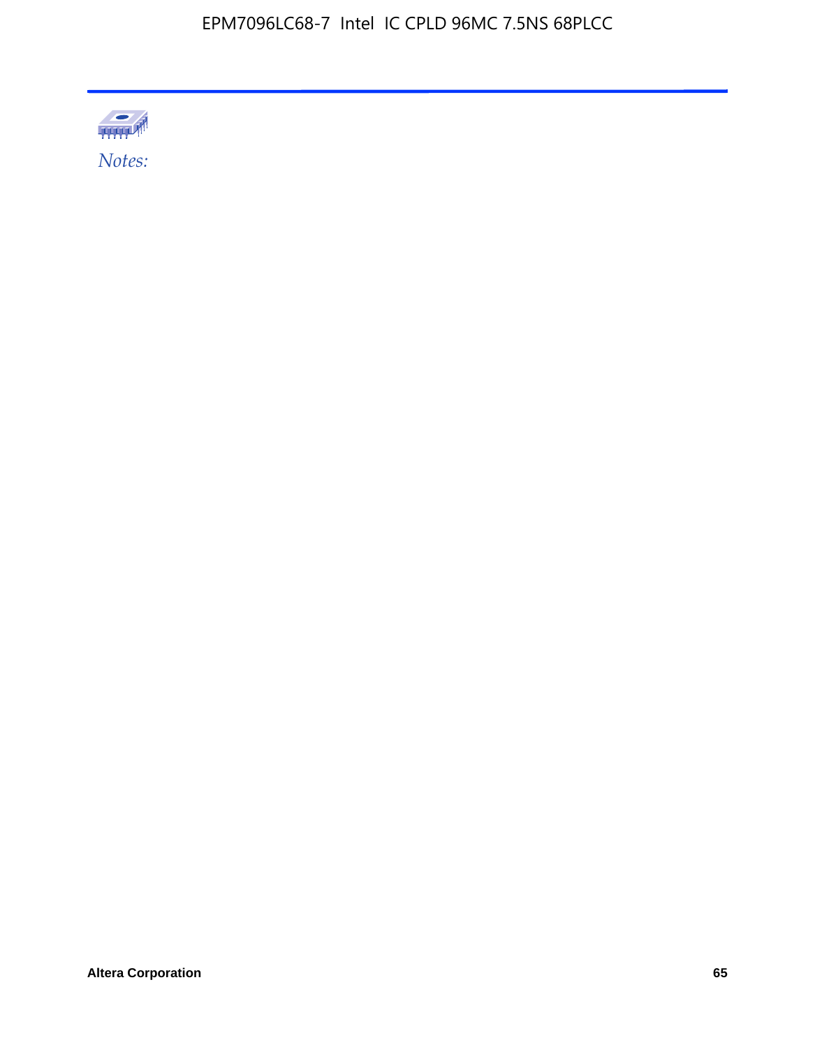*Notes:*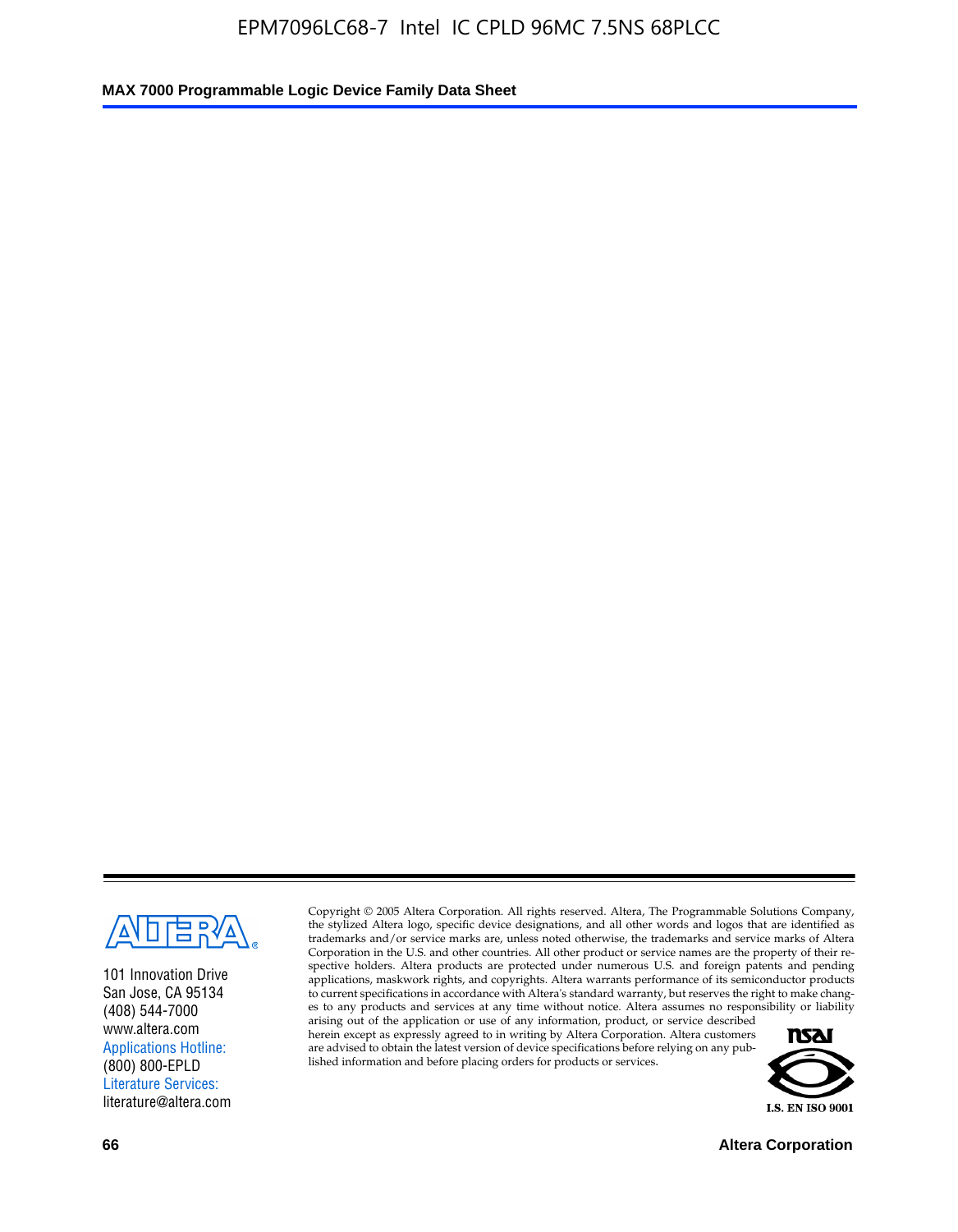101 Innovation Drive
San Jose, CA 95134
(408) 544-7000
www.altera.com
Applications Hotline:
(800) 800-EPLD
Literature Services:
literature@altera.com

Copyright © 2005 Altera Corporation. All rights reserved. Altera, The Programmable Solutions Company, the stylized Altera logo, specific device designations, and all other words and logos that are identified as trademarks and/or service marks are, unless noted otherwise, the trademarks and service marks of Altera Corporation in the U.S. and other countries. All other product or service names are the property of their respective holders. Altera products are protected under numerous U.S. and foreign patents and pending applications, maskwork rights, and copyrights. Altera warrants performance of its semiconductor products to current specifications in accordance with Altera's standard warranty, but reserves the right to make changes to any products and services at any time without notice. Altera assumes no responsibility or liability arising out of the application or use of any information, product, or service described herein except as expressly agreed to in writing by Altera Corporation. Altera customers are advised to obtain the latest version of device specifications before relying on any published information and before placing orders for products or services.

I.S. EN ISO 9001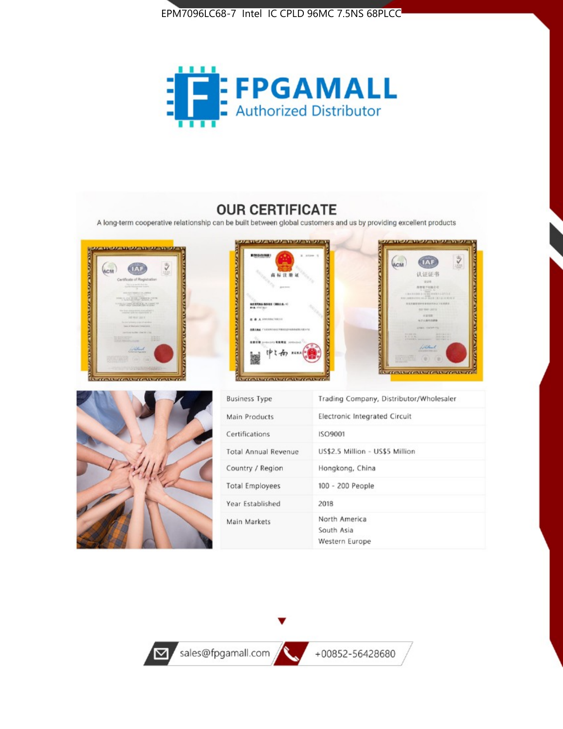FPGAMALL

Authorized Distributor

# OUR CERTIFICATE

A long-term cooperative relationship can be built between global customers and us by providing excellent products

| | |
|---|---|
| Business Type | Trading Company, Distributor/Wholesaler |
| Main Products | Electronic Integrated Circuit |
| Certifications | ISO9001 |
| Total Annual Revenue | US$2.5 Million - US$5 Million |
| Country / Region | Hongkong, China |
| Total Employees | 100 - 200 People |
| Year Established | 2018 |
| Main Markets | North America<br>South Asia<br>Western Europe |

sales@fpgamall.com

+00852-56428680